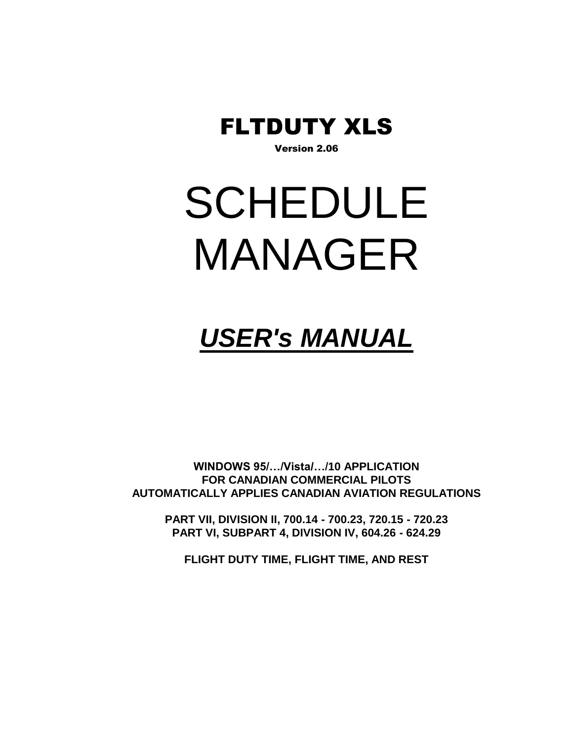# FLTDUTY XLS

**Version 2.06**

# SCHEDULE MANAGER

## ***USER's MANUAL***

**WINDOWS 95/…/Vista/…/10 APPLICATION**
**FOR CANADIAN COMMERCIAL PILOTS**
**AUTOMATICALLY APPLIES CANADIAN AVIATION REGULATIONS**

**PART VII, DIVISION II, 700.14 - 700.23, 720.15 - 720.23**
**PART VI, SUBPART 4, DIVISION IV, 604.26 - 624.29**

**FLIGHT DUTY TIME, FLIGHT TIME, AND REST**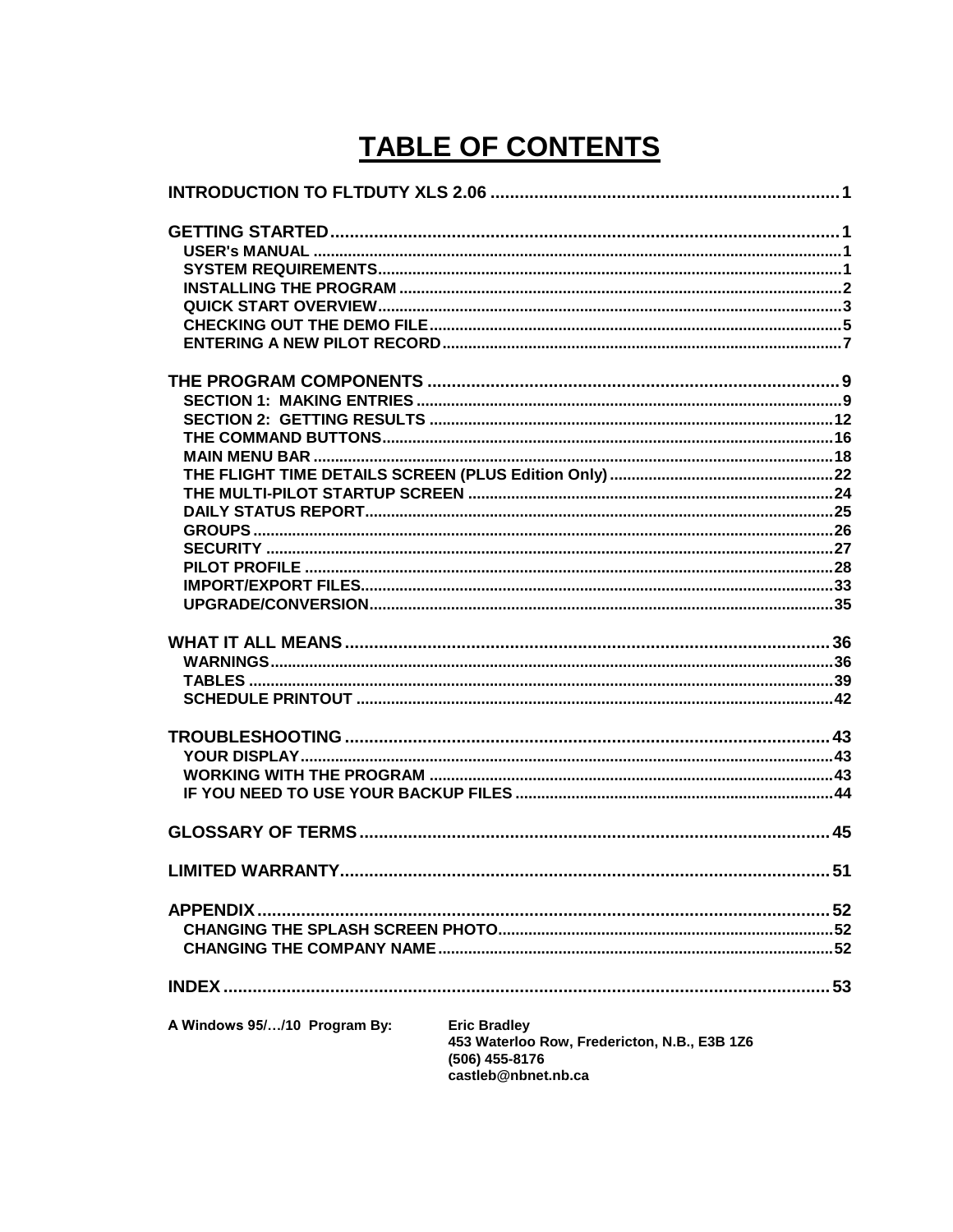# TABLE OF CONTENTS

**INTRODUCTION TO FLTDUTY XLS 2.06** ........................................................................ 1

**GETTING STARTED** ........................................................................ 1
- USER's MANUAL ........................................................................ 1
- SYSTEM REQUIREMENTS ........................................................................ 1
- INSTALLING THE PROGRAM ........................................................................ 2
- QUICK START OVERVIEW ........................................................................ 3
- CHECKING OUT THE DEMO FILE ........................................................................ 5
- ENTERING A NEW PILOT RECORD ........................................................................ 7

**THE PROGRAM COMPONENTS** ........................................................................ 9
- SECTION 1: MAKING ENTRIES ........................................................................ 9
- SECTION 2: GETTING RESULTS ........................................................................ 12
- THE COMMAND BUTTONS ........................................................................ 16
- MAIN MENU BAR ........................................................................ 18
- THE FLIGHT TIME DETAILS SCREEN (PLUS Edition Only) ........................................................................ 22
- THE MULTI-PILOT STARTUP SCREEN ........................................................................ 24
- DAILY STATUS REPORT ........................................................................ 25
- GROUPS ........................................................................ 26
- SECURITY ........................................................................ 27
- PILOT PROFILE ........................................................................ 28
- IMPORT/EXPORT FILES ........................................................................ 33
- UPGRADE/CONVERSION ........................................................................ 35

**WHAT IT ALL MEANS** ........................................................................ 36
- WARNINGS ........................................................................ 36
- TABLES ........................................................................ 39
- SCHEDULE PRINTOUT ........................................................................ 42

**TROUBLESHOOTING** ........................................................................ 43
- YOUR DISPLAY ........................................................................ 43
- WORKING WITH THE PROGRAM ........................................................................ 43
- IF YOU NEED TO USE YOUR BACKUP FILES ........................................................................ 44

**GLOSSARY OF TERMS** ........................................................................ 45

**LIMITED WARRANTY** ........................................................................ 51

**APPENDIX** ........................................................................ 52
- CHANGING THE SPLASH SCREEN PHOTO ........................................................................ 52
- CHANGING THE COMPANY NAME ........................................................................ 52

**INDEX** ........................................................................ 53

**A Windows 95/…/10 Program By:**

**Eric Bradley**
**453 Waterloo Row, Fredericton, N.B., E3B 1Z6**
**(506) 455-8176**
**castleb@nbnet.nb.ca**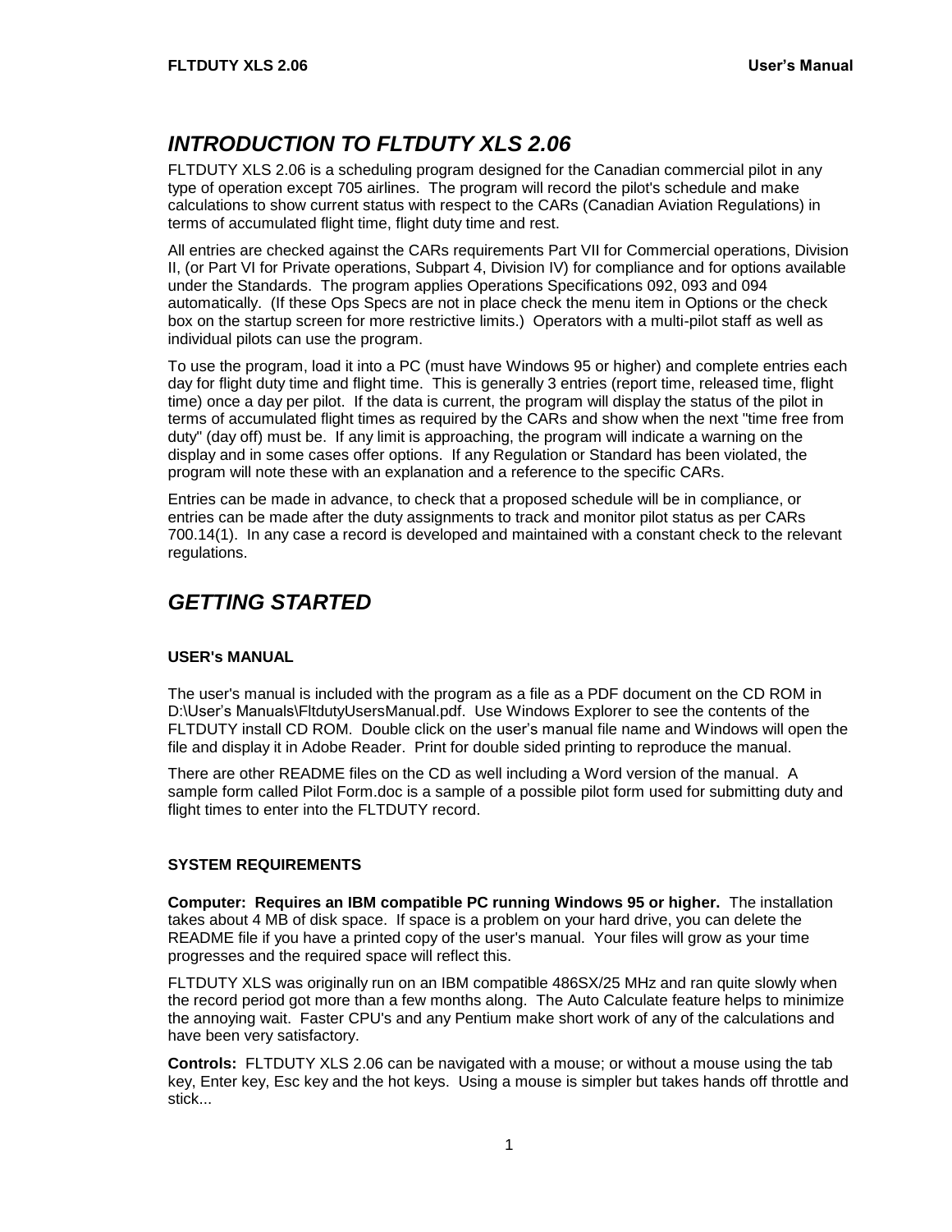## *INTRODUCTION TO FLTDUTY XLS 2.06*

FLTDUTY XLS 2.06 is a scheduling program designed for the Canadian commercial pilot in any type of operation except 705 airlines. The program will record the pilot's schedule and make calculations to show current status with respect to the CARs (Canadian Aviation Regulations) in terms of accumulated flight time, flight duty time and rest.

All entries are checked against the CARs requirements Part VII for Commercial operations, Division II, (or Part VI for Private operations, Subpart 4, Division IV) for compliance and for options available under the Standards. The program applies Operations Specifications 092, 093 and 094 automatically. (If these Ops Specs are not in place check the menu item in Options or the check box on the startup screen for more restrictive limits.) Operators with a multi-pilot staff as well as individual pilots can use the program.

To use the program, load it into a PC (must have Windows 95 or higher) and complete entries each day for flight duty time and flight time. This is generally 3 entries (report time, released time, flight time) once a day per pilot. If the data is current, the program will display the status of the pilot in terms of accumulated flight times as required by the CARs and show when the next "time free from duty" (day off) must be. If any limit is approaching, the program will indicate a warning on the display and in some cases offer options. If any Regulation or Standard has been violated, the program will note these with an explanation and a reference to the specific CARs.

Entries can be made in advance, to check that a proposed schedule will be in compliance, or entries can be made after the duty assignments to track and monitor pilot status as per CARs 700.14(1). In any case a record is developed and maintained with a constant check to the relevant regulations.

## *GETTING STARTED*

### USER's MANUAL

The user's manual is included with the program as a file as a PDF document on the CD ROM in D:\User's Manuals\FltdutyUsersManual.pdf. Use Windows Explorer to see the contents of the FLTDUTY install CD ROM. Double click on the user's manual file name and Windows will open the file and display it in Adobe Reader. Print for double sided printing to reproduce the manual.

There are other README files on the CD as well including a Word version of the manual. A sample form called Pilot Form.doc is a sample of a possible pilot form used for submitting duty and flight times to enter into the FLTDUTY record.

### SYSTEM REQUIREMENTS

**Computer: Requires an IBM compatible PC running Windows 95 or higher.** The installation takes about 4 MB of disk space. If space is a problem on your hard drive, you can delete the README file if you have a printed copy of the user's manual. Your files will grow as your time progresses and the required space will reflect this.

FLTDUTY XLS was originally run on an IBM compatible 486SX/25 MHz and ran quite slowly when the record period got more than a few months along. The Auto Calculate feature helps to minimize the annoying wait. Faster CPU's and any Pentium make short work of any of the calculations and have been very satisfactory.

**Controls:** FLTDUTY XLS 2.06 can be navigated with a mouse; or without a mouse using the tab key, Enter key, Esc key and the hot keys. Using a mouse is simpler but takes hands off throttle and stick...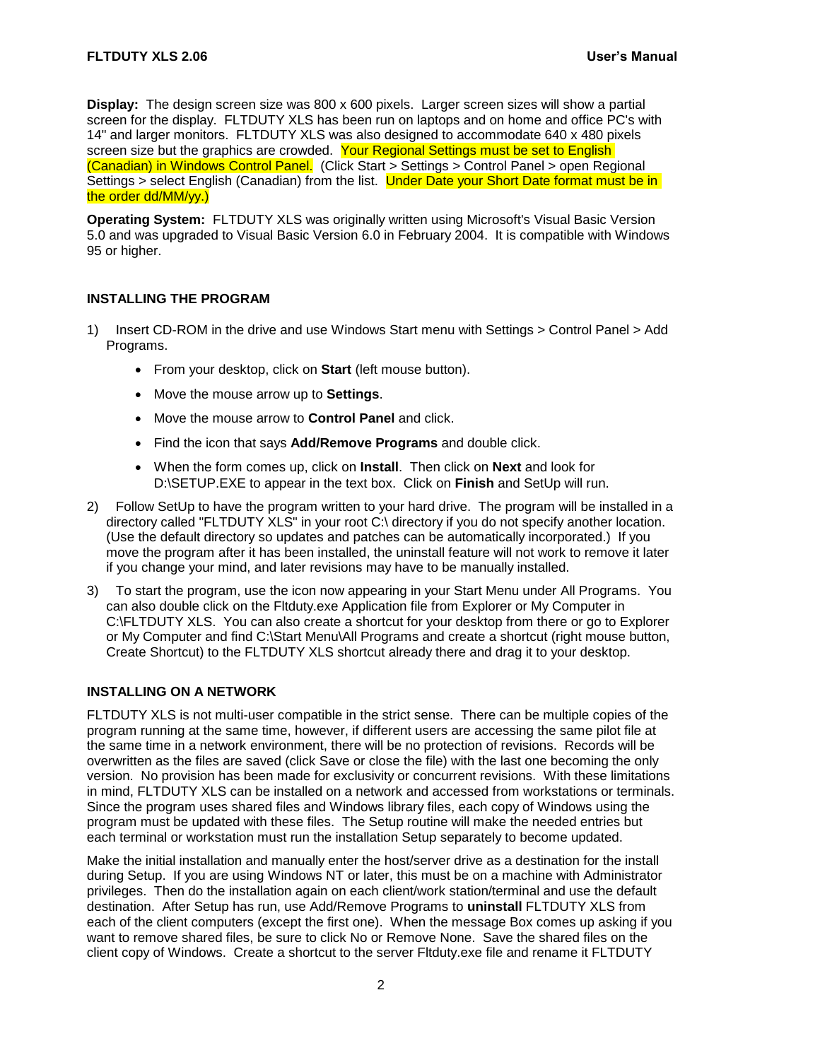**Display:** The design screen size was 800 x 600 pixels. Larger screen sizes will show a partial screen for the display. FLTDUTY XLS has been run on laptops and on home and office PC's with 14" and larger monitors. FLTDUTY XLS was also designed to accommodate 640 x 480 pixels screen size but the graphics are crowded. Your Regional Settings must be set to English (Canadian) in Windows Control Panel. (Click Start > Settings > Control Panel > open Regional Settings > select English (Canadian) from the list. Under Date your Short Date format must be in the order dd/MM/yy.)

**Operating System:** FLTDUTY XLS was originally written using Microsoft's Visual Basic Version 5.0 and was upgraded to Visual Basic Version 6.0 in February 2004. It is compatible with Windows 95 or higher.

## INSTALLING THE PROGRAM

1) Insert CD-ROM in the drive and use Windows Start menu with Settings > Control Panel > Add Programs.
   - From your desktop, click on **Start** (left mouse button).
   - Move the mouse arrow up to **Settings**.
   - Move the mouse arrow to **Control Panel** and click.
   - Find the icon that says **Add/Remove Programs** and double click.
   - When the form comes up, click on **Install**. Then click on **Next** and look for D:\SETUP.EXE to appear in the text box. Click on **Finish** and SetUp will run.
2) Follow SetUp to have the program written to your hard drive. The program will be installed in a directory called "FLTDUTY XLS" in your root C:\ directory if you do not specify another location. (Use the default directory so updates and patches can be automatically incorporated.) If you move the program after it has been installed, the uninstall feature will not work to remove it later if you change your mind, and later revisions may have to be manually installed.
3) To start the program, use the icon now appearing in your Start Menu under All Programs. You can also double click on the Fltduty.exe Application file from Explorer or My Computer in C:\FLTDUTY XLS. You can also create a shortcut for your desktop from there or go to Explorer or My Computer and find C:\Start Menu\All Programs and create a shortcut (right mouse button, Create Shortcut) to the FLTDUTY XLS shortcut already there and drag it to your desktop.

## INSTALLING ON A NETWORK

FLTDUTY XLS is not multi-user compatible in the strict sense. There can be multiple copies of the program running at the same time, however, if different users are accessing the same pilot file at the same time in a network environment, there will be no protection of revisions. Records will be overwritten as the files are saved (click Save or close the file) with the last one becoming the only version. No provision has been made for exclusivity or concurrent revisions. With these limitations in mind, FLTDUTY XLS can be installed on a network and accessed from workstations or terminals. Since the program uses shared files and Windows library files, each copy of Windows using the program must be updated with these files. The Setup routine will make the needed entries but each terminal or workstation must run the installation Setup separately to become updated.

Make the initial installation and manually enter the host/server drive as a destination for the install during Setup. If you are using Windows NT or later, this must be on a machine with Administrator privileges. Then do the installation again on each client/work station/terminal and use the default destination. After Setup has run, use Add/Remove Programs to **uninstall** FLTDUTY XLS from each of the client computers (except the first one). When the message Box comes up asking if you want to remove shared files, be sure to click No or Remove None. Save the shared files on the client copy of Windows. Create a shortcut to the server Fltduty.exe file and rename it FLTDUTY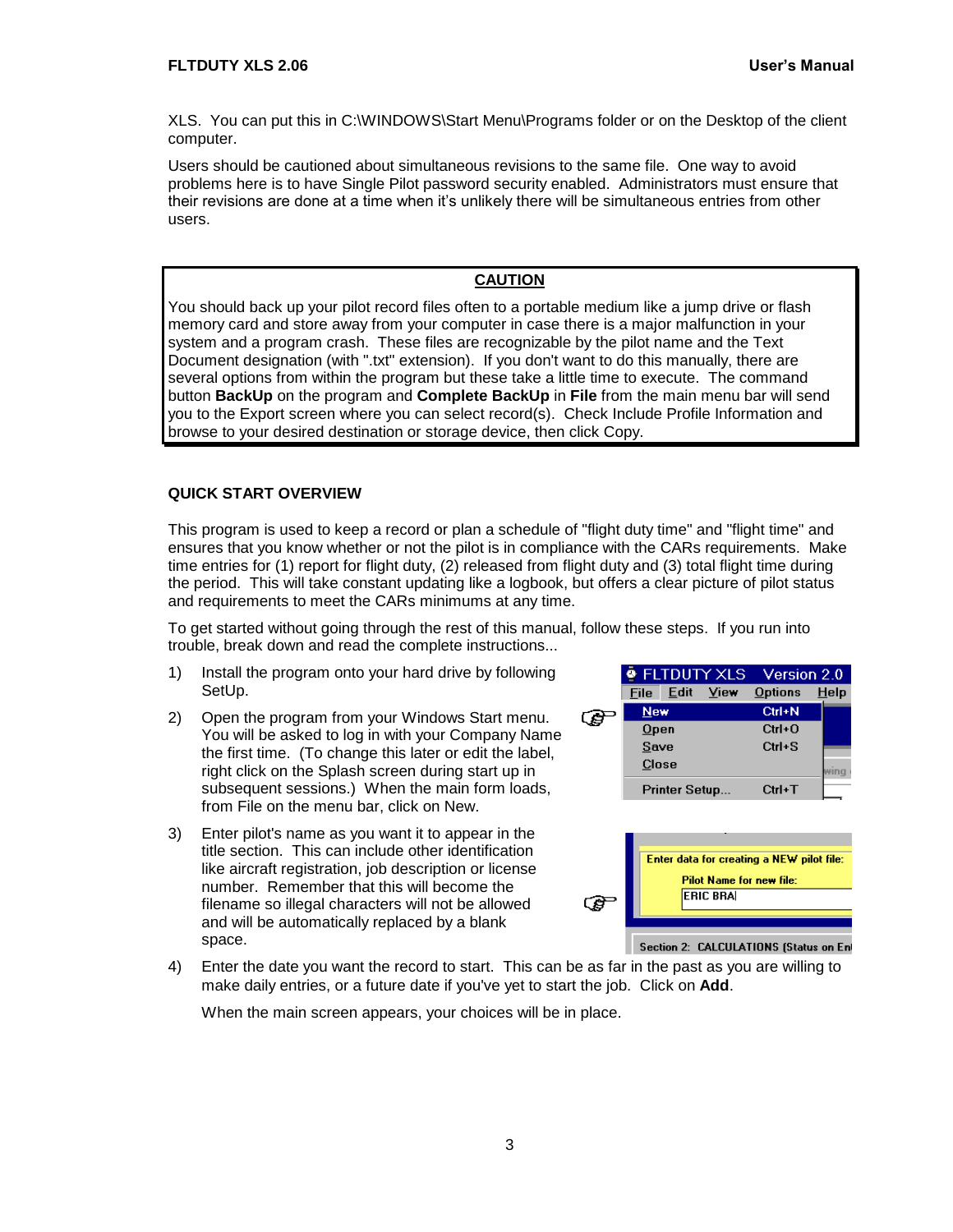XLS. You can put this in C:\WINDOWS\Start Menu\Programs folder or on the Desktop of the client computer.

Users should be cautioned about simultaneous revisions to the same file. One way to avoid problems here is to have Single Pilot password security enabled. Administrators must ensure that their revisions are done at a time when it's unlikely there will be simultaneous entries from other users.

**CAUTION**

You should back up your pilot record files often to a portable medium like a jump drive or flash memory card and store away from your computer in case there is a major malfunction in your system and a program crash. These files are recognizable by the pilot name and the Text Document designation (with ".txt" extension). If you don't want to do this manually, there are several options from within the program but these take a little time to execute. The command button **BackUp** on the program and **Complete BackUp** in **File** from the main menu bar will send you to the Export screen where you can select record(s). Check Include Profile Information and browse to your desired destination or storage device, then click Copy.

## QUICK START OVERVIEW

This program is used to keep a record or plan a schedule of "flight duty time" and "flight time" and ensures that you know whether or not the pilot is in compliance with the CARs requirements. Make time entries for (1) report for flight duty, (2) released from flight duty and (3) total flight time during the period. This will take constant updating like a logbook, but offers a clear picture of pilot status and requirements to meet the CARs minimums at any time.

To get started without going through the rest of this manual, follow these steps. If you run into trouble, break down and read the complete instructions...

1) Install the program onto your hard drive by following SetUp.

2) Open the program from your Windows Start menu. You will be asked to log in with your Company Name the first time. (To change this later or edit the label, right click on the Splash screen during start up in subsequent sessions.) When the main form loads, from File on the menu bar, click on New.

3) Enter pilot's name as you want it to appear in the title section. This can include other identification like aircraft registration, job description or license number. Remember that this will become the filename so illegal characters will not be allowed and will be automatically replaced by a blank space.

4) Enter the date you want the record to start. This can be as far in the past as you are willing to make daily entries, or a future date if you've yet to start the job. Click on **Add**.

   When the main screen appears, your choices will be in place.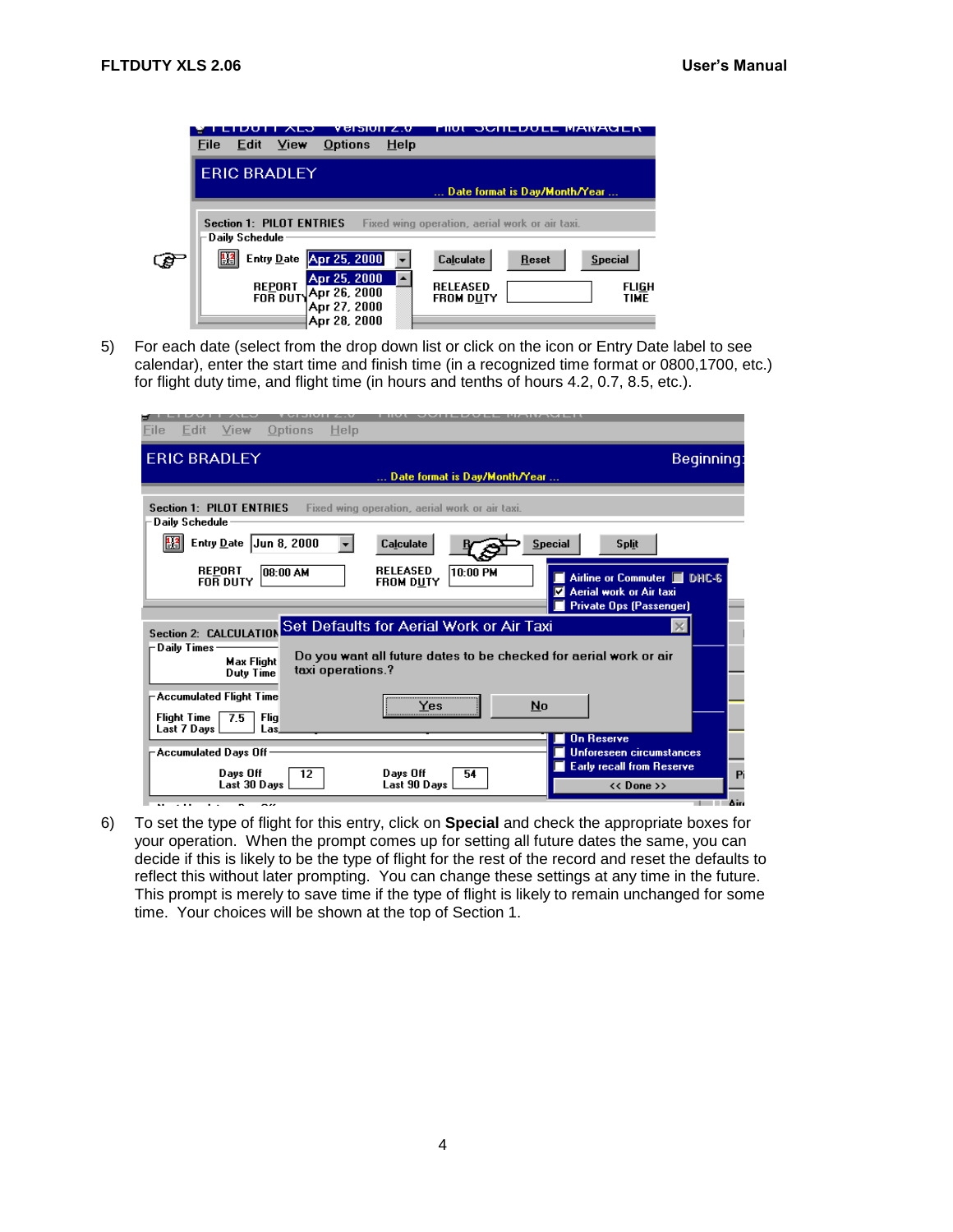5) For each date (select from the drop down list or click on the icon or Entry Date label to see calendar), enter the start time and finish time (in a recognized time format or 0800,1700, etc.) for flight duty time, and flight time (in hours and tenths of hours 4.2, 0.7, 8.5, etc.).

6) To set the type of flight for this entry, click on **Special** and check the appropriate boxes for your operation. When the prompt comes up for setting all future dates the same, you can decide if this is likely to be the type of flight for the rest of the record and reset the defaults to reflect this without later prompting. You can change these settings at any time in the future. This prompt is merely to save time if the type of flight is likely to remain unchanged for some time. Your choices will be shown at the top of Section 1.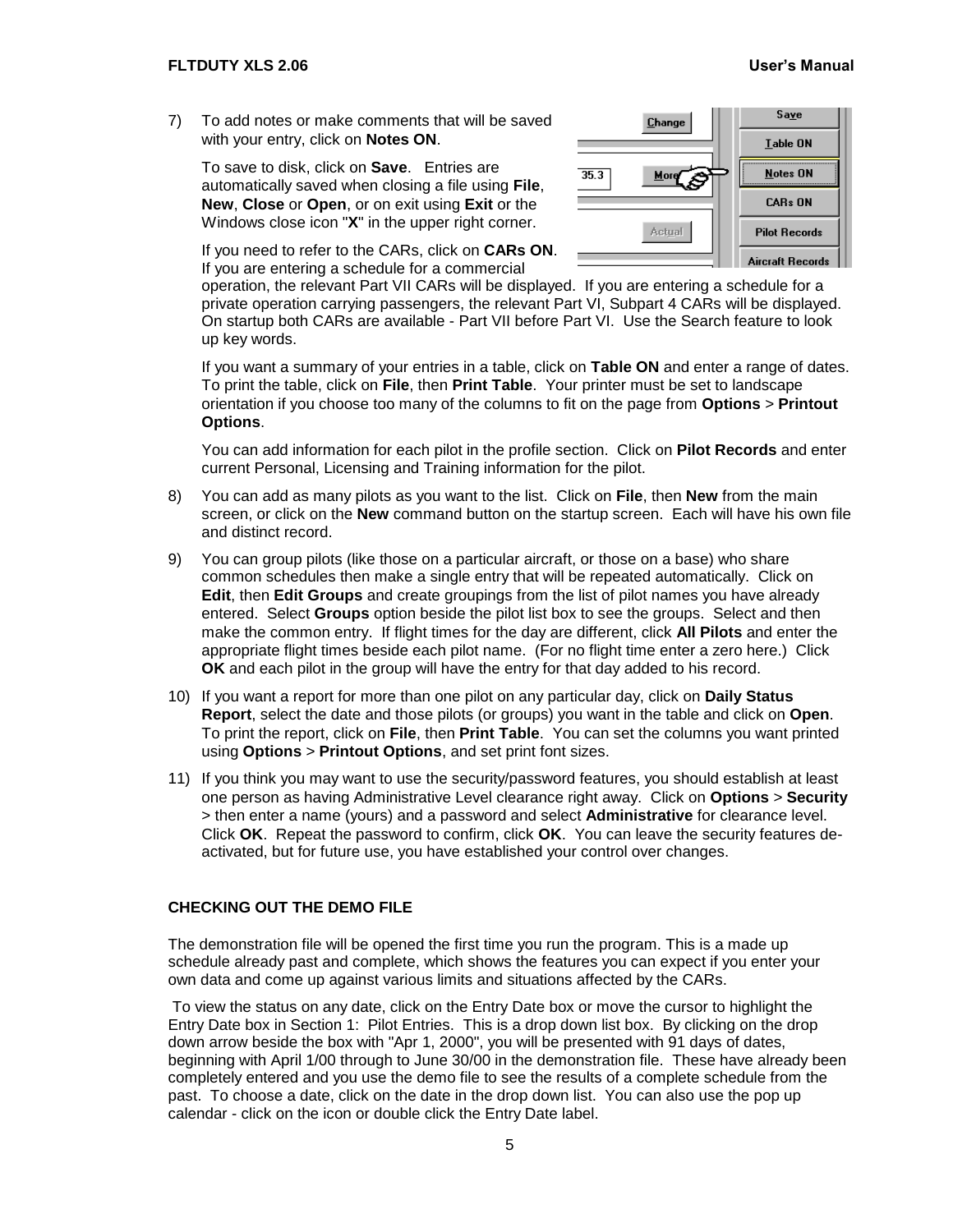7) To add notes or make comments that will be saved with your entry, click on **Notes ON**.

   To save to disk, click on **Save**. Entries are automatically saved when closing a file using **File**, **New**, **Close** or **Open**, or on exit using **Exit** or the Windows close icon "**X**" in the upper right corner.

   If you need to refer to the CARs, click on **CARs ON**. If you are entering a schedule for a commercial operation, the relevant Part VII CARs will be displayed. If you are entering a schedule for a private operation carrying passengers, the relevant Part VI, Subpart 4 CARs will be displayed. On startup both CARs are available - Part VII before Part VI. Use the Search feature to look up key words.

   If you want a summary of your entries in a table, click on **Table ON** and enter a range of dates. To print the table, click on **File**, then **Print Table**. Your printer must be set to landscape orientation if you choose too many of the columns to fit on the page from **Options** > **Printout Options**.

   You can add information for each pilot in the profile section. Click on **Pilot Records** and enter current Personal, Licensing and Training information for the pilot.

8) You can add as many pilots as you want to the list. Click on **File**, then **New** from the main screen, or click on the **New** command button on the startup screen. Each will have his own file and distinct record.

9) You can group pilots (like those on a particular aircraft, or those on a base) who share common schedules then make a single entry that will be repeated automatically. Click on **Edit**, then **Edit Groups** and create groupings from the list of pilot names you have already entered. Select **Groups** option beside the pilot list box to see the groups. Select and then make the common entry. If flight times for the day are different, click **All Pilots** and enter the appropriate flight times beside each pilot name. (For no flight time enter a zero here.) Click **OK** and each pilot in the group will have the entry for that day added to his record.

10) If you want a report for more than one pilot on any particular day, click on **Daily Status Report**, select the date and those pilots (or groups) you want in the table and click on **Open**. To print the report, click on **File**, then **Print Table**. You can set the columns you want printed using **Options** > **Printout Options**, and set print font sizes.

11) If you think you may want to use the security/password features, you should establish at least one person as having Administrative Level clearance right away. Click on **Options** > **Security** > then enter a name (yours) and a password and select **Administrative** for clearance level. Click **OK**. Repeat the password to confirm, click **OK**. You can leave the security features de-activated, but for future use, you have established your control over changes.

### CHECKING OUT THE DEMO FILE

The demonstration file will be opened the first time you run the program. This is a made up schedule already past and complete, which shows the features you can expect if you enter your own data and come up against various limits and situations affected by the CARs.

To view the status on any date, click on the Entry Date box or move the cursor to highlight the Entry Date box in Section 1: Pilot Entries. This is a drop down list box. By clicking on the drop down arrow beside the box with "Apr 1, 2000", you will be presented with 91 days of dates, beginning with April 1/00 through to June 30/00 in the demonstration file. These have already been completely entered and you use the demo file to see the results of a complete schedule from the past. To choose a date, click on the date in the drop down list. You can also use the pop up calendar - click on the icon or double click the Entry Date label.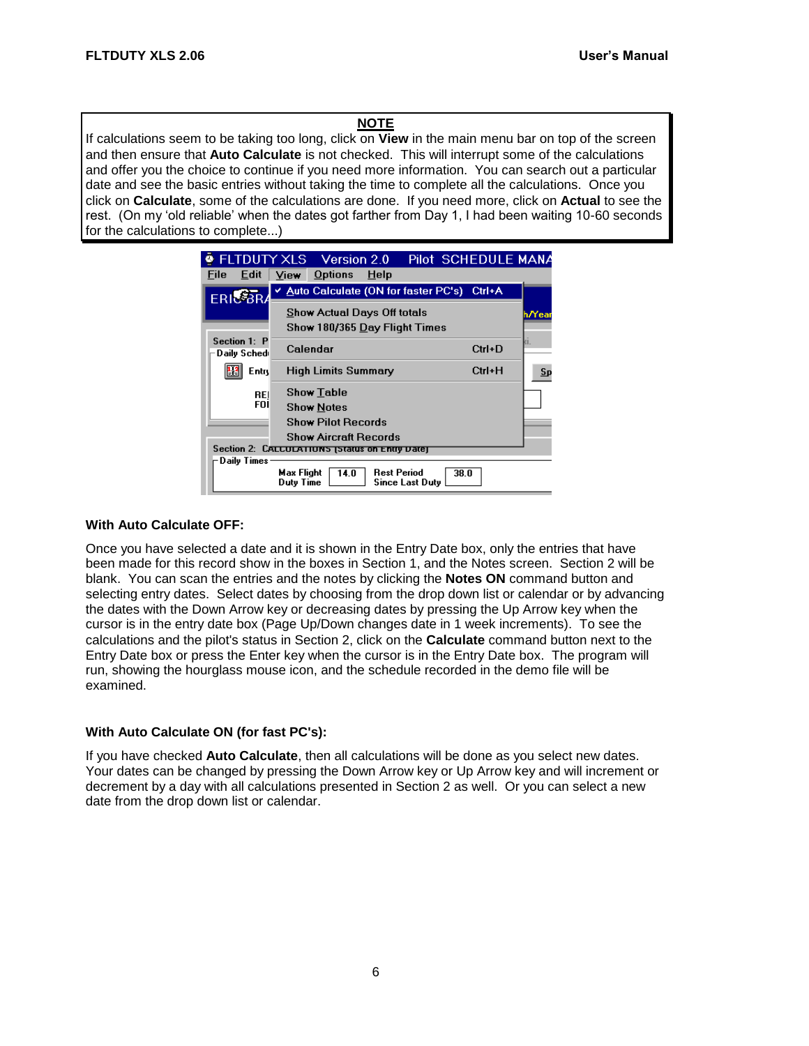**NOTE**

If calculations seem to be taking too long, click on **View** in the main menu bar on top of the screen and then ensure that **Auto Calculate** is not checked. This will interrupt some of the calculations and offer you the choice to continue if you need more information. You can search out a particular date and see the basic entries without taking the time to complete all the calculations. Once you click on **Calculate**, some of the calculations are done. If you need more, click on **Actual** to see the rest. (On my 'old reliable' when the dates got farther from Day 1, I had been waiting 10-60 seconds for the calculations to complete...)

### With Auto Calculate OFF:

Once you have selected a date and it is shown in the Entry Date box, only the entries that have been made for this record show in the boxes in Section 1, and the Notes screen. Section 2 will be blank. You can scan the entries and the notes by clicking the **Notes ON** command button and selecting entry dates. Select dates by choosing from the drop down list or calendar or by advancing the dates with the Down Arrow key or decreasing dates by pressing the Up Arrow key when the cursor is in the entry date box (Page Up/Down changes date in 1 week increments). To see the calculations and the pilot's status in Section 2, click on the **Calculate** command button next to the Entry Date box or press the Enter key when the cursor is in the Entry Date box. The program will run, showing the hourglass mouse icon, and the schedule recorded in the demo file will be examined.

### With Auto Calculate ON (for fast PC's):

If you have checked **Auto Calculate**, then all calculations will be done as you select new dates. Your dates can be changed by pressing the Down Arrow key or Up Arrow key and will increment or decrement by a day with all calculations presented in Section 2 as well. Or you can select a new date from the drop down list or calendar.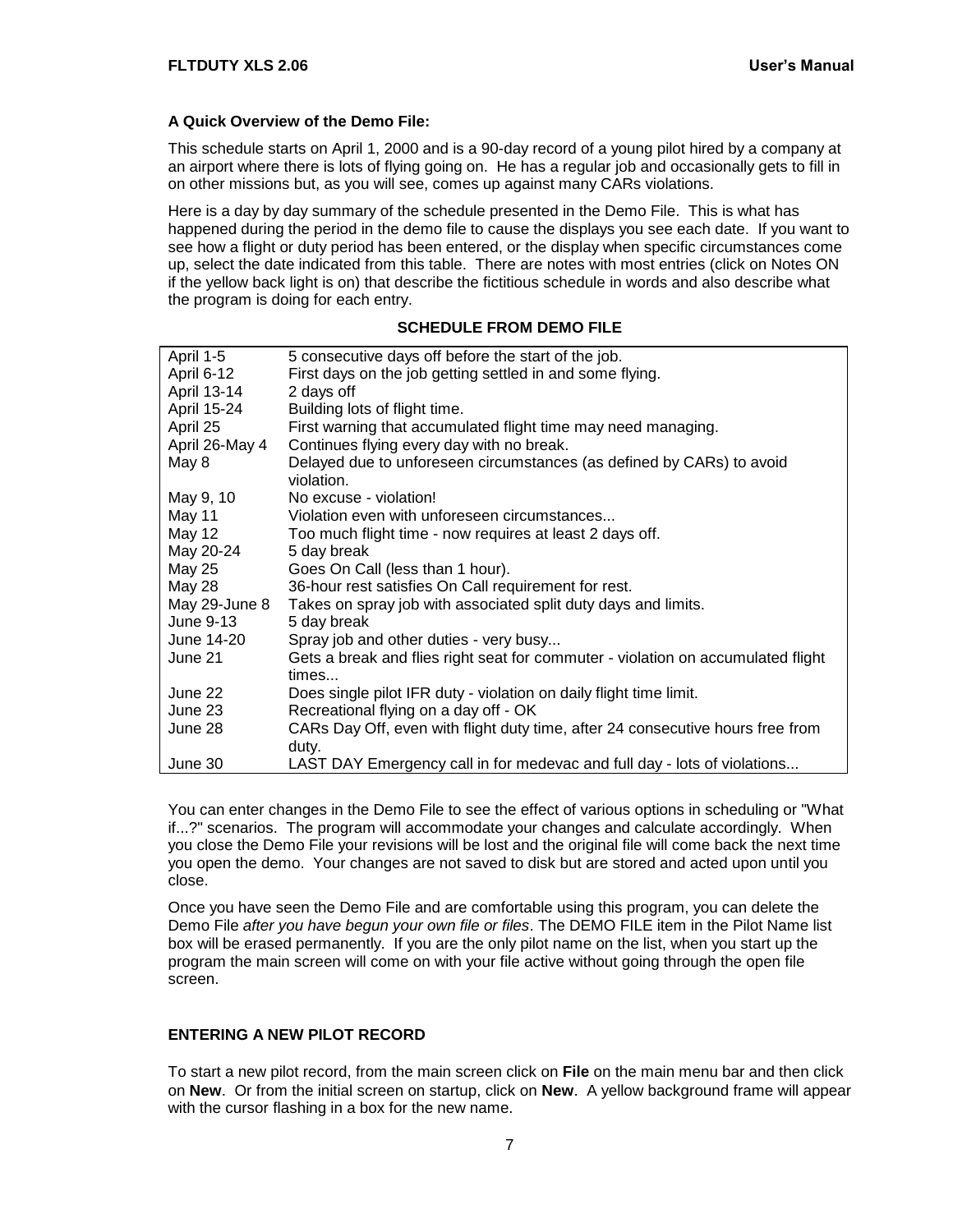**A Quick Overview of the Demo File:**

This schedule starts on April 1, 2000 and is a 90-day record of a young pilot hired by a company at an airport where there is lots of flying going on. He has a regular job and occasionally gets to fill in on other missions but, as you will see, comes up against many CARs violations.

Here is a day by day summary of the schedule presented in the Demo File. This is what has happened during the period in the demo file to cause the displays you see each date. If you want to see how a flight or duty period has been entered, or the display when specific circumstances come up, select the date indicated from this table. There are notes with most entries (click on Notes ON if the yellow back light is on) that describe the fictitious schedule in words and also describe what the program is doing for each entry.

**SCHEDULE FROM DEMO FILE**

| | |
|---|---|
| April 1-5 | 5 consecutive days off before the start of the job. |
| April 6-12 | First days on the job getting settled in and some flying. |
| April 13-14 | 2 days off |
| April 15-24 | Building lots of flight time. |
| April 25 | First warning that accumulated flight time may need managing. |
| April 26-May 4 | Continues flying every day with no break. |
| May 8 | Delayed due to unforeseen circumstances (as defined by CARs) to avoid violation. |
| May 9, 10 | No excuse - violation! |
| May 11 | Violation even with unforeseen circumstances... |
| May 12 | Too much flight time - now requires at least 2 days off. |
| May 20-24 | 5 day break |
| May 25 | Goes On Call (less than 1 hour). |
| May 28 | 36-hour rest satisfies On Call requirement for rest. |
| May 29-June 8 | Takes on spray job with associated split duty days and limits. |
| June 9-13 | 5 day break |
| June 14-20 | Spray job and other duties - very busy... |
| June 21 | Gets a break and flies right seat for commuter - violation on accumulated flight times... |
| June 22 | Does single pilot IFR duty - violation on daily flight time limit. |
| June 23 | Recreational flying on a day off - OK |
| June 28 | CARs Day Off, even with flight duty time, after 24 consecutive hours free from duty. |
| June 30 | LAST DAY Emergency call in for medevac and full day - lots of violations... |

You can enter changes in the Demo File to see the effect of various options in scheduling or "What if...?" scenarios. The program will accommodate your changes and calculate accordingly. When you close the Demo File your revisions will be lost and the original file will come back the next time you open the demo. Your changes are not saved to disk but are stored and acted upon until you close.

Once you have seen the Demo File and are comfortable using this program, you can delete the Demo File *after you have begun your own file or files*. The DEMO FILE item in the Pilot Name list box will be erased permanently. If you are the only pilot name on the list, when you start up the program the main screen will come on with your file active without going through the open file screen.

**ENTERING A NEW PILOT RECORD**

To start a new pilot record, from the main screen click on **File** on the main menu bar and then click on **New**. Or from the initial screen on startup, click on **New**. A yellow background frame will appear with the cursor flashing in a box for the new name.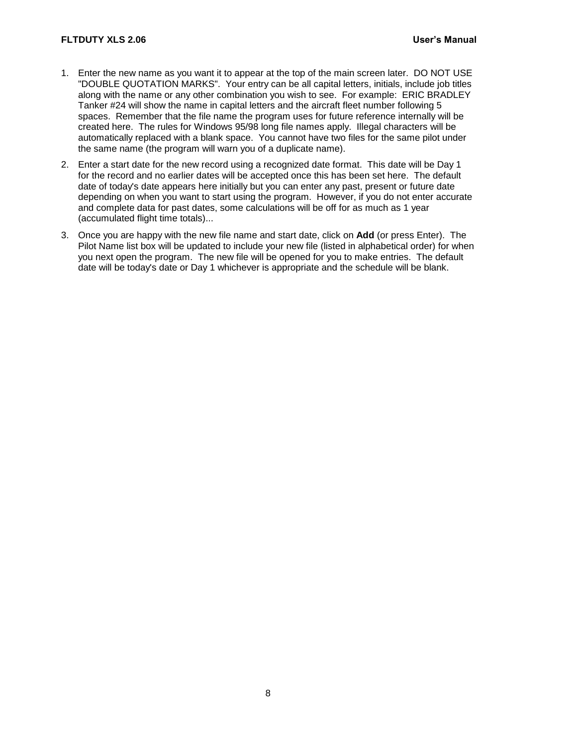1. Enter the new name as you want it to appear at the top of the main screen later. DO NOT USE "DOUBLE QUOTATION MARKS". Your entry can be all capital letters, initials, include job titles along with the name or any other combination you wish to see. For example: ERIC BRADLEY Tanker #24 will show the name in capital letters and the aircraft fleet number following 5 spaces. Remember that the file name the program uses for future reference internally will be created here. The rules for Windows 95/98 long file names apply. Illegal characters will be automatically replaced with a blank space. You cannot have two files for the same pilot under the same name (the program will warn you of a duplicate name).

2. Enter a start date for the new record using a recognized date format. This date will be Day 1 for the record and no earlier dates will be accepted once this has been set here. The default date of today's date appears here initially but you can enter any past, present or future date depending on when you want to start using the program. However, if you do not enter accurate and complete data for past dates, some calculations will be off for as much as 1 year (accumulated flight time totals)...

3. Once you are happy with the new file name and start date, click on **Add** (or press Enter). The Pilot Name list box will be updated to include your new file (listed in alphabetical order) for when you next open the program. The new file will be opened for you to make entries. The default date will be today's date or Day 1 whichever is appropriate and the schedule will be blank.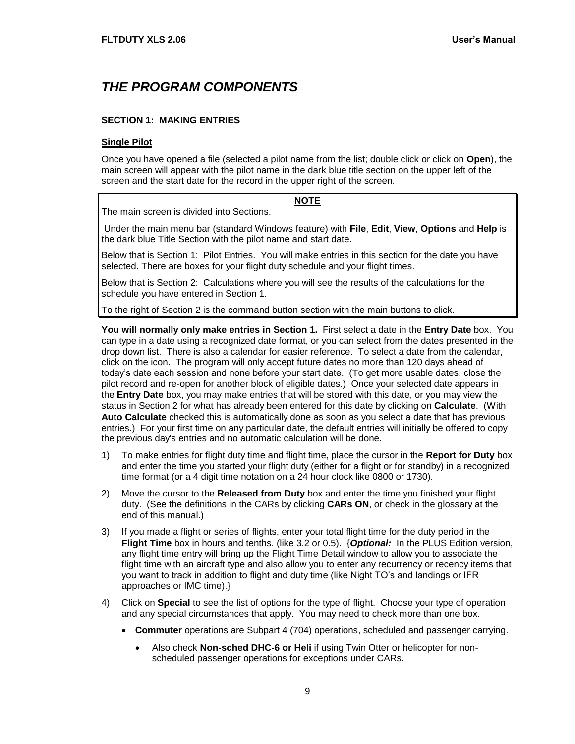# *THE PROGRAM COMPONENTS*

## SECTION 1: MAKING ENTRIES

### Single Pilot

Once you have opened a file (selected a pilot name from the list; double click or click on **Open**), the main screen will appear with the pilot name in the dark blue title section on the upper left of the screen and the start date for the record in the upper right of the screen.

> **NOTE**
>
> The main screen is divided into Sections.
>
> Under the main menu bar (standard Windows feature) with **File**, **Edit**, **View**, **Options** and **Help** is the dark blue Title Section with the pilot name and start date.
>
> Below that is Section 1: Pilot Entries. You will make entries in this section for the date you have selected. There are boxes for your flight duty schedule and your flight times.
>
> Below that is Section 2: Calculations where you will see the results of the calculations for the schedule you have entered in Section 1.
>
> To the right of Section 2 is the command button section with the main buttons to click.

**You will normally only make entries in Section 1.** First select a date in the **Entry Date** box. You can type in a date using a recognized date format, or you can select from the dates presented in the drop down list. There is also a calendar for easier reference. To select a date from the calendar, click on the icon. The program will only accept future dates no more than 120 days ahead of today's date each session and none before your start date. (To get more usable dates, close the pilot record and re-open for another block of eligible dates.) Once your selected date appears in the **Entry Date** box, you may make entries that will be stored with this date, or you may view the status in Section 2 for what has already been entered for this date by clicking on **Calculate**. (With **Auto Calculate** checked this is automatically done as soon as you select a date that has previous entries.) For your first time on any particular date, the default entries will initially be offered to copy the previous day's entries and no automatic calculation will be done.

1) To make entries for flight duty time and flight time, place the cursor in the **Report for Duty** box and enter the time you started your flight duty (either for a flight or for standby) in a recognized time format (or a 4 digit time notation on a 24 hour clock like 0800 or 1730).

2) Move the cursor to the **Released from Duty** box and enter the time you finished your flight duty. (See the definitions in the CARs by clicking **CARs ON**, or check in the glossary at the end of this manual.)

3) If you made a flight or series of flights, enter your total flight time for the duty period in the **Flight Time** box in hours and tenths. (like 3.2 or 0.5). {***Optional:*** In the PLUS Edition version, any flight time entry will bring up the Flight Time Detail window to allow you to associate the flight time with an aircraft type and also allow you to enter any recurrency or recency items that you want to track in addition to flight and duty time (like Night TO's and landings or IFR approaches or IMC time).}

4) Click on **Special** to see the list of options for the type of flight. Choose your type of operation and any special circumstances that apply. You may need to check more than one box.

   - **Commuter** operations are Subpart 4 (704) operations, scheduled and passenger carrying.
     - Also check **Non-sched DHC-6 or Heli** if using Twin Otter or helicopter for non-scheduled passenger operations for exceptions under CARs.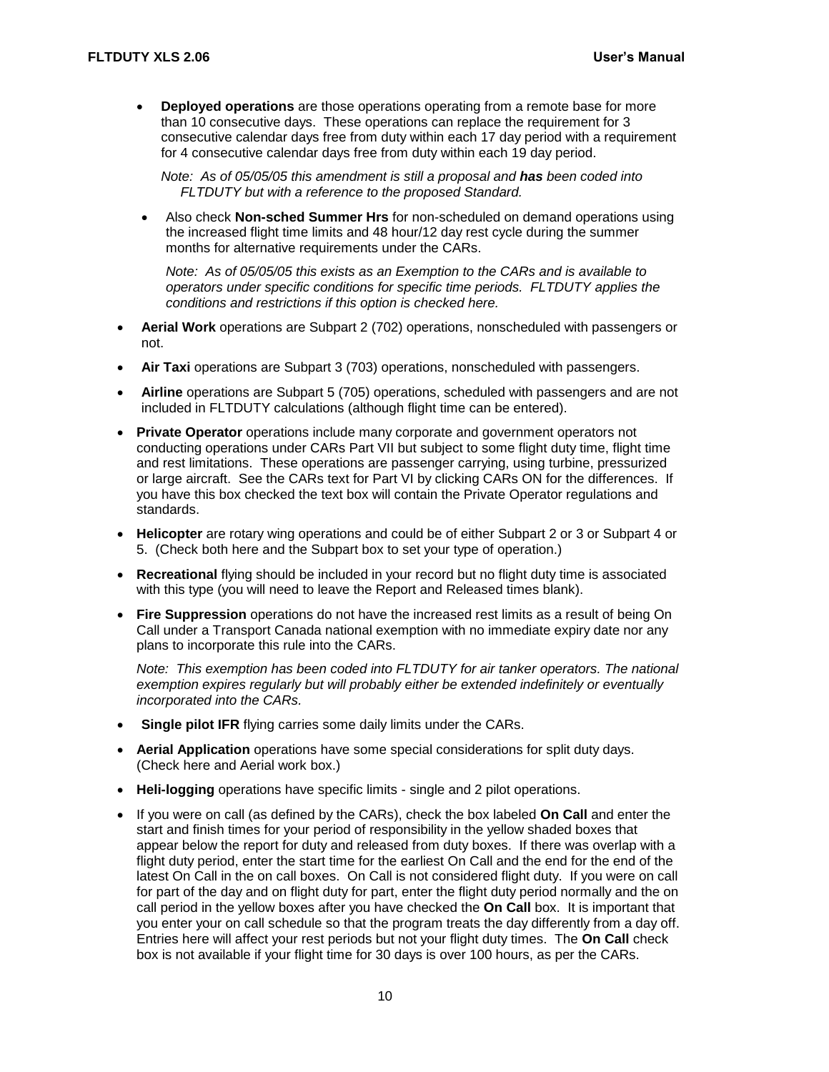- **Deployed operations** are those operations operating from a remote base for more than 10 consecutive days. These operations can replace the requirement for 3 consecutive calendar days free from duty within each 17 day period with a requirement for 4 consecutive calendar days free from duty within each 19 day period.

  *Note: As of 05/05/05 this amendment is still a proposal and **has** been coded into FLTDUTY but with a reference to the proposed Standard.*

- Also check **Non-sched Summer Hrs** for non-scheduled on demand operations using the increased flight time limits and 48 hour/12 day rest cycle during the summer months for alternative requirements under the CARs.

  *Note: As of 05/05/05 this exists as an Exemption to the CARs and is available to operators under specific conditions for specific time periods. FLTDUTY applies the conditions and restrictions if this option is checked here.*

- **Aerial Work** operations are Subpart 2 (702) operations, nonscheduled with passengers or not.
- **Air Taxi** operations are Subpart 3 (703) operations, nonscheduled with passengers.
- **Airline** operations are Subpart 5 (705) operations, scheduled with passengers and are not included in FLTDUTY calculations (although flight time can be entered).
- **Private Operator** operations include many corporate and government operators not conducting operations under CARs Part VII but subject to some flight duty time, flight time and rest limitations. These operations are passenger carrying, using turbine, pressurized or large aircraft. See the CARs text for Part VI by clicking CARs ON for the differences. If you have this box checked the text box will contain the Private Operator regulations and standards.
- **Helicopter** are rotary wing operations and could be of either Subpart 2 or 3 or Subpart 4 or 5. (Check both here and the Subpart box to set your type of operation.)
- **Recreational** flying should be included in your record but no flight duty time is associated with this type (you will need to leave the Report and Released times blank).
- **Fire Suppression** operations do not have the increased rest limits as a result of being On Call under a Transport Canada national exemption with no immediate expiry date nor any plans to incorporate this rule into the CARs.

  *Note: This exemption has been coded into FLTDUTY for air tanker operators. The national exemption expires regularly but will probably either be extended indefinitely or eventually incorporated into the CARs.*

- **Single pilot IFR** flying carries some daily limits under the CARs.
- **Aerial Application** operations have some special considerations for split duty days. (Check here and Aerial work box.)
- **Heli-logging** operations have specific limits - single and 2 pilot operations.
- If you were on call (as defined by the CARs), check the box labeled **On Call** and enter the start and finish times for your period of responsibility in the yellow shaded boxes that appear below the report for duty and released from duty boxes. If there was overlap with a flight duty period, enter the start time for the earliest On Call and the end for the end of the latest On Call in the on call boxes. On Call is not considered flight duty. If you were on call for part of the day and on flight duty for part, enter the flight duty period normally and the on call period in the yellow boxes after you have checked the **On Call** box. It is important that you enter your on call schedule so that the program treats the day differently from a day off. Entries here will affect your rest periods but not your flight duty times. The **On Call** check box is not available if your flight time for 30 days is over 100 hours, as per the CARs.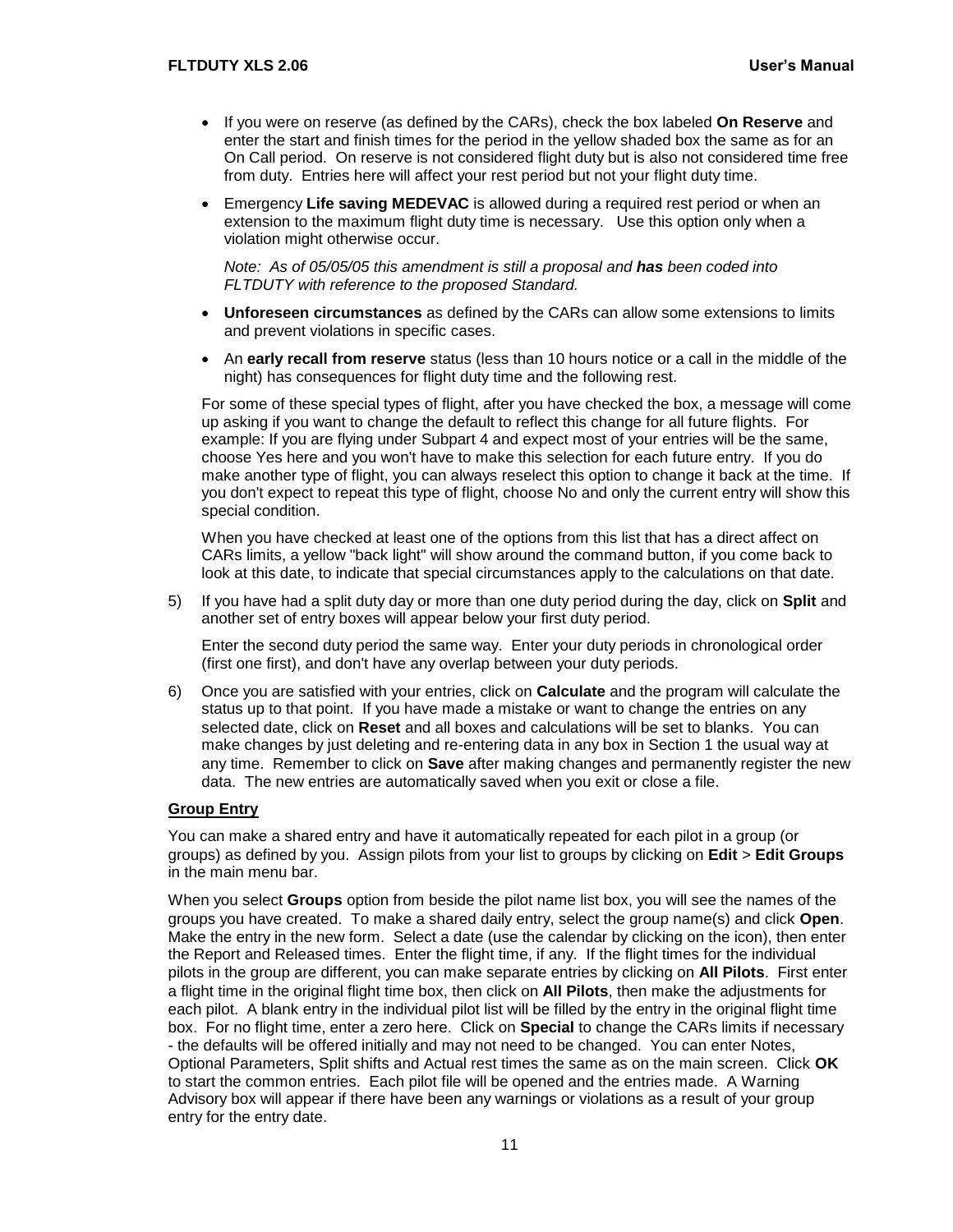- If you were on reserve (as defined by the CARs), check the box labeled **On Reserve** and enter the start and finish times for the period in the yellow shaded box the same as for an On Call period. On reserve is not considered flight duty but is also not considered time free from duty. Entries here will affect your rest period but not your flight duty time.
- Emergency **Life saving MEDEVAC** is allowed during a required rest period or when an extension to the maximum flight duty time is necessary. Use this option only when a violation might otherwise occur.

  *Note: As of 05/05/05 this amendment is still a proposal and* ***has*** *been coded into FLTDUTY with reference to the proposed Standard.*
- **Unforeseen circumstances** as defined by the CARs can allow some extensions to limits and prevent violations in specific cases.
- An **early recall from reserve** status (less than 10 hours notice or a call in the middle of the night) has consequences for flight duty time and the following rest.

For some of these special types of flight, after you have checked the box, a message will come up asking if you want to change the default to reflect this change for all future flights. For example: If you are flying under Subpart 4 and expect most of your entries will be the same, choose Yes here and you won't have to make this selection for each future entry. If you do make another type of flight, you can always reselect this option to change it back at the time. If you don't expect to repeat this type of flight, choose No and only the current entry will show this special condition.

When you have checked at least one of the options from this list that has a direct affect on CARs limits, a yellow "back light" will show around the command button, if you come back to look at this date, to indicate that special circumstances apply to the calculations on that date.

5) If you have had a split duty day or more than one duty period during the day, click on **Split** and another set of entry boxes will appear below your first duty period.

   Enter the second duty period the same way. Enter your duty periods in chronological order (first one first), and don't have any overlap between your duty periods.

6) Once you are satisfied with your entries, click on **Calculate** and the program will calculate the status up to that point. If you have made a mistake or want to change the entries on any selected date, click on **Reset** and all boxes and calculations will be set to blanks. You can make changes by just deleting and re-entering data in any box in Section 1 the usual way at any time. Remember to click on **Save** after making changes and permanently register the new data. The new entries are automatically saved when you exit or close a file.

## Group Entry

You can make a shared entry and have it automatically repeated for each pilot in a group (or groups) as defined by you. Assign pilots from your list to groups by clicking on **Edit** > **Edit Groups** in the main menu bar.

When you select **Groups** option from beside the pilot name list box, you will see the names of the groups you have created. To make a shared daily entry, select the group name(s) and click **Open**. Make the entry in the new form. Select a date (use the calendar by clicking on the icon), then enter the Report and Released times. Enter the flight time, if any. If the flight times for the individual pilots in the group are different, you can make separate entries by clicking on **All Pilots**. First enter a flight time in the original flight time box, then click on **All Pilots**, then make the adjustments for each pilot. A blank entry in the individual pilot list will be filled by the entry in the original flight time box. For no flight time, enter a zero here. Click on **Special** to change the CARs limits if necessary - the defaults will be offered initially and may not need to be changed. You can enter Notes, Optional Parameters, Split shifts and Actual rest times the same as on the main screen. Click **OK** to start the common entries. Each pilot file will be opened and the entries made. A Warning Advisory box will appear if there have been any warnings or violations as a result of your group entry for the entry date.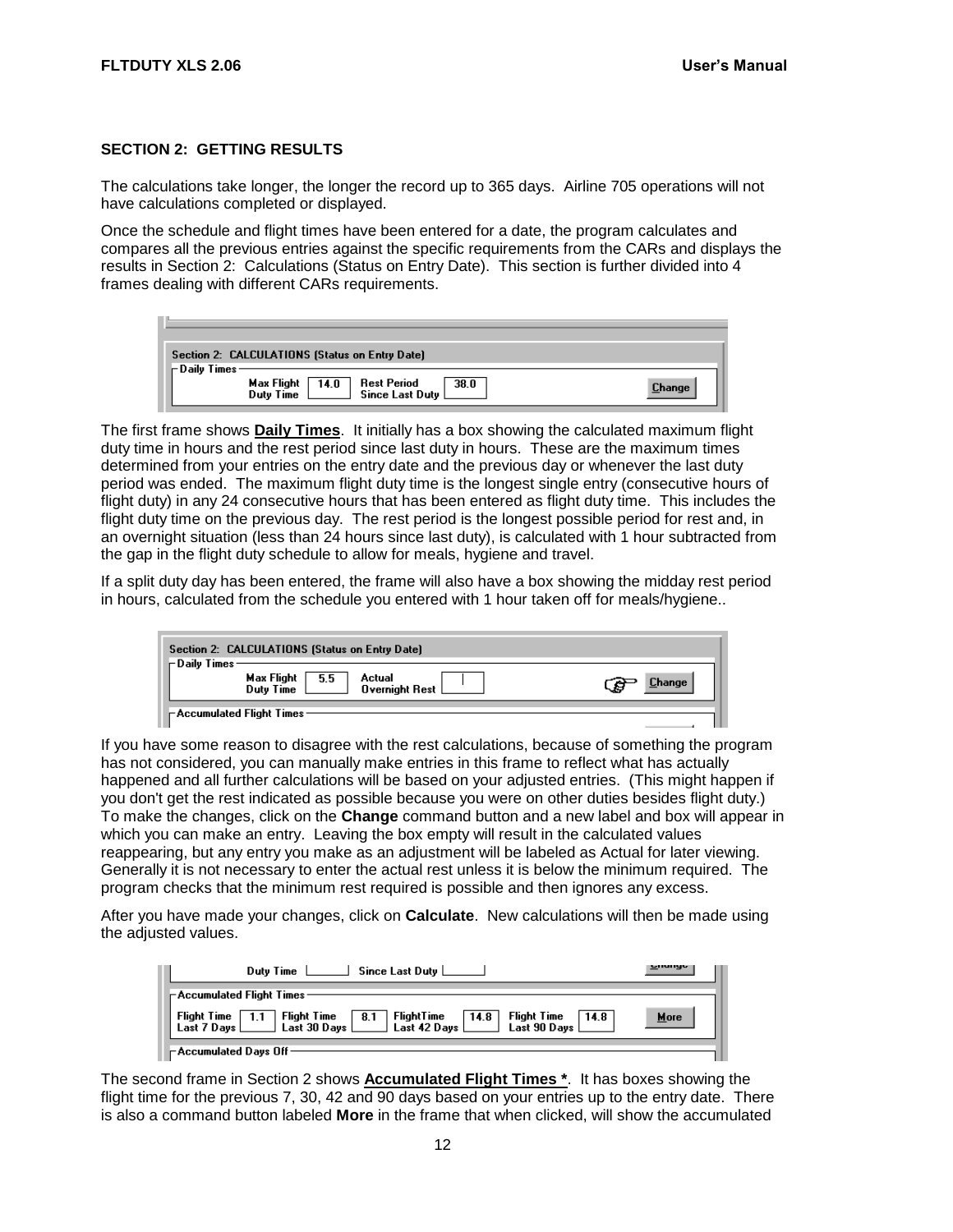## SECTION 2: GETTING RESULTS

The calculations take longer, the longer the record up to 365 days. Airline 705 operations will not have calculations completed or displayed.

Once the schedule and flight times have been entered for a date, the program calculates and compares all the previous entries against the specific requirements from the CARs and displays the results in Section 2: Calculations (Status on Entry Date). This section is further divided into 4 frames dealing with different CARs requirements.

The first frame shows **Daily Times**. It initially has a box showing the calculated maximum flight duty time in hours and the rest period since last duty in hours. These are the maximum times determined from your entries on the entry date and the previous day or whenever the last duty period was ended. The maximum flight duty time is the longest single entry (consecutive hours of flight duty) in any 24 consecutive hours that has been entered as flight duty time. This includes the flight duty time on the previous day. The rest period is the longest possible period for rest and, in an overnight situation (less than 24 hours since last duty), is calculated with 1 hour subtracted from the gap in the flight duty schedule to allow for meals, hygiene and travel.

If a split duty day has been entered, the frame will also have a box showing the midday rest period in hours, calculated from the schedule you entered with 1 hour taken off for meals/hygiene..

If you have some reason to disagree with the rest calculations, because of something the program has not considered, you can manually make entries in this frame to reflect what has actually happened and all further calculations will be based on your adjusted entries. (This might happen if you don't get the rest indicated as possible because you were on other duties besides flight duty.) To make the changes, click on the **Change** command button and a new label and box will appear in which you can make an entry. Leaving the box empty will result in the calculated values reappearing, but any entry you make as an adjustment will be labeled as Actual for later viewing. Generally it is not necessary to enter the actual rest unless it is below the minimum required. The program checks that the minimum rest required is possible and then ignores any excess.

After you have made your changes, click on **Calculate**. New calculations will then be made using the adjusted values.

The second frame in Section 2 shows **Accumulated Flight Times \***. It has boxes showing the flight time for the previous 7, 30, 42 and 90 days based on your entries up to the entry date. There is also a command button labeled **More** in the frame that when clicked, will show the accumulated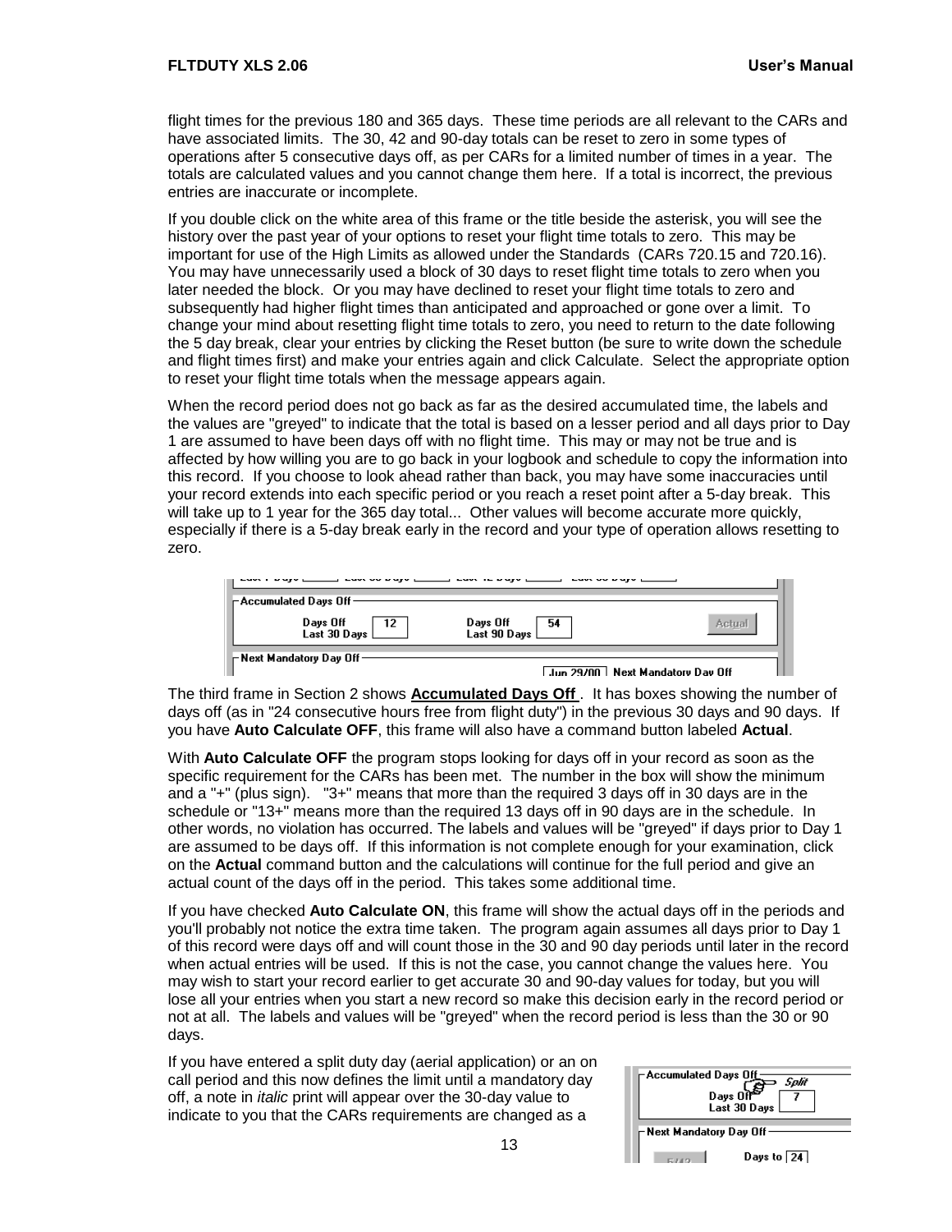flight times for the previous 180 and 365 days. These time periods are all relevant to the CARs and have associated limits. The 30, 42 and 90-day totals can be reset to zero in some types of operations after 5 consecutive days off, as per CARs for a limited number of times in a year. The totals are calculated values and you cannot change them here. If a total is incorrect, the previous entries are inaccurate or incomplete.

If you double click on the white area of this frame or the title beside the asterisk, you will see the history over the past year of your options to reset your flight time totals to zero. This may be important for use of the High Limits as allowed under the Standards (CARs 720.15 and 720.16). You may have unnecessarily used a block of 30 days to reset flight time totals to zero when you later needed the block. Or you may have declined to reset your flight time totals to zero and subsequently had higher flight times than anticipated and approached or gone over a limit. To change your mind about resetting flight time totals to zero, you need to return to the date following the 5 day break, clear your entries by clicking the Reset button (be sure to write down the schedule and flight times first) and make your entries again and click Calculate. Select the appropriate option to reset your flight time totals when the message appears again.

When the record period does not go back as far as the desired accumulated time, the labels and the values are "greyed" to indicate that the total is based on a lesser period and all days prior to Day 1 are assumed to have been days off with no flight time. This may or may not be true and is affected by how willing you are to go back in your logbook and schedule to copy the information into this record. If you choose to look ahead rather than back, you may have some inaccuracies until your record extends into each specific period or you reach a reset point after a 5-day break. This will take up to 1 year for the 365 day total... Other values will become accurate more quickly, especially if there is a 5-day break early in the record and your type of operation allows resetting to zero.

The third frame in Section 2 shows **Accumulated Days Off** . It has boxes showing the number of days off (as in "24 consecutive hours free from flight duty") in the previous 30 days and 90 days. If you have **Auto Calculate OFF**, this frame will also have a command button labeled **Actual**.

With **Auto Calculate OFF** the program stops looking for days off in your record as soon as the specific requirement for the CARs has been met. The number in the box will show the minimum and a "+" (plus sign). "3+" means that more than the required 3 days off in 30 days are in the schedule or "13+" means more than the required 13 days off in 90 days are in the schedule. In other words, no violation has occurred. The labels and values will be "greyed" if days prior to Day 1 are assumed to be days off. If this information is not complete enough for your examination, click on the **Actual** command button and the calculations will continue for the full period and give an actual count of the days off in the period. This takes some additional time.

If you have checked **Auto Calculate ON**, this frame will show the actual days off in the periods and you'll probably not notice the extra time taken. The program again assumes all days prior to Day 1 of this record were days off and will count those in the 30 and 90 day periods until later in the record when actual entries will be used. If this is not the case, you cannot change the values here. You may wish to start your record earlier to get accurate 30 and 90-day values for today, but you will lose all your entries when you start a new record so make this decision early in the record period or not at all. The labels and values will be "greyed" when the record period is less than the 30 or 90 days.

If you have entered a split duty day (aerial application) or an on call period and this now defines the limit until a mandatory day off, a note in *italic* print will appear over the 30-day value to indicate to you that the CARs requirements are changed as a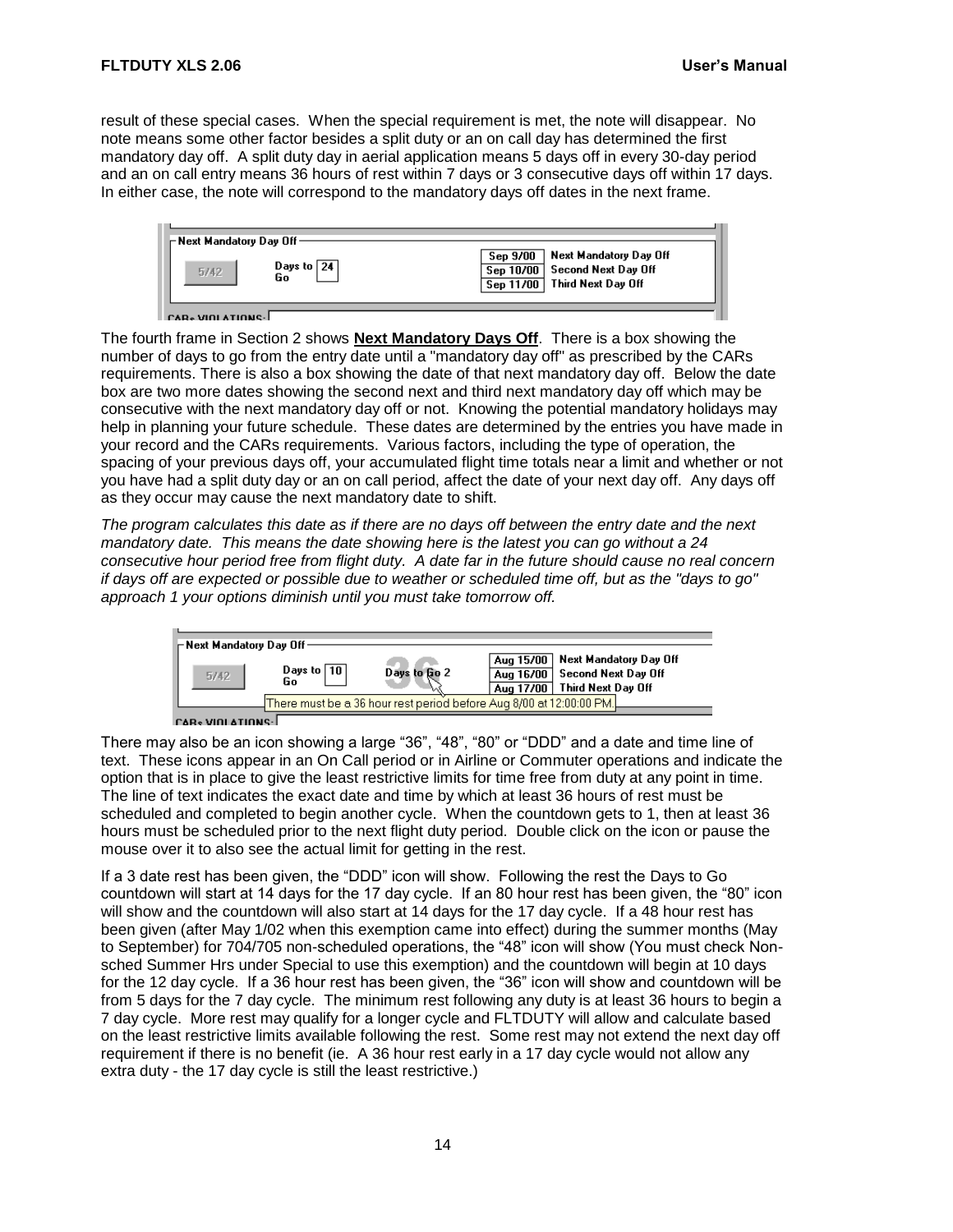result of these special cases. When the special requirement is met, the note will disappear. No note means some other factor besides a split duty or an on call day has determined the first mandatory day off. A split duty day in aerial application means 5 days off in every 30-day period and an on call entry means 36 hours of rest within 7 days or 3 consecutive days off within 17 days. In either case, the note will correspond to the mandatory days off dates in the next frame.

The fourth frame in Section 2 shows **Next Mandatory Days Off**. There is a box showing the number of days to go from the entry date until a "mandatory day off" as prescribed by the CARs requirements. There is also a box showing the date of that next mandatory day off. Below the date box are two more dates showing the second next and third next mandatory day off which may be consecutive with the next mandatory day off or not. Knowing the potential mandatory holidays may help in planning your future schedule. These dates are determined by the entries you have made in your record and the CARs requirements. Various factors, including the type of operation, the spacing of your previous days off, your accumulated flight time totals near a limit and whether or not you have had a split duty day or an on call period, affect the date of your next day off. Any days off as they occur may cause the next mandatory date to shift.

*The program calculates this date as if there are no days off between the entry date and the next mandatory date. This means the date showing here is the latest you can go without a 24 consecutive hour period free from flight duty. A date far in the future should cause no real concern if days off are expected or possible due to weather or scheduled time off, but as the "days to go" approach 1 your options diminish until you must take tomorrow off.*

There may also be an icon showing a large "36", "48", "80" or "DDD" and a date and time line of text. These icons appear in an On Call period or in Airline or Commuter operations and indicate the option that is in place to give the least restrictive limits for time free from duty at any point in time. The line of text indicates the exact date and time by which at least 36 hours of rest must be scheduled and completed to begin another cycle. When the countdown gets to 1, then at least 36 hours must be scheduled prior to the next flight duty period. Double click on the icon or pause the mouse over it to also see the actual limit for getting in the rest.

If a 3 date rest has been given, the "DDD" icon will show. Following the rest the Days to Go countdown will start at 14 days for the 17 day cycle. If an 80 hour rest has been given, the "80" icon will show and the countdown will also start at 14 days for the 17 day cycle. If a 48 hour rest has been given (after May 1/02 when this exemption came into effect) during the summer months (May to September) for 704/705 non-scheduled operations, the "48" icon will show (You must check Non-sched Summer Hrs under Special to use this exemption) and the countdown will begin at 10 days for the 12 day cycle. If a 36 hour rest has been given, the "36" icon will show and countdown will be from 5 days for the 7 day cycle. The minimum rest following any duty is at least 36 hours to begin a 7 day cycle. More rest may qualify for a longer cycle and FLTDUTY will allow and calculate based on the least restrictive limits available following the rest. Some rest may not extend the next day off requirement if there is no benefit (ie. A 36 hour rest early in a 17 day cycle would not allow any extra duty - the 17 day cycle is still the least restrictive.)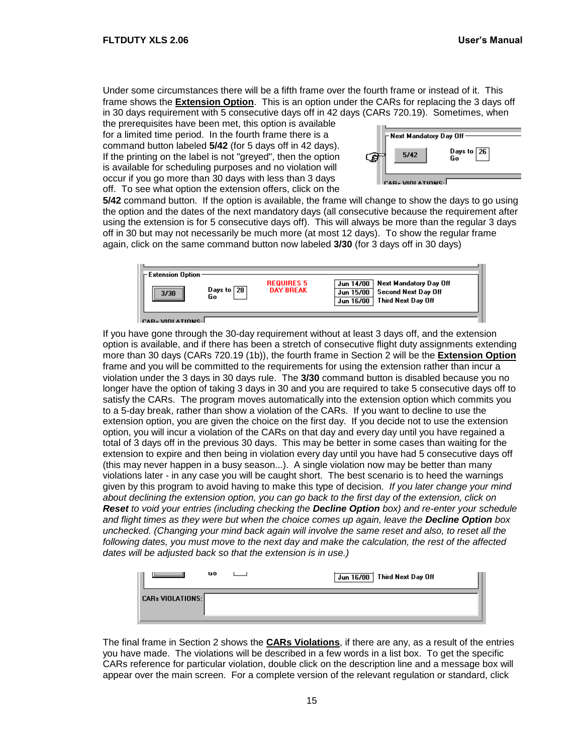Under some circumstances there will be a fifth frame over the fourth frame or instead of it. This frame shows the **Extension Option**. This is an option under the CARs for replacing the 3 days off in 30 days requirement with 5 consecutive days off in 42 days (CARs 720.19). Sometimes, when the prerequisites have been met, this option is available for a limited time period. In the fourth frame there is a command button labeled **5/42** (for 5 days off in 42 days). If the printing on the label is not "greyed", then the option is available for scheduling purposes and no violation will occur if you go more than 30 days with less than 3 days off. To see what option the extension offers, click on the **5/42** command button. If the option is available, the frame will change to show the days to go using the option and the dates of the next mandatory days (all consecutive because the requirement after using the extension is for 5 consecutive days off). This will always be more than the regular 3 days off in 30 but may not necessarily be much more (at most 12 days). To show the regular frame again, click on the same command button now labeled **3/30** (for 3 days off in 30 days)

If you have gone through the 30-day requirement without at least 3 days off, and the extension option is available, and if there has been a stretch of consecutive flight duty assignments extending more than 30 days (CARs 720.19 (1b)), the fourth frame in Section 2 will be the **Extension Option** frame and you will be committed to the requirements for using the extension rather than incur a violation under the 3 days in 30 days rule. The **3/30** command button is disabled because you no longer have the option of taking 3 days in 30 and you are required to take 5 consecutive days off to satisfy the CARs. The program moves automatically into the extension option which commits you to a 5-day break, rather than show a violation of the CARs. If you want to decline to use the extension option, you are given the choice on the first day. If you decide not to use the extension option, you will incur a violation of the CARs on that day and every day until you have regained a total of 3 days off in the previous 30 days. This may be better in some cases than waiting for the extension to expire and then being in violation every day until you have had 5 consecutive days off (this may never happen in a busy season...). A single violation now may be better than many violations later - in any case you will be caught short. The best scenario is to heed the warnings given by this program to avoid having to make this type of decision. *If you later change your mind about declining the extension option, you can go back to the first day of the extension, click on **Reset** to void your entries (including checking the **Decline Option** box) and re-enter your schedule and flight times as they were but when the choice comes up again, leave the **Decline Option** box unchecked. (Changing your mind back again will involve the same reset and also, to reset all the following dates, you must move to the next day and make the calculation, the rest of the affected dates will be adjusted back so that the extension is in use.)*

The final frame in Section 2 shows the **CARs Violations**, if there are any, as a result of the entries you have made. The violations will be described in a few words in a list box. To get the specific CARs reference for particular violation, double click on the description line and a message box will appear over the main screen. For a complete version of the relevant regulation or standard, click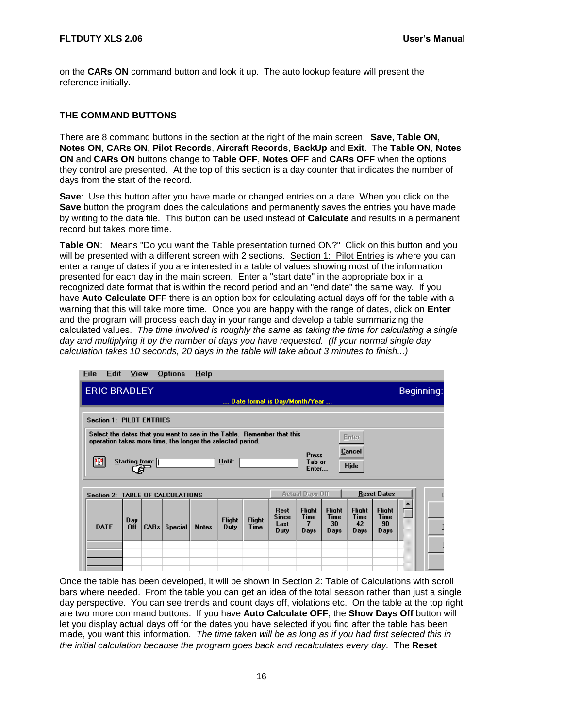on the **CARs ON** command button and look it up. The auto lookup feature will present the reference initially.

### THE COMMAND BUTTONS

There are 8 command buttons in the section at the right of the main screen: **Save**, **Table ON**, **Notes ON**, **CARs ON**, **Pilot Records**, **Aircraft Records**, **BackUp** and **Exit**. The **Table ON**, **Notes ON** and **CARs ON** buttons change to **Table OFF**, **Notes OFF** and **CARs OFF** when the options they control are presented. At the top of this section is a day counter that indicates the number of days from the start of the record.

**Save**: Use this button after you have made or changed entries on a date. When you click on the **Save** button the program does the calculations and permanently saves the entries you have made by writing to the data file. This button can be used instead of **Calculate** and results in a permanent record but takes more time.

**Table ON**: Means "Do you want the Table presentation turned ON?" Click on this button and you will be presented with a different screen with 2 sections. Section 1: Pilot Entries is where you can enter a range of dates if you are interested in a table of values showing most of the information presented for each day in the main screen. Enter a "start date" in the appropriate box in a recognized date format that is within the record period and an "end date" the same way. If you have **Auto Calculate OFF** there is an option box for calculating actual days off for the table with a warning that this will take more time. Once you are happy with the range of dates, click on **Enter** and the program will process each day in your range and develop a table summarizing the calculated values. *The time involved is roughly the same as taking the time for calculating a single day and multiplying it by the number of days you have requested. (If your normal single day calculation takes 10 seconds, 20 days in the table will take about 3 minutes to finish...)*

File Edit View Options Help

ERIC BRADLEY Beginning:

... Date format is Day/Month/Year ...

Section 1: PILOT ENTRIES

Select the dates that you want to see in the Table. Remember that this operation takes more time, the longer the selected period.

Starting from: Until: Press Tab or Enter... Enter Cancel Hide

Section 2: TABLE OF CALCULATIONS Actual Days Off Reset Dates

| DATE | Day Off | CARs | Special | Notes | Flight Duty | Flight Time | Rest Since Last Duty | Flight Time 7 Days | Flight Time 30 Days | Flight Time 42 Days | Flight Time 90 Days |
|---|---|---|---|---|---|---|---|---|---|---|---|
| | | | | | | | | | | | |

Once the table has been developed, it will be shown in Section 2: Table of Calculations with scroll bars where needed. From the table you can get an idea of the total season rather than just a single day perspective. You can see trends and count days off, violations etc. On the table at the top right are two more command buttons. If you have **Auto Calculate OFF**, the **Show Days Off** button will let you display actual days off for the dates you have selected if you find after the table has been made, you want this information. *The time taken will be as long as if you had first selected this in the initial calculation because the program goes back and recalculates every day.* The **Reset**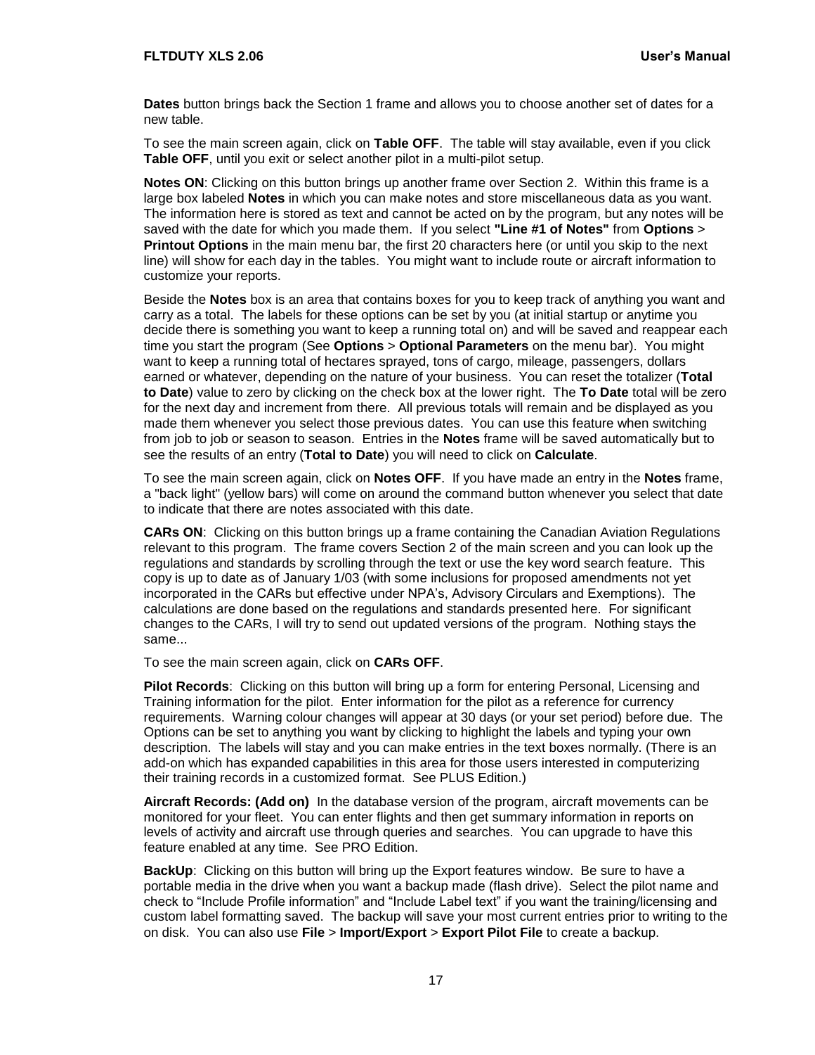**Dates** button brings back the Section 1 frame and allows you to choose another set of dates for a new table.

To see the main screen again, click on **Table OFF**. The table will stay available, even if you click **Table OFF**, until you exit or select another pilot in a multi-pilot setup.

**Notes ON**: Clicking on this button brings up another frame over Section 2. Within this frame is a large box labeled **Notes** in which you can make notes and store miscellaneous data as you want. The information here is stored as text and cannot be acted on by the program, but any notes will be saved with the date for which you made them. If you select **"Line #1 of Notes"** from **Options** > **Printout Options** in the main menu bar, the first 20 characters here (or until you skip to the next line) will show for each day in the tables. You might want to include route or aircraft information to customize your reports.

Beside the **Notes** box is an area that contains boxes for you to keep track of anything you want and carry as a total. The labels for these options can be set by you (at initial startup or anytime you decide there is something you want to keep a running total on) and will be saved and reappear each time you start the program (See **Options** > **Optional Parameters** on the menu bar). You might want to keep a running total of hectares sprayed, tons of cargo, mileage, passengers, dollars earned or whatever, depending on the nature of your business. You can reset the totalizer (**Total to Date**) value to zero by clicking on the check box at the lower right. The **To Date** total will be zero for the next day and increment from there. All previous totals will remain and be displayed as you made them whenever you select those previous dates. You can use this feature when switching from job to job or season to season. Entries in the **Notes** frame will be saved automatically but to see the results of an entry (**Total to Date**) you will need to click on **Calculate**.

To see the main screen again, click on **Notes OFF**. If you have made an entry in the **Notes** frame, a "back light" (yellow bars) will come on around the command button whenever you select that date to indicate that there are notes associated with this date.

**CARs ON**: Clicking on this button brings up a frame containing the Canadian Aviation Regulations relevant to this program. The frame covers Section 2 of the main screen and you can look up the regulations and standards by scrolling through the text or use the key word search feature. This copy is up to date as of January 1/03 (with some inclusions for proposed amendments not yet incorporated in the CARs but effective under NPA's, Advisory Circulars and Exemptions). The calculations are done based on the regulations and standards presented here. For significant changes to the CARs, I will try to send out updated versions of the program. Nothing stays the same...

To see the main screen again, click on **CARs OFF**.

**Pilot Records**: Clicking on this button will bring up a form for entering Personal, Licensing and Training information for the pilot. Enter information for the pilot as a reference for currency requirements. Warning colour changes will appear at 30 days (or your set period) before due. The Options can be set to anything you want by clicking to highlight the labels and typing your own description. The labels will stay and you can make entries in the text boxes normally. (There is an add-on which has expanded capabilities in this area for those users interested in computerizing their training records in a customized format. See PLUS Edition.)

**Aircraft Records: (Add on)** In the database version of the program, aircraft movements can be monitored for your fleet. You can enter flights and then get summary information in reports on levels of activity and aircraft use through queries and searches. You can upgrade to have this feature enabled at any time. See PRO Edition.

**BackUp**: Clicking on this button will bring up the Export features window. Be sure to have a portable media in the drive when you want a backup made (flash drive). Select the pilot name and check to "Include Profile information" and "Include Label text" if you want the training/licensing and custom label formatting saved. The backup will save your most current entries prior to writing to the on disk. You can also use **File** > **Import/Export** > **Export Pilot File** to create a backup.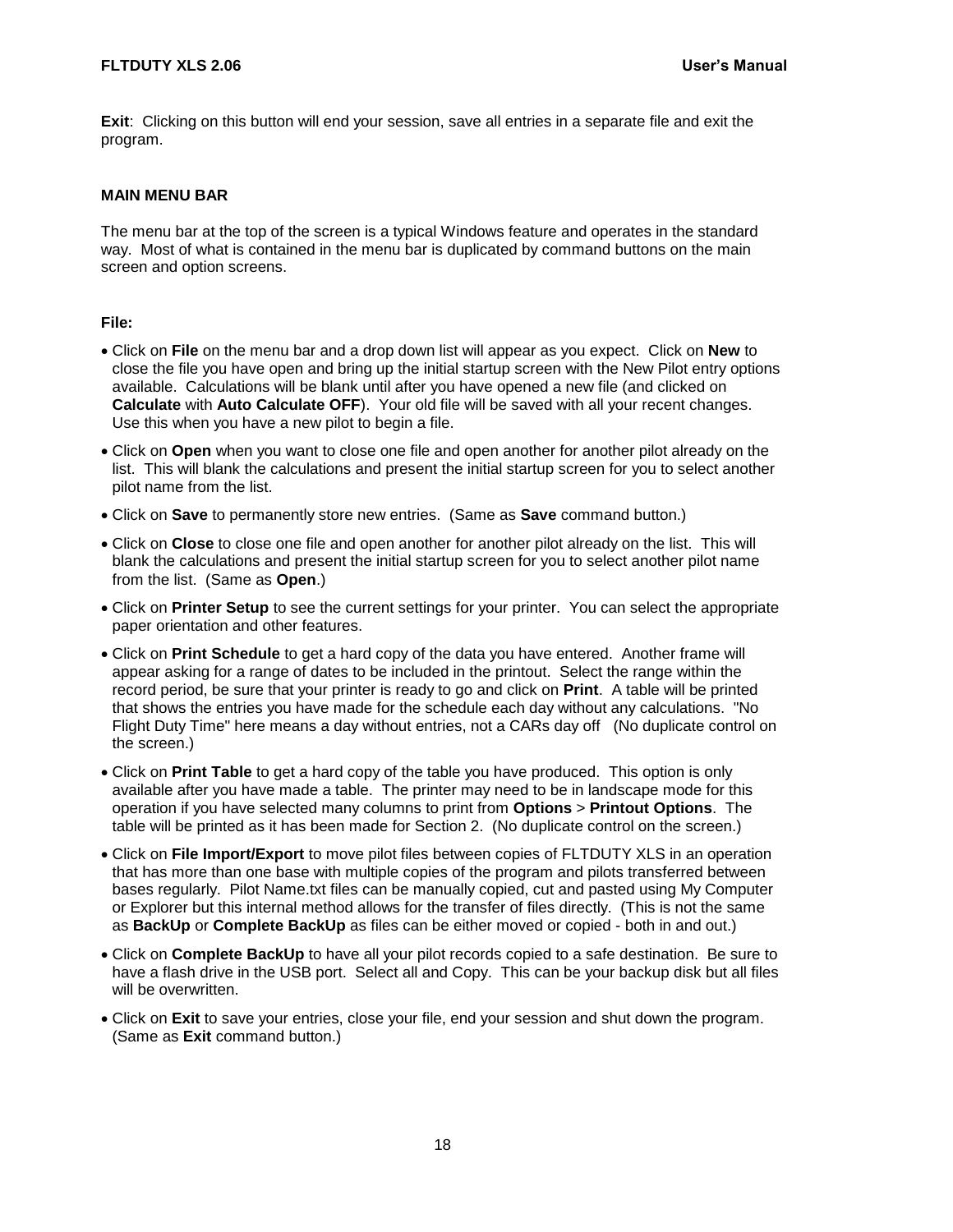**Exit**: Clicking on this button will end your session, save all entries in a separate file and exit the program.

#### MAIN MENU BAR

The menu bar at the top of the screen is a typical Windows feature and operates in the standard way. Most of what is contained in the menu bar is duplicated by command buttons on the main screen and option screens.

#### File:

- Click on **File** on the menu bar and a drop down list will appear as you expect. Click on **New** to close the file you have open and bring up the initial startup screen with the New Pilot entry options available. Calculations will be blank until after you have opened a new file (and clicked on **Calculate** with **Auto Calculate OFF**). Your old file will be saved with all your recent changes. Use this when you have a new pilot to begin a file.
- Click on **Open** when you want to close one file and open another for another pilot already on the list. This will blank the calculations and present the initial startup screen for you to select another pilot name from the list.
- Click on **Save** to permanently store new entries. (Same as **Save** command button.)
- Click on **Close** to close one file and open another for another pilot already on the list. This will blank the calculations and present the initial startup screen for you to select another pilot name from the list. (Same as **Open**.)
- Click on **Printer Setup** to see the current settings for your printer. You can select the appropriate paper orientation and other features.
- Click on **Print Schedule** to get a hard copy of the data you have entered. Another frame will appear asking for a range of dates to be included in the printout. Select the range within the record period, be sure that your printer is ready to go and click on **Print**. A table will be printed that shows the entries you have made for the schedule each day without any calculations. "No Flight Duty Time" here means a day without entries, not a CARs day off (No duplicate control on the screen.)
- Click on **Print Table** to get a hard copy of the table you have produced. This option is only available after you have made a table. The printer may need to be in landscape mode for this operation if you have selected many columns to print from **Options** > **Printout Options**. The table will be printed as it has been made for Section 2. (No duplicate control on the screen.)
- Click on **File Import/Export** to move pilot files between copies of FLTDUTY XLS in an operation that has more than one base with multiple copies of the program and pilots transferred between bases regularly. Pilot Name.txt files can be manually copied, cut and pasted using My Computer or Explorer but this internal method allows for the transfer of files directly. (This is not the same as **BackUp** or **Complete BackUp** as files can be either moved or copied - both in and out.)
- Click on **Complete BackUp** to have all your pilot records copied to a safe destination. Be sure to have a flash drive in the USB port. Select all and Copy. This can be your backup disk but all files will be overwritten.
- Click on **Exit** to save your entries, close your file, end your session and shut down the program. (Same as **Exit** command button.)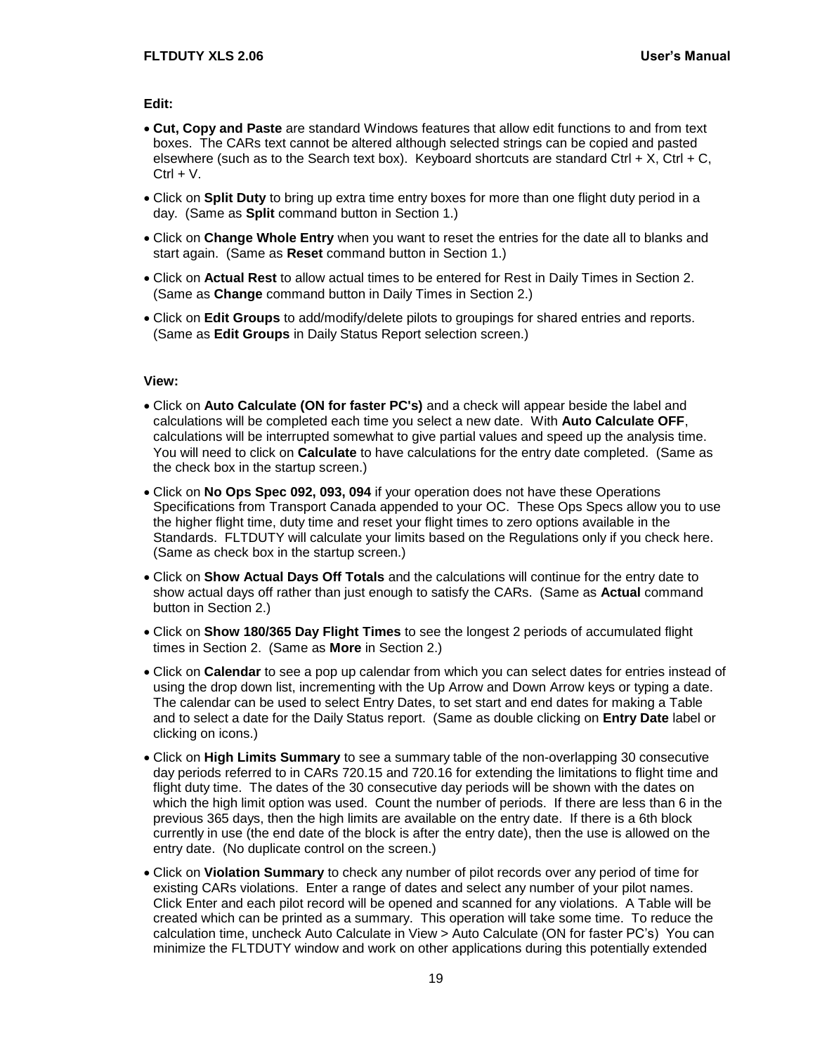**Edit:**

- **Cut, Copy and Paste** are standard Windows features that allow edit functions to and from text boxes. The CARs text cannot be altered although selected strings can be copied and pasted elsewhere (such as to the Search text box). Keyboard shortcuts are standard Ctrl + X, Ctrl + C, Ctrl + V.
- Click on **Split Duty** to bring up extra time entry boxes for more than one flight duty period in a day. (Same as **Split** command button in Section 1.)
- Click on **Change Whole Entry** when you want to reset the entries for the date all to blanks and start again. (Same as **Reset** command button in Section 1.)
- Click on **Actual Rest** to allow actual times to be entered for Rest in Daily Times in Section 2. (Same as **Change** command button in Daily Times in Section 2.)
- Click on **Edit Groups** to add/modify/delete pilots to groupings for shared entries and reports. (Same as **Edit Groups** in Daily Status Report selection screen.)

**View:**

- Click on **Auto Calculate (ON for faster PC's)** and a check will appear beside the label and calculations will be completed each time you select a new date. With **Auto Calculate OFF**, calculations will be interrupted somewhat to give partial values and speed up the analysis time. You will need to click on **Calculate** to have calculations for the entry date completed. (Same as the check box in the startup screen.)
- Click on **No Ops Spec 092, 093, 094** if your operation does not have these Operations Specifications from Transport Canada appended to your OC. These Ops Specs allow you to use the higher flight time, duty time and reset your flight times to zero options available in the Standards. FLTDUTY will calculate your limits based on the Regulations only if you check here. (Same as check box in the startup screen.)
- Click on **Show Actual Days Off Totals** and the calculations will continue for the entry date to show actual days off rather than just enough to satisfy the CARs. (Same as **Actual** command button in Section 2.)
- Click on **Show 180/365 Day Flight Times** to see the longest 2 periods of accumulated flight times in Section 2. (Same as **More** in Section 2.)
- Click on **Calendar** to see a pop up calendar from which you can select dates for entries instead of using the drop down list, incrementing with the Up Arrow and Down Arrow keys or typing a date. The calendar can be used to select Entry Dates, to set start and end dates for making a Table and to select a date for the Daily Status report. (Same as double clicking on **Entry Date** label or clicking on icons.)
- Click on **High Limits Summary** to see a summary table of the non-overlapping 30 consecutive day periods referred to in CARs 720.15 and 720.16 for extending the limitations to flight time and flight duty time. The dates of the 30 consecutive day periods will be shown with the dates on which the high limit option was used. Count the number of periods. If there are less than 6 in the previous 365 days, then the high limits are available on the entry date. If there is a 6th block currently in use (the end date of the block is after the entry date), then the use is allowed on the entry date. (No duplicate control on the screen.)
- Click on **Violation Summary** to check any number of pilot records over any period of time for existing CARs violations. Enter a range of dates and select any number of your pilot names. Click Enter and each pilot record will be opened and scanned for any violations. A Table will be created which can be printed as a summary. This operation will take some time. To reduce the calculation time, uncheck Auto Calculate in View > Auto Calculate (ON for faster PC's) You can minimize the FLTDUTY window and work on other applications during this potentially extended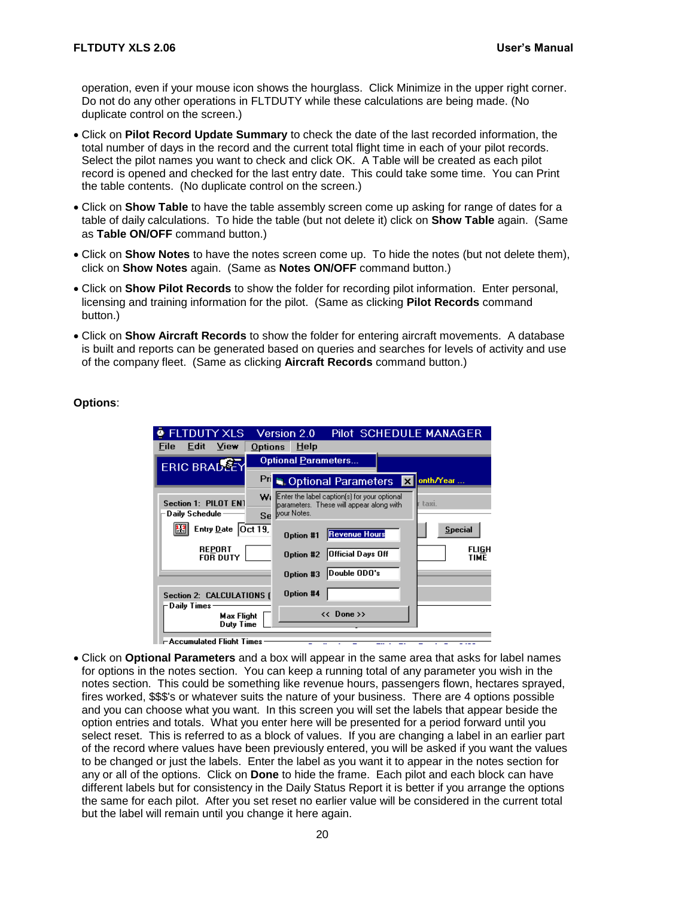operation, even if your mouse icon shows the hourglass. Click Minimize in the upper right corner. Do not do any other operations in FLTDUTY while these calculations are being made. (No duplicate control on the screen.)

- Click on **Pilot Record Update Summary** to check the date of the last recorded information, the total number of days in the record and the current total flight time in each of your pilot records. Select the pilot names you want to check and click OK. A Table will be created as each pilot record is opened and checked for the last entry date. This could take some time. You can Print the table contents. (No duplicate control on the screen.)
- Click on **Show Table** to have the table assembly screen come up asking for range of dates for a table of daily calculations. To hide the table (but not delete it) click on **Show Table** again. (Same as **Table ON/OFF** command button.)
- Click on **Show Notes** to have the notes screen come up. To hide the notes (but not delete them), click on **Show Notes** again. (Same as **Notes ON/OFF** command button.)
- Click on **Show Pilot Records** to show the folder for recording pilot information. Enter personal, licensing and training information for the pilot. (Same as clicking **Pilot Records** command button.)
- Click on **Show Aircraft Records** to show the folder for entering aircraft movements. A database is built and reports can be generated based on queries and searches for levels of activity and use of the company fleet. (Same as clicking **Aircraft Records** command button.)

**Options**:

- Click on **Optional Parameters** and a box will appear in the same area that asks for label names for options in the notes section. You can keep a running total of any parameter you wish in the notes section. This could be something like revenue hours, passengers flown, hectares sprayed, fires worked, $$$'s or whatever suits the nature of your business. There are 4 options possible and you can choose what you want. In this screen you will set the labels that appear beside the option entries and totals. What you enter here will be presented for a period forward until you select reset. This is referred to as a block of values. If you are changing a label in an earlier part of the record where values have been previously entered, you will be asked if you want the values to be changed or just the labels. Enter the label as you want it to appear in the notes section for any or all of the options. Click on **Done** to hide the frame. Each pilot and each block can have different labels but for consistency in the Daily Status Report it is better if you arrange the options the same for each pilot. After you set reset no earlier value will be considered in the current total but the label will remain until you change it here again.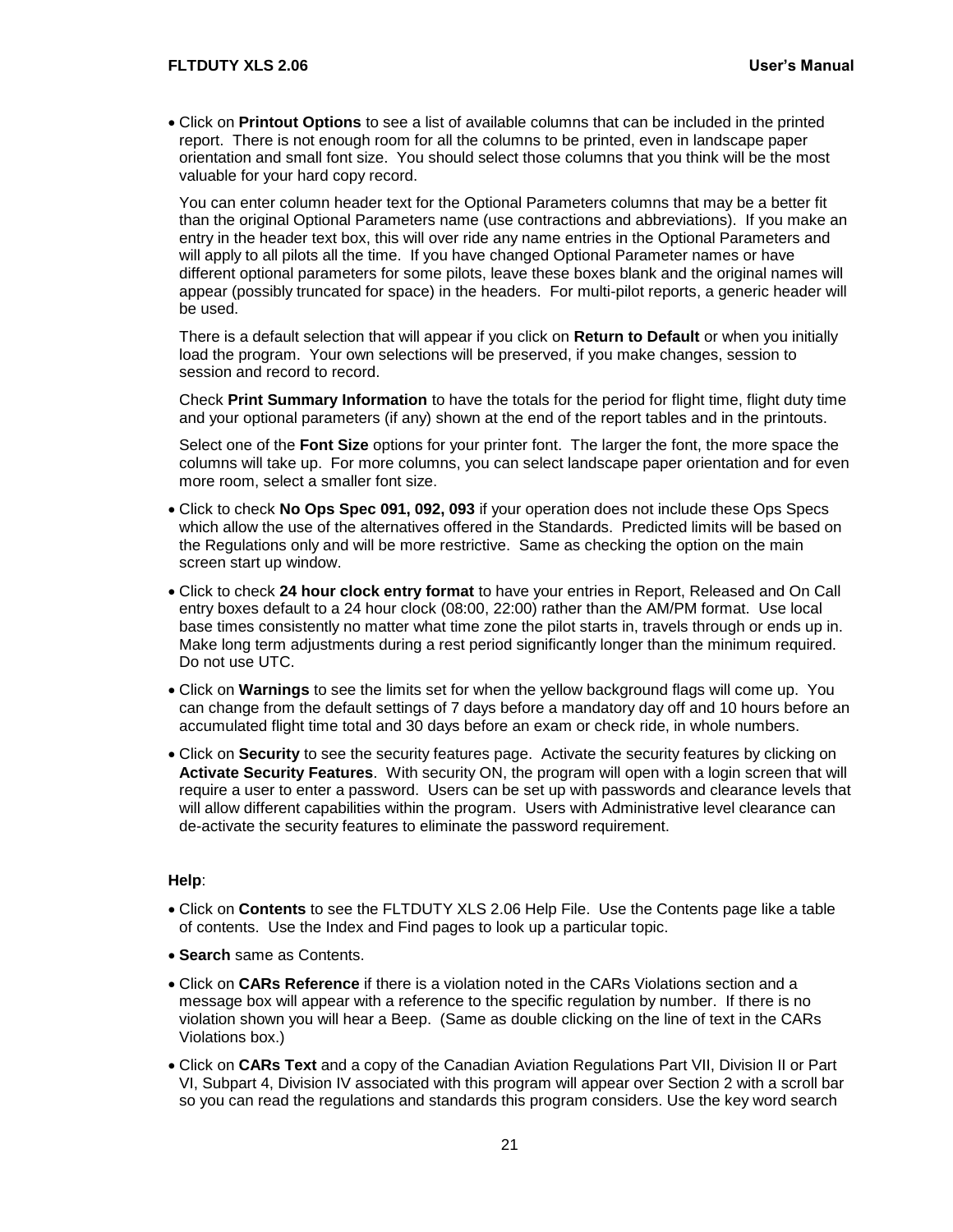- Click on **Printout Options** to see a list of available columns that can be included in the printed report. There is not enough room for all the columns to be printed, even in landscape paper orientation and small font size. You should select those columns that you think will be the most valuable for your hard copy record.

  You can enter column header text for the Optional Parameters columns that may be a better fit than the original Optional Parameters name (use contractions and abbreviations). If you make an entry in the header text box, this will over ride any name entries in the Optional Parameters and will apply to all pilots all the time. If you have changed Optional Parameter names or have different optional parameters for some pilots, leave these boxes blank and the original names will appear (possibly truncated for space) in the headers. For multi-pilot reports, a generic header will be used.

  There is a default selection that will appear if you click on **Return to Default** or when you initially load the program. Your own selections will be preserved, if you make changes, session to session and record to record.

  Check **Print Summary Information** to have the totals for the period for flight time, flight duty time and your optional parameters (if any) shown at the end of the report tables and in the printouts.

  Select one of the **Font Size** options for your printer font. The larger the font, the more space the columns will take up. For more columns, you can select landscape paper orientation and for even more room, select a smaller font size.

- Click to check **No Ops Spec 091, 092, 093** if your operation does not include these Ops Specs which allow the use of the alternatives offered in the Standards. Predicted limits will be based on the Regulations only and will be more restrictive. Same as checking the option on the main screen start up window.

- Click to check **24 hour clock entry format** to have your entries in Report, Released and On Call entry boxes default to a 24 hour clock (08:00, 22:00) rather than the AM/PM format. Use local base times consistently no matter what time zone the pilot starts in, travels through or ends up in. Make long term adjustments during a rest period significantly longer than the minimum required. Do not use UTC.

- Click on **Warnings** to see the limits set for when the yellow background flags will come up. You can change from the default settings of 7 days before a mandatory day off and 10 hours before an accumulated flight time total and 30 days before an exam or check ride, in whole numbers.

- Click on **Security** to see the security features page. Activate the security features by clicking on **Activate Security Features**. With security ON, the program will open with a login screen that will require a user to enter a password. Users can be set up with passwords and clearance levels that will allow different capabilities within the program. Users with Administrative level clearance can de-activate the security features to eliminate the password requirement.

**Help**:

- Click on **Contents** to see the FLTDUTY XLS 2.06 Help File. Use the Contents page like a table of contents. Use the Index and Find pages to look up a particular topic.

- **Search** same as Contents.

- Click on **CARs Reference** if there is a violation noted in the CARs Violations section and a message box will appear with a reference to the specific regulation by number. If there is no violation shown you will hear a Beep. (Same as double clicking on the line of text in the CARs Violations box.)

- Click on **CARs Text** and a copy of the Canadian Aviation Regulations Part VII, Division II or Part VI, Subpart 4, Division IV associated with this program will appear over Section 2 with a scroll bar so you can read the regulations and standards this program considers. Use the key word search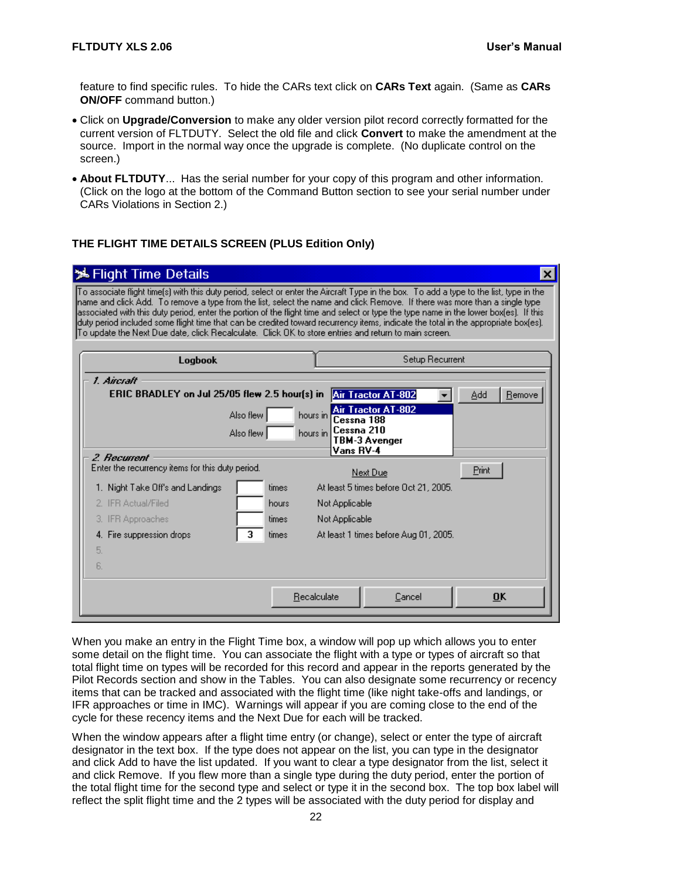feature to find specific rules. To hide the CARs text click on **CARs Text** again. (Same as **CARs ON/OFF** command button.)

- Click on **Upgrade/Conversion** to make any older version pilot record correctly formatted for the current version of FLTDUTY. Select the old file and click **Convert** to make the amendment at the source. Import in the normal way once the upgrade is complete. (No duplicate control on the screen.)
- **About FLTDUTY**... Has the serial number for your copy of this program and other information. (Click on the logo at the bottom of the Command Button section to see your serial number under CARs Violations in Section 2.)

### THE FLIGHT TIME DETAILS SCREEN (PLUS Edition Only)

When you make an entry in the Flight Time box, a window will pop up which allows you to enter some detail on the flight time. You can associate the flight with a type or types of aircraft so that total flight time on types will be recorded for this record and appear in the reports generated by the Pilot Records section and show in the Tables. You can also designate some recurrency or recency items that can be tracked and associated with the flight time (like night take-offs and landings, or IFR approaches or time in IMC). Warnings will appear if you are coming close to the end of the cycle for these recency items and the Next Due for each will be tracked.

When the window appears after a flight time entry (or change), select or enter the type of aircraft designator in the text box. If the type does not appear on the list, you can type in the designator and click Add to have the list updated. If you want to clear a type designator from the list, select it and click Remove. If you flew more than a single type during the duty period, enter the portion of the total flight time for the second type and select or type it in the second box. The top box label will reflect the split flight time and the 2 types will be associated with the duty period for display and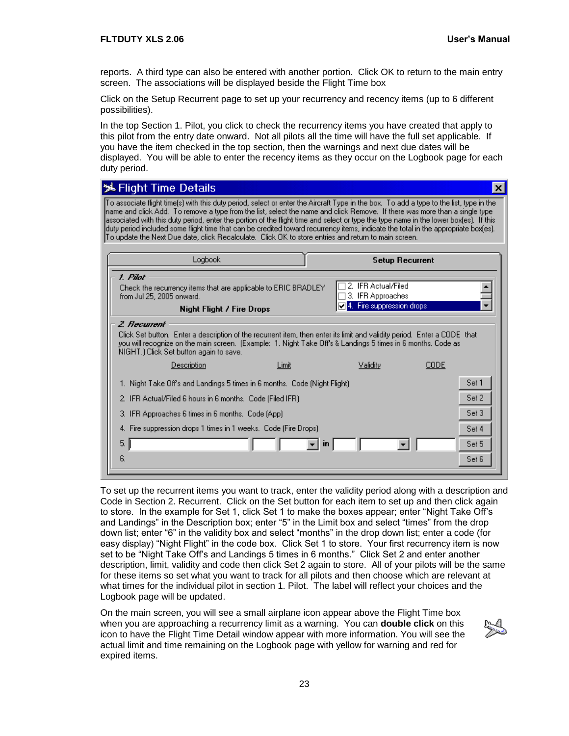reports. A third type can also be entered with another portion. Click OK to return to the main entry screen. The associations will be displayed beside the Flight Time box

Click on the Setup Recurrent page to set up your recurrency and recency items (up to 6 different possibilities).

In the top Section 1. Pilot, you click to check the recurrency items you have created that apply to this pilot from the entry date onward. Not all pilots all the time will have the full set applicable. If you have the item checked in the top section, then the warnings and next due dates will be displayed. You will be able to enter the recency items as they occur on the Logbook page for each duty period.

To set up the recurrent items you want to track, enter the validity period along with a description and Code in Section 2. Recurrent. Click on the Set button for each item to set up and then click again to store. In the example for Set 1, click Set 1 to make the boxes appear; enter "Night Take Off's and Landings" in the Description box; enter "5" in the Limit box and select "times" from the drop down list; enter "6" in the validity box and select "months" in the drop down list; enter a code (for easy display) "Night Flight" in the code box. Click Set 1 to store. Your first recurrency item is now set to be "Night Take Off's and Landings 5 times in 6 months." Click Set 2 and enter another description, limit, validity and code then click Set 2 again to store. All of your pilots will be the same for these items so set what you want to track for all pilots and then choose which are relevant at what times for the individual pilot in section 1. Pilot. The label will reflect your choices and the Logbook page will be updated.

On the main screen, you will see a small airplane icon appear above the Flight Time box when you are approaching a recurrency limit as a warning. You can **double click** on this icon to have the Flight Time Detail window appear with more information. You will see the actual limit and time remaining on the Logbook page with yellow for warning and red for expired items.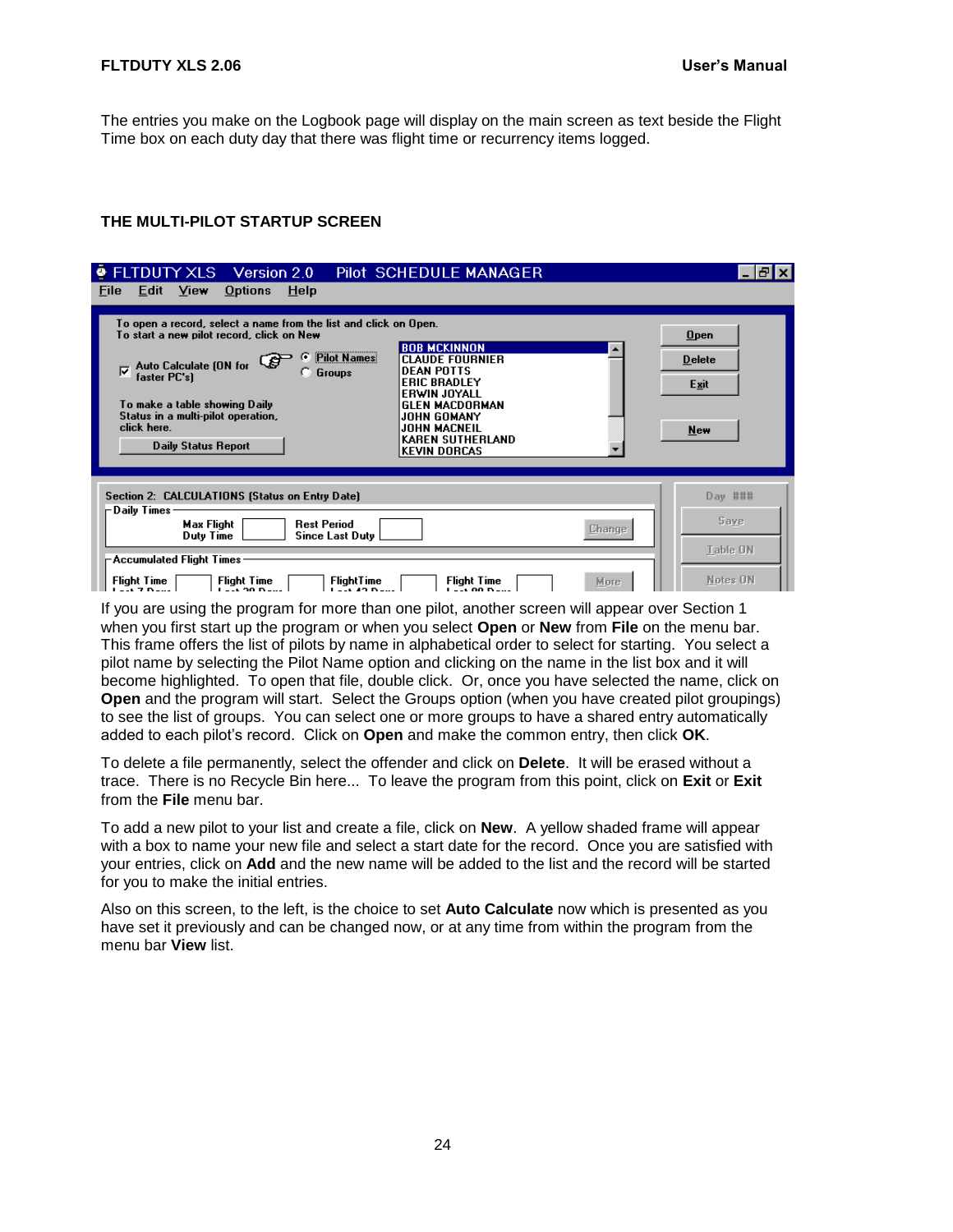The entries you make on the Logbook page will display on the main screen as text beside the Flight Time box on each duty day that there was flight time or recurrency items logged.

## THE MULTI-PILOT STARTUP SCREEN

If you are using the program for more than one pilot, another screen will appear over Section 1 when you first start up the program or when you select **Open** or **New** from **File** on the menu bar. This frame offers the list of pilots by name in alphabetical order to select for starting. You select a pilot name by selecting the Pilot Name option and clicking on the name in the list box and it will become highlighted. To open that file, double click. Or, once you have selected the name, click on **Open** and the program will start. Select the Groups option (when you have created pilot groupings) to see the list of groups. You can select one or more groups to have a shared entry automatically added to each pilot's record. Click on **Open** and make the common entry, then click **OK**.

To delete a file permanently, select the offender and click on **Delete**. It will be erased without a trace. There is no Recycle Bin here... To leave the program from this point, click on **Exit** or **Exit** from the **File** menu bar.

To add a new pilot to your list and create a file, click on **New**. A yellow shaded frame will appear with a box to name your new file and select a start date for the record. Once you are satisfied with your entries, click on **Add** and the new name will be added to the list and the record will be started for you to make the initial entries.

Also on this screen, to the left, is the choice to set **Auto Calculate** now which is presented as you have set it previously and can be changed now, or at any time from within the program from the menu bar **View** list.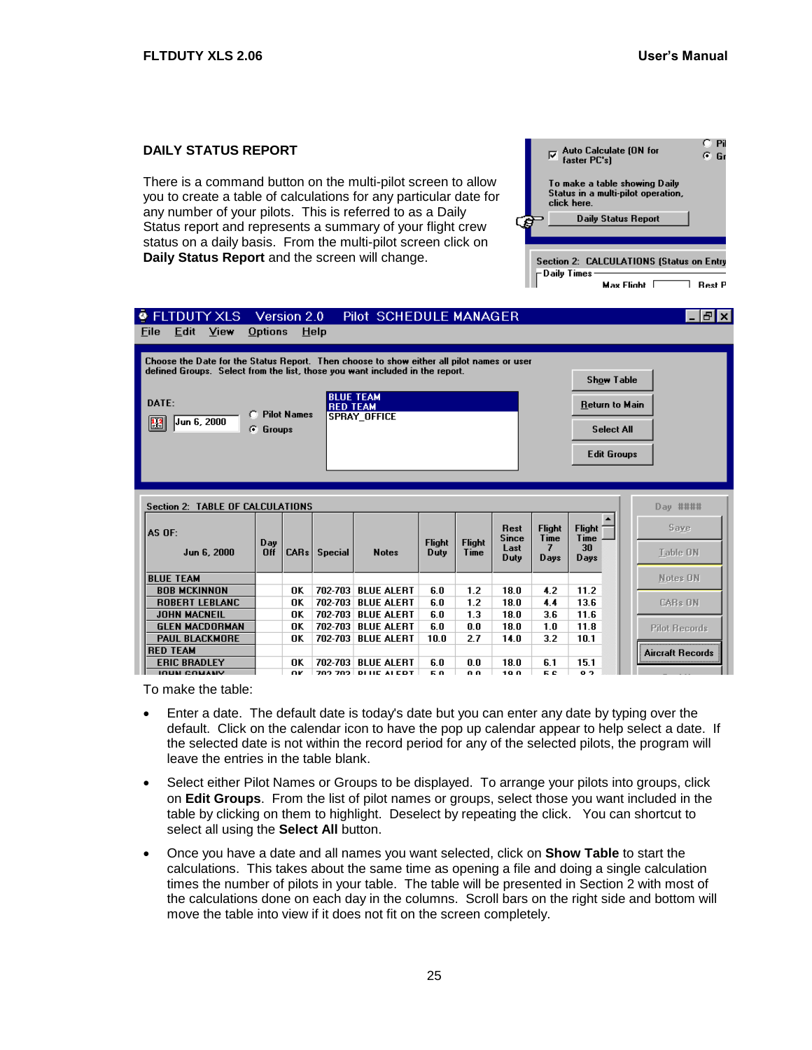## DAILY STATUS REPORT

There is a command button on the multi-pilot screen to allow you to create a table of calculations for any particular date for any number of your pilots. This is referred to as a Daily Status report and represents a summary of your flight crew status on a daily basis. From the multi-pilot screen click on **Daily Status Report** and the screen will change.

To make the table:

- Enter a date. The default date is today's date but you can enter any date by typing over the default. Click on the calendar icon to have the pop up calendar appear to help select a date. If the selected date is not within the record period for any of the selected pilots, the program will leave the entries in the table blank.
- Select either Pilot Names or Groups to be displayed. To arrange your pilots into groups, click on **Edit Groups**. From the list of pilot names or groups, select those you want included in the table by clicking on them to highlight. Deselect by repeating the click. You can shortcut to select all using the **Select All** button.
- Once you have a date and all names you want selected, click on **Show Table** to start the calculations. This takes about the same time as opening a file and doing a single calculation times the number of pilots in your table. The table will be presented in Section 2 with most of the calculations done on each day in the columns. Scroll bars on the right side and bottom will move the table into view if it does not fit on the screen completely.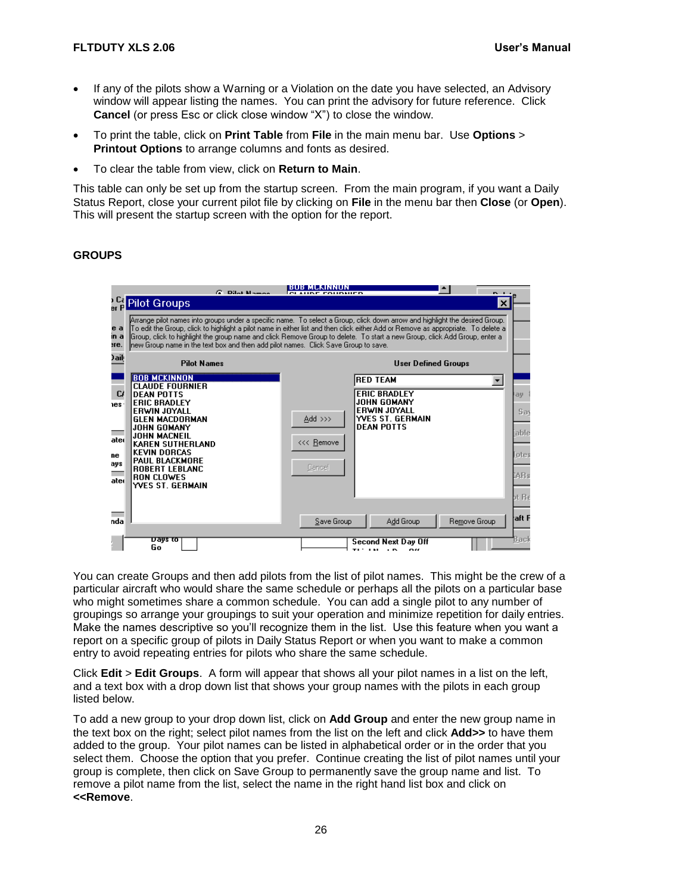- If any of the pilots show a Warning or a Violation on the date you have selected, an Advisory window will appear listing the names. You can print the advisory for future reference. Click **Cancel** (or press Esc or click close window "X") to close the window.
- To print the table, click on **Print Table** from **File** in the main menu bar. Use **Options** > **Printout Options** to arrange columns and fonts as desired.
- To clear the table from view, click on **Return to Main**.

This table can only be set up from the startup screen. From the main program, if you want a Daily Status Report, close your current pilot file by clicking on **File** in the menu bar then **Close** (or **Open**). This will present the startup screen with the option for the report.

## GROUPS

You can create Groups and then add pilots from the list of pilot names. This might be the crew of a particular aircraft who would share the same schedule or perhaps all the pilots on a particular base who might sometimes share a common schedule. You can add a single pilot to any number of groupings so arrange your groupings to suit your operation and minimize repetition for daily entries. Make the names descriptive so you'll recognize them in the list. Use this feature when you want a report on a specific group of pilots in Daily Status Report or when you want to make a common entry to avoid repeating entries for pilots who share the same schedule.

Click **Edit** > **Edit Groups**. A form will appear that shows all your pilot names in a list on the left, and a text box with a drop down list that shows your group names with the pilots in each group listed below.

To add a new group to your drop down list, click on **Add Group** and enter the new group name in the text box on the right; select pilot names from the list on the left and click **Add>>** to have them added to the group. Your pilot names can be listed in alphabetical order or in the order that you select them. Choose the option that you prefer. Continue creating the list of pilot names until your group is complete, then click on Save Group to permanently save the group name and list. To remove a pilot name from the list, select the name in the right hand list box and click on **<<Remove**.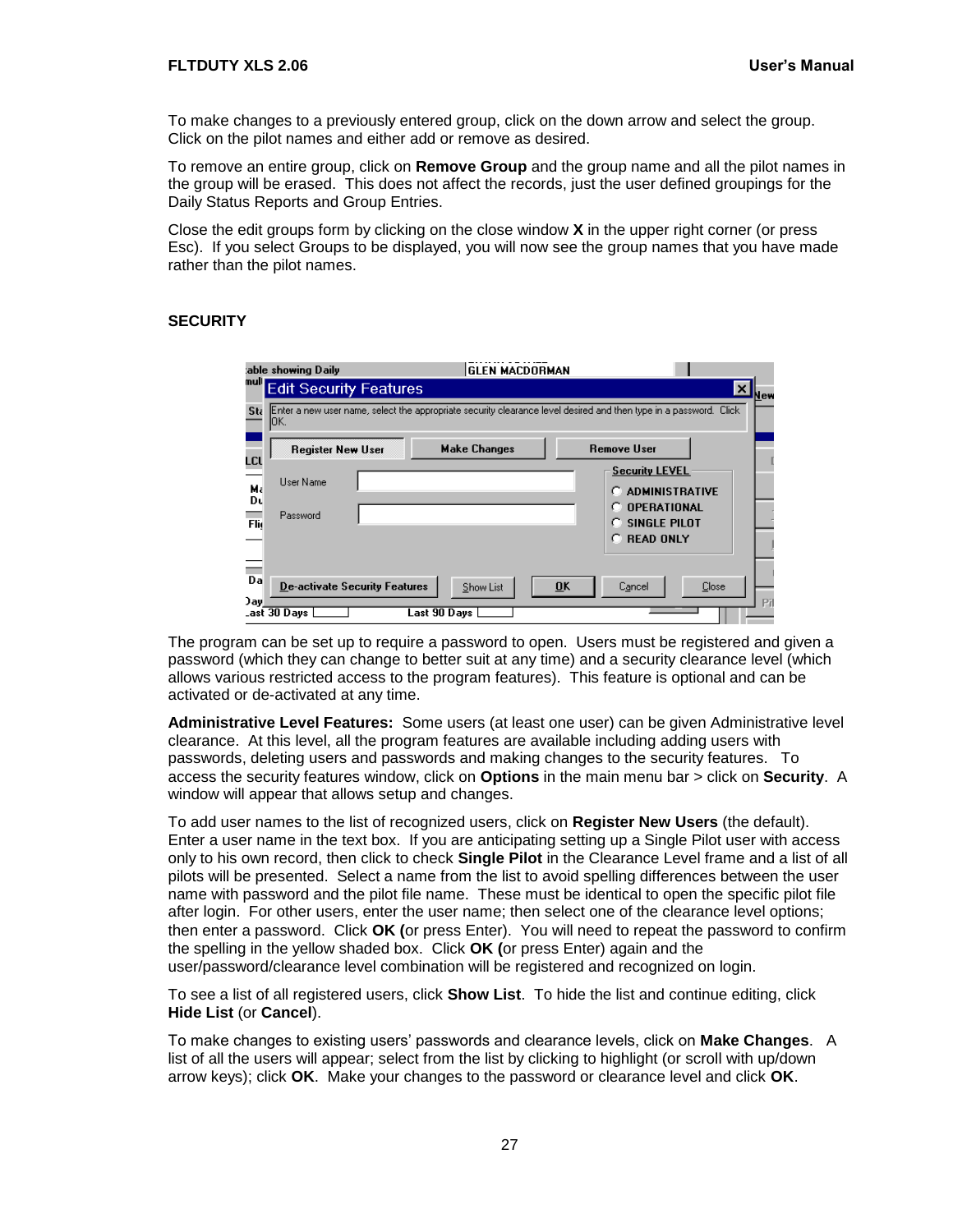To make changes to a previously entered group, click on the down arrow and select the group. Click on the pilot names and either add or remove as desired.

To remove an entire group, click on **Remove Group** and the group name and all the pilot names in the group will be erased. This does not affect the records, just the user defined groupings for the Daily Status Reports and Group Entries.

Close the edit groups form by clicking on the close window **X** in the upper right corner (or press Esc). If you select Groups to be displayed, you will now see the group names that you have made rather than the pilot names.

## SECURITY

The program can be set up to require a password to open. Users must be registered and given a password (which they can change to better suit at any time) and a security clearance level (which allows various restricted access to the program features). This feature is optional and can be activated or de-activated at any time.

**Administrative Level Features:** Some users (at least one user) can be given Administrative level clearance. At this level, all the program features are available including adding users with passwords, deleting users and passwords and making changes to the security features. To access the security features window, click on **Options** in the main menu bar > click on **Security**. A window will appear that allows setup and changes.

To add user names to the list of recognized users, click on **Register New Users** (the default). Enter a user name in the text box. If you are anticipating setting up a Single Pilot user with access only to his own record, then click to check **Single Pilot** in the Clearance Level frame and a list of all pilots will be presented. Select a name from the list to avoid spelling differences between the user name with password and the pilot file name. These must be identical to open the specific pilot file after login. For other users, enter the user name; then select one of the clearance level options; then enter a password. Click **OK (**or press Enter). You will need to repeat the password to confirm the spelling in the yellow shaded box. Click **OK (**or press Enter) again and the user/password/clearance level combination will be registered and recognized on login.

To see a list of all registered users, click **Show List**. To hide the list and continue editing, click **Hide List** (or **Cancel**).

To make changes to existing users' passwords and clearance levels, click on **Make Changes**. A list of all the users will appear; select from the list by clicking to highlight (or scroll with up/down arrow keys); click **OK**. Make your changes to the password or clearance level and click **OK**.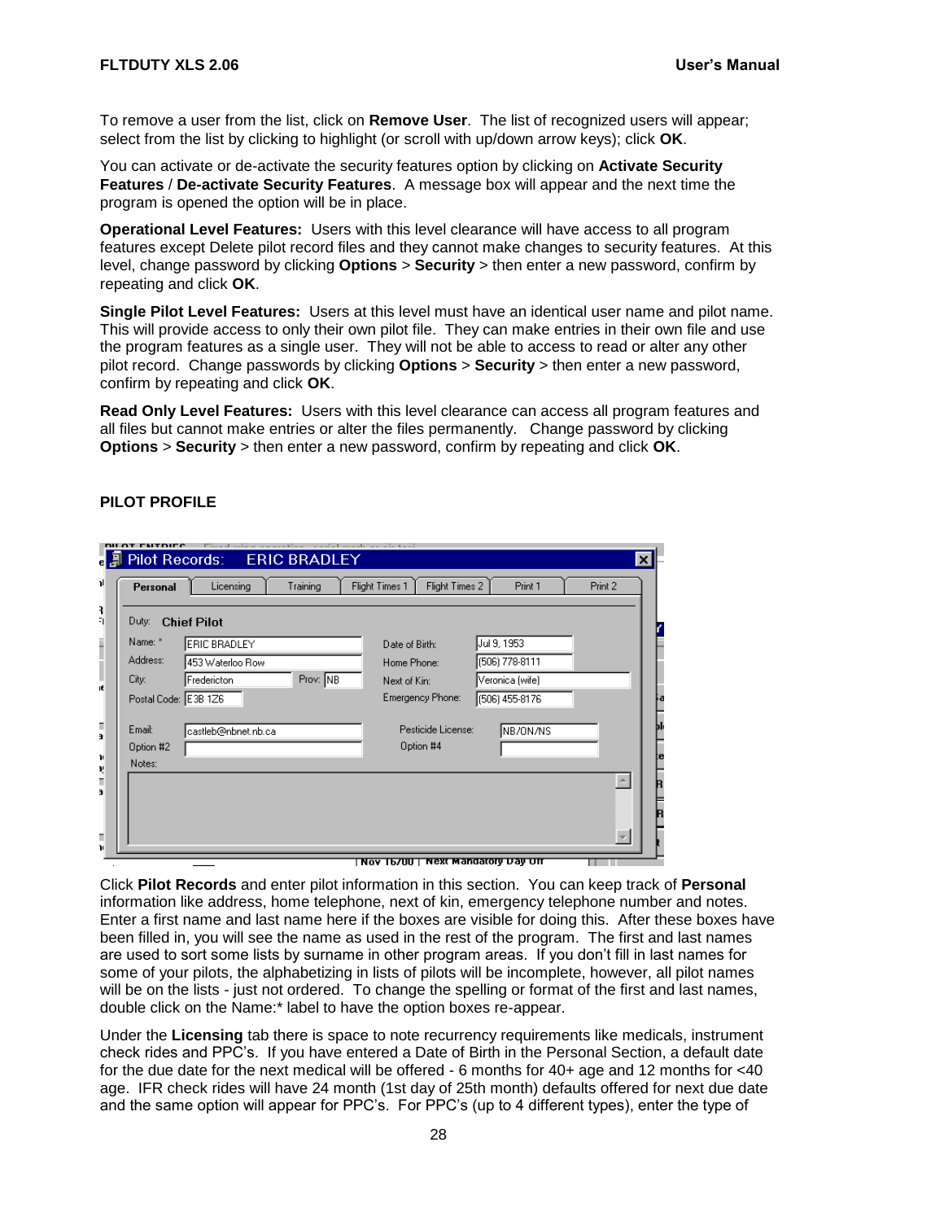To remove a user from the list, click on **Remove User**. The list of recognized users will appear; select from the list by clicking to highlight (or scroll with up/down arrow keys); click **OK**.

You can activate or de-activate the security features option by clicking on **Activate Security Features** / **De-activate Security Features**. A message box will appear and the next time the program is opened the option will be in place.

**Operational Level Features:** Users with this level clearance will have access to all program features except Delete pilot record files and they cannot make changes to security features. At this level, change password by clicking **Options** > **Security** > then enter a new password, confirm by repeating and click **OK**.

**Single Pilot Level Features:** Users at this level must have an identical user name and pilot name. This will provide access to only their own pilot file. They can make entries in their own file and use the program features as a single user. They will not be able to access to read or alter any other pilot record. Change passwords by clicking **Options** > **Security** > then enter a new password, confirm by repeating and click **OK**.

**Read Only Level Features:** Users with this level clearance can access all program features and all files but cannot make entries or alter the files permanently. Change password by clicking **Options** > **Security** > then enter a new password, confirm by repeating and click **OK**.

## PILOT PROFILE

Click **Pilot Records** and enter pilot information in this section. You can keep track of **Personal** information like address, home telephone, next of kin, emergency telephone number and notes. Enter a first name and last name here if the boxes are visible for doing this. After these boxes have been filled in, you will see the name as used in the rest of the program. The first and last names are used to sort some lists by surname in other program areas. If you don't fill in last names for some of your pilots, the alphabetizing in lists of pilots will be incomplete, however, all pilot names will be on the lists - just not ordered. To change the spelling or format of the first and last names, double click on the Name:* label to have the option boxes re-appear.

Under the **Licensing** tab there is space to note recurrency requirements like medicals, instrument check rides and PPC's. If you have entered a Date of Birth in the Personal Section, a default date for the due date for the next medical will be offered - 6 months for 40+ age and 12 months for <40 age. IFR check rides will have 24 month (1st day of 25th month) defaults offered for next due date and the same option will appear for PPC's. For PPC's (up to 4 different types), enter the type of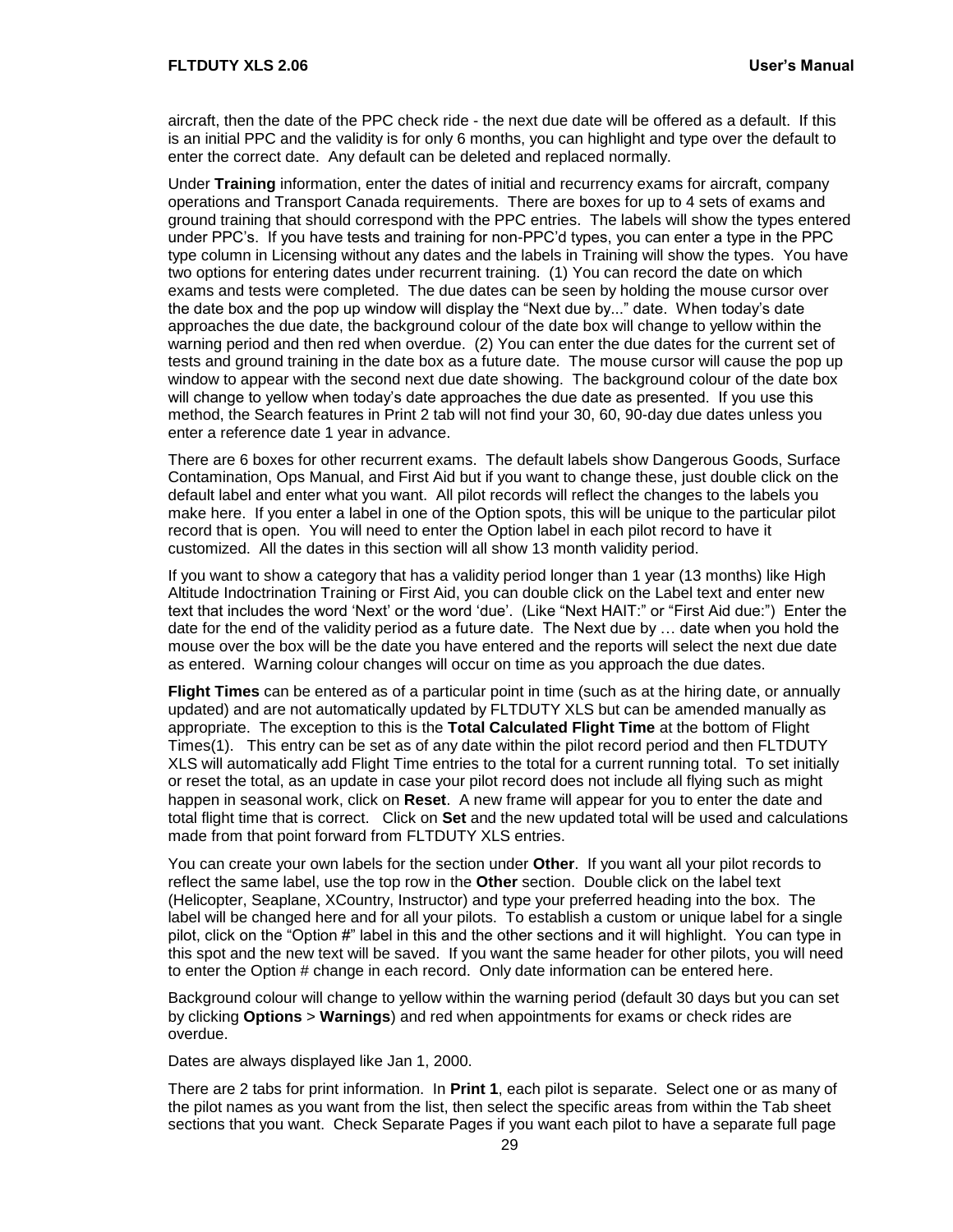aircraft, then the date of the PPC check ride - the next due date will be offered as a default. If this is an initial PPC and the validity is for only 6 months, you can highlight and type over the default to enter the correct date. Any default can be deleted and replaced normally.

Under **Training** information, enter the dates of initial and recurrency exams for aircraft, company operations and Transport Canada requirements. There are boxes for up to 4 sets of exams and ground training that should correspond with the PPC entries. The labels will show the types entered under PPC's. If you have tests and training for non-PPC'd types, you can enter a type in the PPC type column in Licensing without any dates and the labels in Training will show the types. You have two options for entering dates under recurrent training. (1) You can record the date on which exams and tests were completed. The due dates can be seen by holding the mouse cursor over the date box and the pop up window will display the "Next due by..." date. When today's date approaches the due date, the background colour of the date box will change to yellow within the warning period and then red when overdue. (2) You can enter the due dates for the current set of tests and ground training in the date box as a future date. The mouse cursor will cause the pop up window to appear with the second next due date showing. The background colour of the date box will change to yellow when today's date approaches the due date as presented. If you use this method, the Search features in Print 2 tab will not find your 30, 60, 90-day due dates unless you enter a reference date 1 year in advance.

There are 6 boxes for other recurrent exams. The default labels show Dangerous Goods, Surface Contamination, Ops Manual, and First Aid but if you want to change these, just double click on the default label and enter what you want. All pilot records will reflect the changes to the labels you make here. If you enter a label in one of the Option spots, this will be unique to the particular pilot record that is open. You will need to enter the Option label in each pilot record to have it customized. All the dates in this section will all show 13 month validity period.

If you want to show a category that has a validity period longer than 1 year (13 months) like High Altitude Indoctrination Training or First Aid, you can double click on the Label text and enter new text that includes the word 'Next' or the word 'due'. (Like "Next HAIT:" or "First Aid due:") Enter the date for the end of the validity period as a future date. The Next due by … date when you hold the mouse over the box will be the date you have entered and the reports will select the next due date as entered. Warning colour changes will occur on time as you approach the due dates.

**Flight Times** can be entered as of a particular point in time (such as at the hiring date, or annually updated) and are not automatically updated by FLTDUTY XLS but can be amended manually as appropriate. The exception to this is the **Total Calculated Flight Time** at the bottom of Flight Times(1). This entry can be set as of any date within the pilot record period and then FLTDUTY XLS will automatically add Flight Time entries to the total for a current running total. To set initially or reset the total, as an update in case your pilot record does not include all flying such as might happen in seasonal work, click on **Reset**. A new frame will appear for you to enter the date and total flight time that is correct. Click on **Set** and the new updated total will be used and calculations made from that point forward from FLTDUTY XLS entries.

You can create your own labels for the section under **Other**. If you want all your pilot records to reflect the same label, use the top row in the **Other** section. Double click on the label text (Helicopter, Seaplane, XCountry, Instructor) and type your preferred heading into the box. The label will be changed here and for all your pilots. To establish a custom or unique label for a single pilot, click on the "Option #" label in this and the other sections and it will highlight. You can type in this spot and the new text will be saved. If you want the same header for other pilots, you will need to enter the Option # change in each record. Only date information can be entered here.

Background colour will change to yellow within the warning period (default 30 days but you can set by clicking **Options** > **Warnings**) and red when appointments for exams or check rides are overdue.

Dates are always displayed like Jan 1, 2000.

There are 2 tabs for print information. In **Print 1**, each pilot is separate. Select one or as many of the pilot names as you want from the list, then select the specific areas from within the Tab sheet sections that you want. Check Separate Pages if you want each pilot to have a separate full page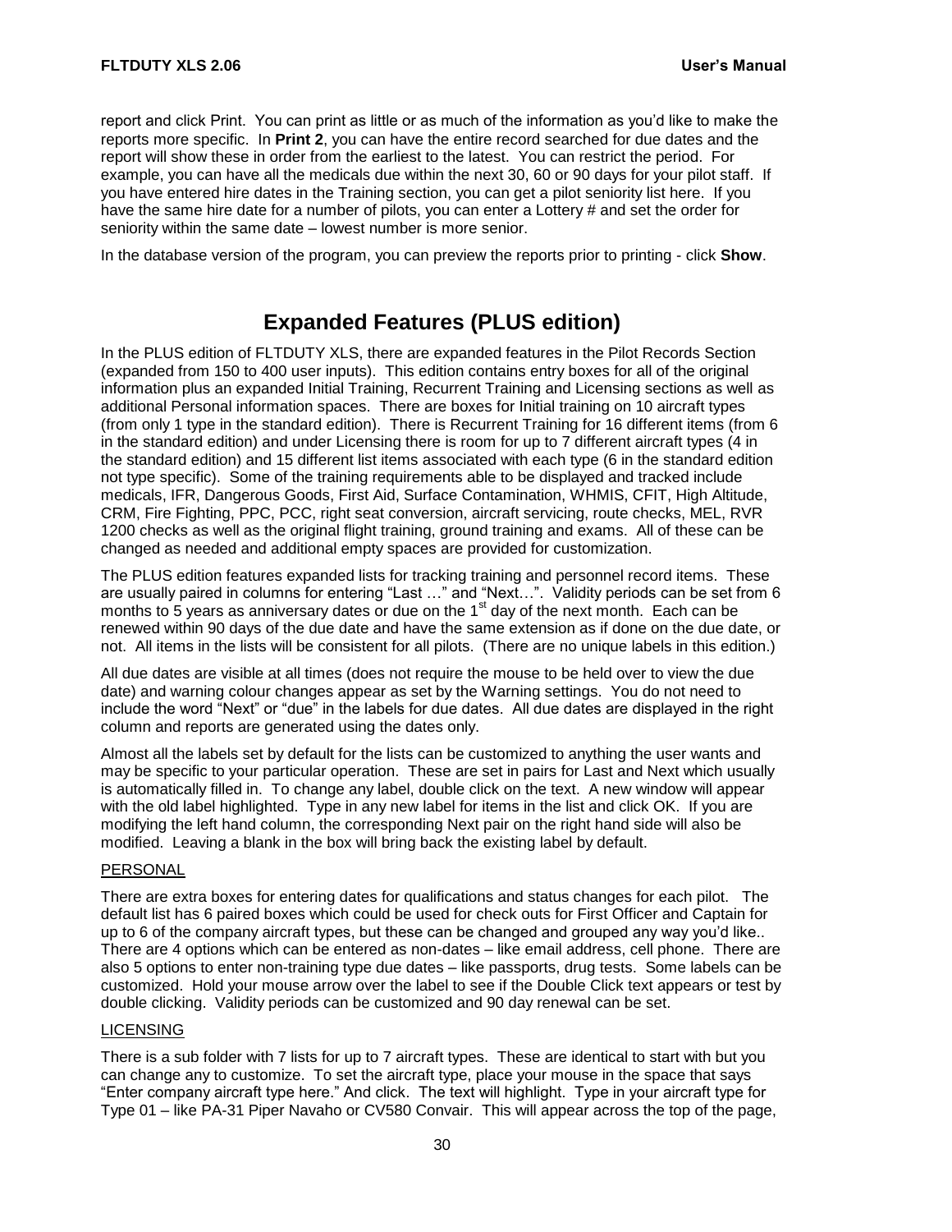report and click Print. You can print as little or as much of the information as you'd like to make the reports more specific. In **Print 2**, you can have the entire record searched for due dates and the report will show these in order from the earliest to the latest. You can restrict the period. For example, you can have all the medicals due within the next 30, 60 or 90 days for your pilot staff. If you have entered hire dates in the Training section, you can get a pilot seniority list here. If you have the same hire date for a number of pilots, you can enter a Lottery # and set the order for seniority within the same date – lowest number is more senior.

In the database version of the program, you can preview the reports prior to printing - click **Show**.

## Expanded Features (PLUS edition)

In the PLUS edition of FLTDUTY XLS, there are expanded features in the Pilot Records Section (expanded from 150 to 400 user inputs). This edition contains entry boxes for all of the original information plus an expanded Initial Training, Recurrent Training and Licensing sections as well as additional Personal information spaces. There are boxes for Initial training on 10 aircraft types (from only 1 type in the standard edition). There is Recurrent Training for 16 different items (from 6 in the standard edition) and under Licensing there is room for up to 7 different aircraft types (4 in the standard edition) and 15 different list items associated with each type (6 in the standard edition not type specific). Some of the training requirements able to be displayed and tracked include medicals, IFR, Dangerous Goods, First Aid, Surface Contamination, WHMIS, CFIT, High Altitude, CRM, Fire Fighting, PPC, PCC, right seat conversion, aircraft servicing, route checks, MEL, RVR 1200 checks as well as the original flight training, ground training and exams. All of these can be changed as needed and additional empty spaces are provided for customization.

The PLUS edition features expanded lists for tracking training and personnel record items. These are usually paired in columns for entering "Last …" and "Next…". Validity periods can be set from 6 months to 5 years as anniversary dates or due on the 1st day of the next month. Each can be renewed within 90 days of the due date and have the same extension as if done on the due date, or not. All items in the lists will be consistent for all pilots. (There are no unique labels in this edition.)

All due dates are visible at all times (does not require the mouse to be held over to view the due date) and warning colour changes appear as set by the Warning settings. You do not need to include the word "Next" or "due" in the labels for due dates. All due dates are displayed in the right column and reports are generated using the dates only.

Almost all the labels set by default for the lists can be customized to anything the user wants and may be specific to your particular operation. These are set in pairs for Last and Next which usually is automatically filled in. To change any label, double click on the text. A new window will appear with the old label highlighted. Type in any new label for items in the list and click OK. If you are modifying the left hand column, the corresponding Next pair on the right hand side will also be modified. Leaving a blank in the box will bring back the existing label by default.

### PERSONAL

There are extra boxes for entering dates for qualifications and status changes for each pilot. The default list has 6 paired boxes which could be used for check outs for First Officer and Captain for up to 6 of the company aircraft types, but these can be changed and grouped any way you'd like.. There are 4 options which can be entered as non-dates – like email address, cell phone. There are also 5 options to enter non-training type due dates – like passports, drug tests. Some labels can be customized. Hold your mouse arrow over the label to see if the Double Click text appears or test by double clicking. Validity periods can be customized and 90 day renewal can be set.

### LICENSING

There is a sub folder with 7 lists for up to 7 aircraft types. These are identical to start with but you can change any to customize. To set the aircraft type, place your mouse in the space that says "Enter company aircraft type here." And click. The text will highlight. Type in your aircraft type for Type 01 – like PA-31 Piper Navaho or CV580 Convair. This will appear across the top of the page,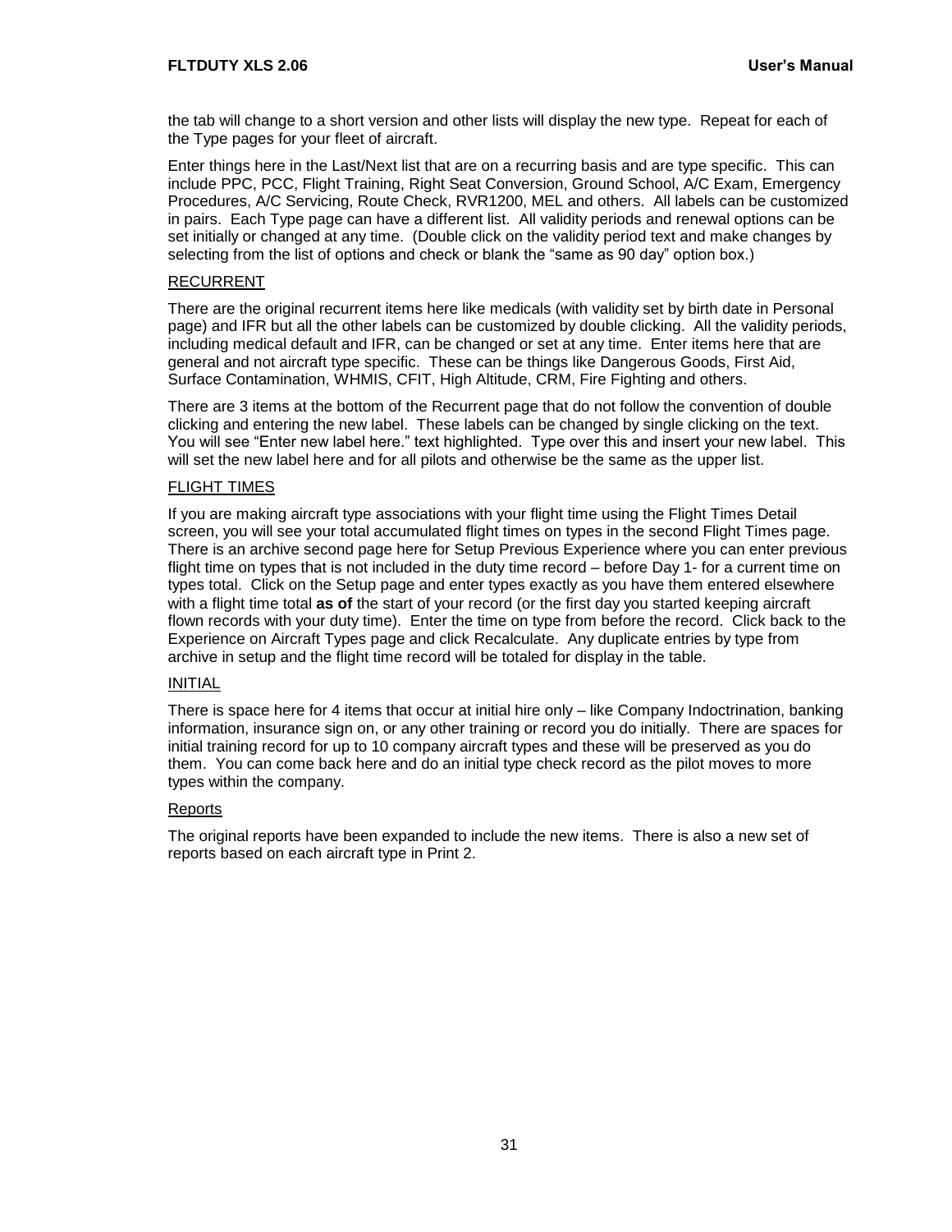the tab will change to a short version and other lists will display the new type. Repeat for each of the Type pages for your fleet of aircraft.

Enter things here in the Last/Next list that are on a recurring basis and are type specific. This can include PPC, PCC, Flight Training, Right Seat Conversion, Ground School, A/C Exam, Emergency Procedures, A/C Servicing, Route Check, RVR1200, MEL and others. All labels can be customized in pairs. Each Type page can have a different list. All validity periods and renewal options can be set initially or changed at any time. (Double click on the validity period text and make changes by selecting from the list of options and check or blank the "same as 90 day" option box.)

## RECURRENT

There are the original recurrent items here like medicals (with validity set by birth date in Personal page) and IFR but all the other labels can be customized by double clicking. All the validity periods, including medical default and IFR, can be changed or set at any time. Enter items here that are general and not aircraft type specific. These can be things like Dangerous Goods, First Aid, Surface Contamination, WHMIS, CFIT, High Altitude, CRM, Fire Fighting and others.

There are 3 items at the bottom of the Recurrent page that do not follow the convention of double clicking and entering the new label. These labels can be changed by single clicking on the text. You will see "Enter new label here." text highlighted. Type over this and insert your new label. This will set the new label here and for all pilots and otherwise be the same as the upper list.

## FLIGHT TIMES

If you are making aircraft type associations with your flight time using the Flight Times Detail screen, you will see your total accumulated flight times on types in the second Flight Times page. There is an archive second page here for Setup Previous Experience where you can enter previous flight time on types that is not included in the duty time record – before Day 1- for a current time on types total. Click on the Setup page and enter types exactly as you have them entered elsewhere with a flight time total **as of** the start of your record (or the first day you started keeping aircraft flown records with your duty time). Enter the time on type from before the record. Click back to the Experience on Aircraft Types page and click Recalculate. Any duplicate entries by type from archive in setup and the flight time record will be totaled for display in the table.

## INITIAL

There is space here for 4 items that occur at initial hire only – like Company Indoctrination, banking information, insurance sign on, or any other training or record you do initially. There are spaces for initial training record for up to 10 company aircraft types and these will be preserved as you do them. You can come back here and do an initial type check record as the pilot moves to more types within the company.

## Reports

The original reports have been expanded to include the new items. There is also a new set of reports based on each aircraft type in Print 2.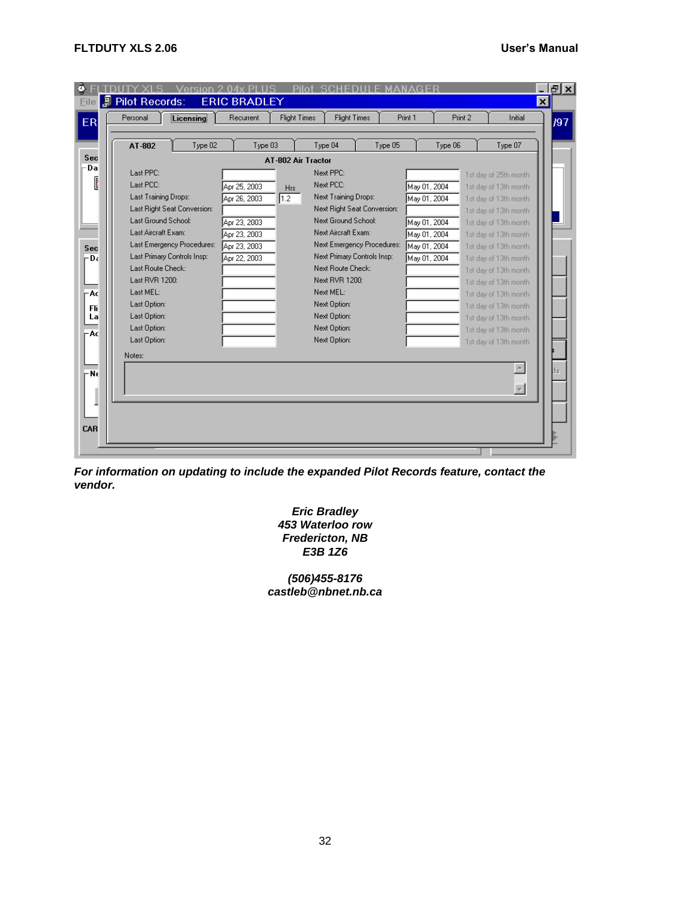**Pilot Records: ERIC BRADLEY**

Tabs: Personal | Licensing | Recurrent | Flight Times | Flight Times | Print 1 | Print 2 | Initial

Aircraft tabs: AT-802 | Type 02 | Type 03 | Type 04 | Type 05 | Type 06 | Type 07

**AT-802 Air Tractor**

| Last | Date | Hrs | Next | Date | Interval |
|---|---|---|---|---|---|
| Last PPC: | | | Next PPC: | | 1st day of 25th month |
| Last PCC: | Apr 25, 2003 | | Next PCC: | May 01, 2004 | 1st day of 13th month |
| Last Training Drops: | Apr 26, 2003 | 1.2 | Next Training Drops: | May 01, 2004 | 1st day of 13th month |
| Last Right Seat Conversion: | | | Next Right Seat Conversion: | | 1st day of 13th month |
| Last Ground School: | Apr 23, 2003 | | Next Ground School: | May 01, 2004 | 1st day of 13th month |
| Last Aircraft Exam: | Apr 23, 2003 | | Next Aircraft Exam: | May 01, 2004 | 1st day of 13th month |
| Last Emergency Procedures: | Apr 23, 2003 | | Next Emergency Procedures: | May 01, 2004 | 1st day of 13th month |
| Last Primary Controls Insp: | Apr 22, 2003 | | Next Primary Controls Insp: | May 01, 2004 | 1st day of 13th month |
| Last Route Check: | | | Next Route Check: | | 1st day of 13th month |
| Last RVR 1200: | | | Next RVR 1200: | | 1st day of 13th month |
| Last MEL: | | | Next MEL: | | 1st day of 13th month |
| Last Option: | | | Next Option: | | 1st day of 13th month |
| Last Option: | | | Next Option: | | 1st day of 13th month |
| Last Option: | | | Next Option: | | 1st day of 13th month |
| Last Option: | | | Next Option: | | 1st day of 13th month |

Notes:

***For information on updating to include the expanded Pilot Records feature, contact the vendor.***

***Eric Bradley***
***453 Waterloo row***
***Fredericton, NB***
***E3B 1Z6***

***(506)455-8176***
***castleb@nbnet.nb.ca***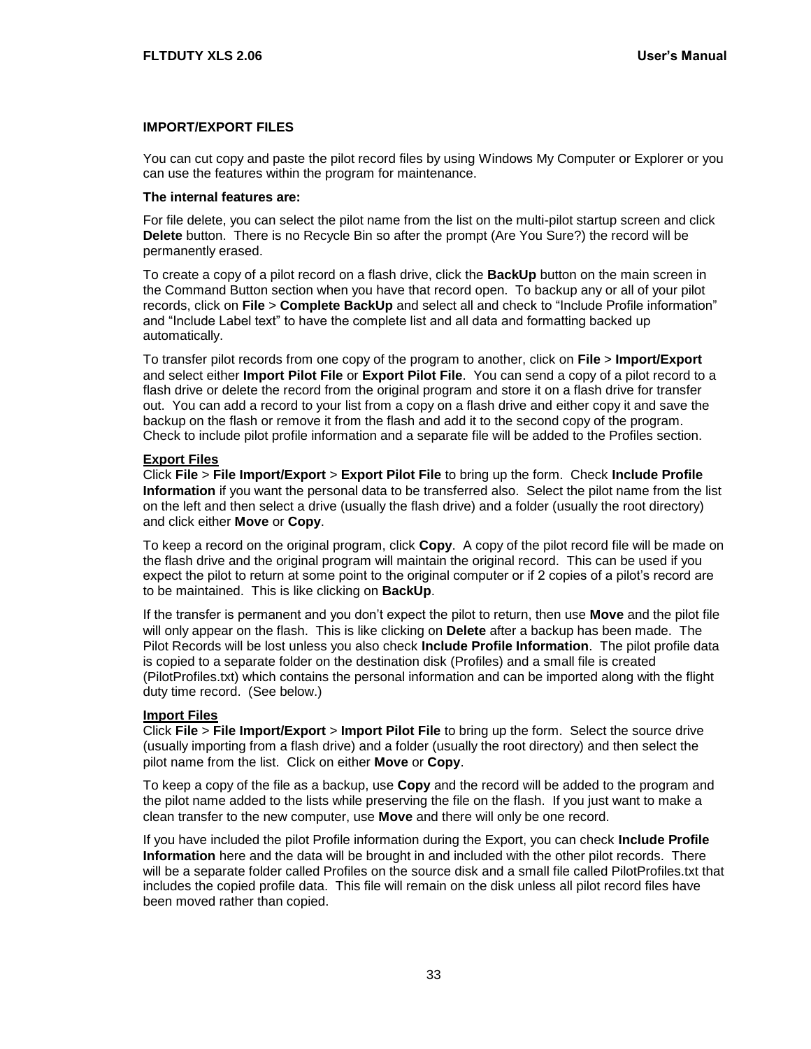## IMPORT/EXPORT FILES

You can cut copy and paste the pilot record files by using Windows My Computer or Explorer or you can use the features within the program for maintenance.

**The internal features are:**

For file delete, you can select the pilot name from the list on the multi-pilot startup screen and click **Delete** button. There is no Recycle Bin so after the prompt (Are You Sure?) the record will be permanently erased.

To create a copy of a pilot record on a flash drive, click the **BackUp** button on the main screen in the Command Button section when you have that record open. To backup any or all of your pilot records, click on **File** > **Complete BackUp** and select all and check to “Include Profile information” and “Include Label text” to have the complete list and all data and formatting backed up automatically.

To transfer pilot records from one copy of the program to another, click on **File** > **Import/Export** and select either **Import Pilot File** or **Export Pilot File**. You can send a copy of a pilot record to a flash drive or delete the record from the original program and store it on a flash drive for transfer out. You can add a record to your list from a copy on a flash drive and either copy it and save the backup on the flash or remove it from the flash and add it to the second copy of the program. Check to include pilot profile information and a separate file will be added to the Profiles section.

### Export Files

Click **File** > **File Import/Export** > **Export Pilot File** to bring up the form. Check **Include Profile Information** if you want the personal data to be transferred also. Select the pilot name from the list on the left and then select a drive (usually the flash drive) and a folder (usually the root directory) and click either **Move** or **Copy**.

To keep a record on the original program, click **Copy**. A copy of the pilot record file will be made on the flash drive and the original program will maintain the original record. This can be used if you expect the pilot to return at some point to the original computer or if 2 copies of a pilot’s record are to be maintained. This is like clicking on **BackUp**.

If the transfer is permanent and you don’t expect the pilot to return, then use **Move** and the pilot file will only appear on the flash. This is like clicking on **Delete** after a backup has been made. The Pilot Records will be lost unless you also check **Include Profile Information**. The pilot profile data is copied to a separate folder on the destination disk (Profiles) and a small file is created (PilotProfiles.txt) which contains the personal information and can be imported along with the flight duty time record. (See below.)

### Import Files

Click **File** > **File Import/Export** > **Import Pilot File** to bring up the form. Select the source drive (usually importing from a flash drive) and a folder (usually the root directory) and then select the pilot name from the list. Click on either **Move** or **Copy**.

To keep a copy of the file as a backup, use **Copy** and the record will be added to the program and the pilot name added to the lists while preserving the file on the flash. If you just want to make a clean transfer to the new computer, use **Move** and there will only be one record.

If you have included the pilot Profile information during the Export, you can check **Include Profile Information** here and the data will be brought in and included with the other pilot records. There will be a separate folder called Profiles on the source disk and a small file called PilotProfiles.txt that includes the copied profile data. This file will remain on the disk unless all pilot record files have been moved rather than copied.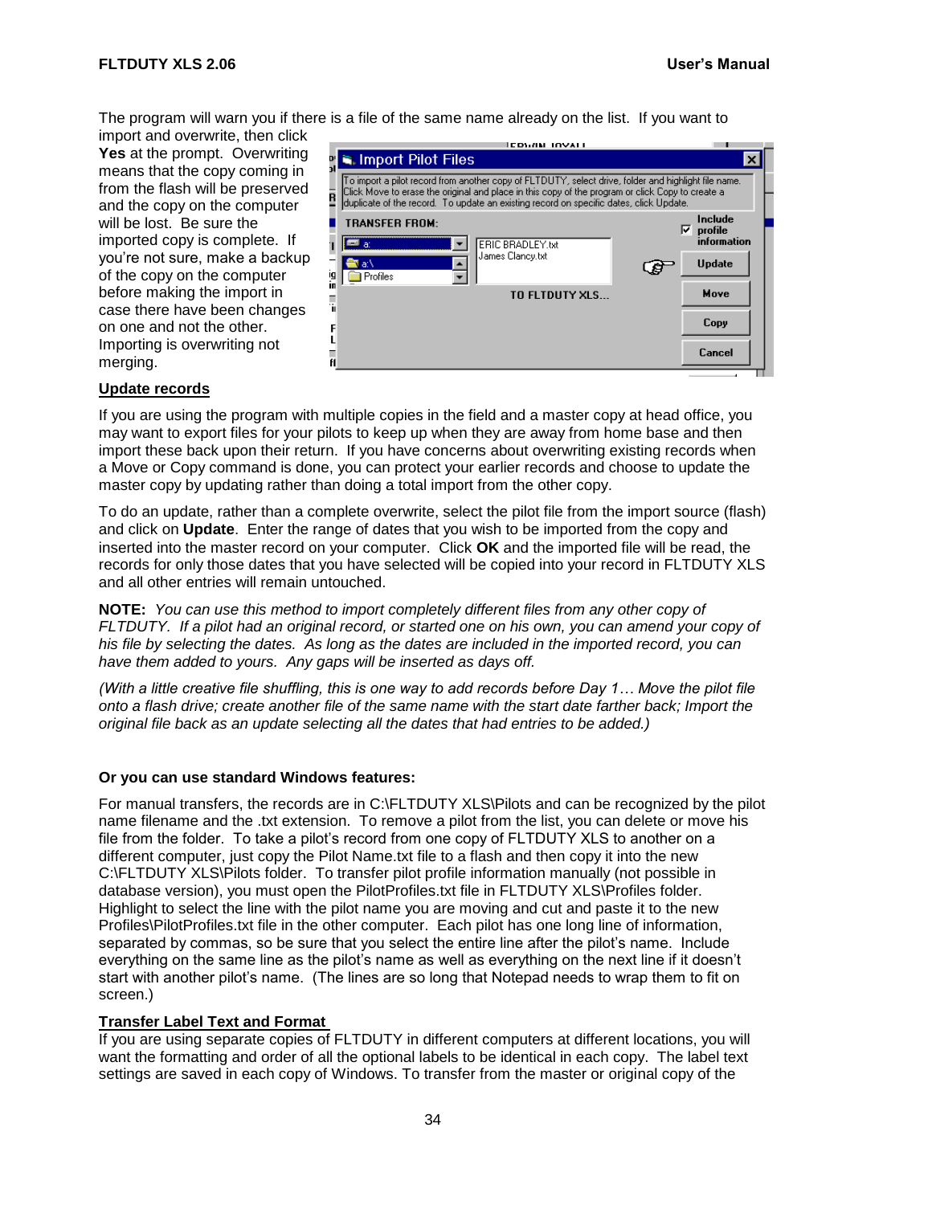The program will warn you if there is a file of the same name already on the list. If you want to import and overwrite, then click **Yes** at the prompt. Overwriting means that the copy coming in from the flash will be preserved and the copy on the computer will be lost. Be sure the imported copy is complete. If you're not sure, make a backup of the copy on the computer before making the import in case there have been changes on one and not the other. Importing is overwriting not merging.

## Update records

If you are using the program with multiple copies in the field and a master copy at head office, you may want to export files for your pilots to keep up when they are away from home base and then import these back upon their return. If you have concerns about overwriting existing records when a Move or Copy command is done, you can protect your earlier records and choose to update the master copy by updating rather than doing a total import from the other copy.

To do an update, rather than a complete overwrite, select the pilot file from the import source (flash) and click on **Update**. Enter the range of dates that you wish to be imported from the copy and inserted into the master record on your computer. Click **OK** and the imported file will be read, the records for only those dates that you have selected will be copied into your record in FLTDUTY XLS and all other entries will remain untouched.

**NOTE:** *You can use this method to import completely different files from any other copy of FLTDUTY. If a pilot had an original record, or started one on his own, you can amend your copy of his file by selecting the dates. As long as the dates are included in the imported record, you can have them added to yours. Any gaps will be inserted as days off.*

*(With a little creative file shuffling, this is one way to add records before Day 1… Move the pilot file onto a flash drive; create another file of the same name with the start date farther back; Import the original file back as an update selecting all the dates that had entries to be added.)*

**Or you can use standard Windows features:**

For manual transfers, the records are in C:\FLTDUTY XLS\Pilots and can be recognized by the pilot name filename and the .txt extension. To remove a pilot from the list, you can delete or move his file from the folder. To take a pilot's record from one copy of FLTDUTY XLS to another on a different computer, just copy the Pilot Name.txt file to a flash and then copy it into the new C:\FLTDUTY XLS\Pilots folder. To transfer pilot profile information manually (not possible in database version), you must open the PilotProfiles.txt file in FLTDUTY XLS\Profiles folder. Highlight to select the line with the pilot name you are moving and cut and paste it to the new Profiles\PilotProfiles.txt file in the other computer. Each pilot has one long line of information, separated by commas, so be sure that you select the entire line after the pilot's name. Include everything on the same line as the pilot's name as well as everything on the next line if it doesn't start with another pilot's name. (The lines are so long that Notepad needs to wrap them to fit on screen.)

## Transfer Label Text and Format

If you are using separate copies of FLTDUTY in different computers at different locations, you will want the formatting and order of all the optional labels to be identical in each copy. The label text settings are saved in each copy of Windows. To transfer from the master or original copy of the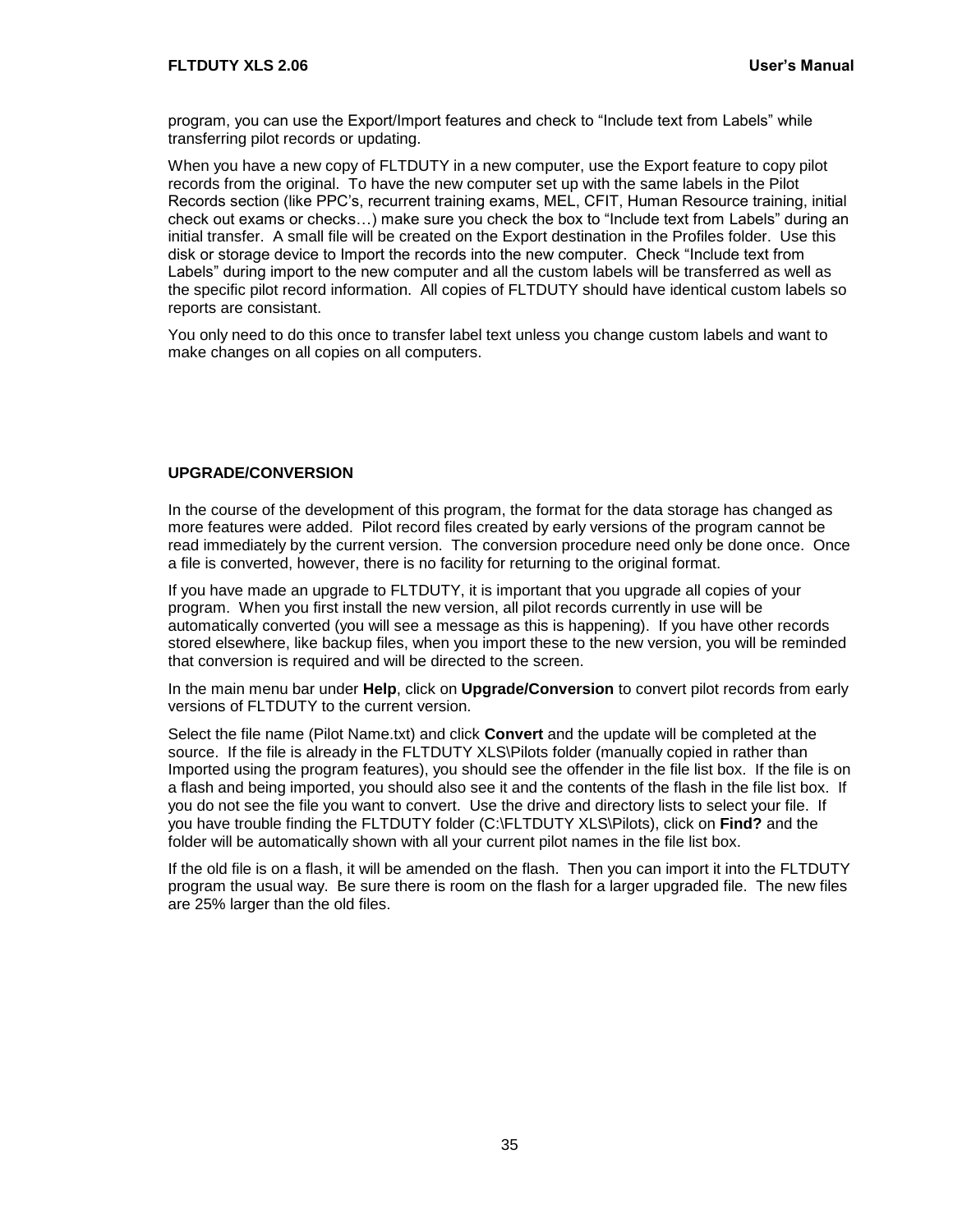program, you can use the Export/Import features and check to “Include text from Labels” while transferring pilot records or updating.

When you have a new copy of FLTDUTY in a new computer, use the Export feature to copy pilot records from the original. To have the new computer set up with the same labels in the Pilot Records section (like PPC’s, recurrent training exams, MEL, CFIT, Human Resource training, initial check out exams or checks…) make sure you check the box to “Include text from Labels” during an initial transfer. A small file will be created on the Export destination in the Profiles folder. Use this disk or storage device to Import the records into the new computer. Check “Include text from Labels” during import to the new computer and all the custom labels will be transferred as well as the specific pilot record information. All copies of FLTDUTY should have identical custom labels so reports are consistant.

You only need to do this once to transfer label text unless you change custom labels and want to make changes on all copies on all computers.

**UPGRADE/CONVERSION**

In the course of the development of this program, the format for the data storage has changed as more features were added. Pilot record files created by early versions of the program cannot be read immediately by the current version. The conversion procedure need only be done once. Once a file is converted, however, there is no facility for returning to the original format.

If you have made an upgrade to FLTDUTY, it is important that you upgrade all copies of your program. When you first install the new version, all pilot records currently in use will be automatically converted (you will see a message as this is happening). If you have other records stored elsewhere, like backup files, when you import these to the new version, you will be reminded that conversion is required and will be directed to the screen.

In the main menu bar under **Help**, click on **Upgrade/Conversion** to convert pilot records from early versions of FLTDUTY to the current version.

Select the file name (Pilot Name.txt) and click **Convert** and the update will be completed at the source. If the file is already in the FLTDUTY XLS\Pilots folder (manually copied in rather than Imported using the program features), you should see the offender in the file list box. If the file is on a flash and being imported, you should also see it and the contents of the flash in the file list box. If you do not see the file you want to convert. Use the drive and directory lists to select your file. If you have trouble finding the FLTDUTY folder (C:\FLTDUTY XLS\Pilots), click on **Find?** and the folder will be automatically shown with all your current pilot names in the file list box.

If the old file is on a flash, it will be amended on the flash. Then you can import it into the FLTDUTY program the usual way. Be sure there is room on the flash for a larger upgraded file. The new files are 25% larger than the old files.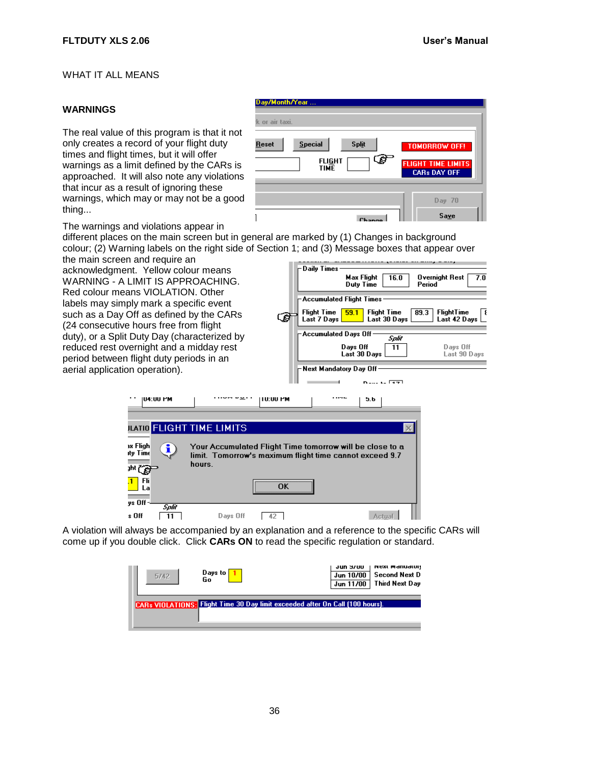WHAT IT ALL MEANS

## WARNINGS

The real value of this program is that it not only creates a record of your flight duty times and flight times, but it will offer warnings as a limit defined by the CARs is approached. It will also note any violations that incur as a result of ignoring these warnings, which may or may not be a good thing...

The warnings and violations appear in different places on the main screen but in general are marked by (1) Changes in background colour; (2) Warning labels on the right side of Section 1; and (3) Message boxes that appear over the main screen and require an acknowledgment. Yellow colour means WARNING - A LIMIT IS APPROACHING. Red colour means VIOLATION. Other labels may simply mark a specific event such as a Day Off as defined by the CARs (24 consecutive hours free from flight duty), or a Split Duty Day (characterized by reduced rest overnight and a midday rest period between flight duty periods in an aerial application operation).

A violation will always be accompanied by an explanation and a reference to the specific CARs will come up if you double click. Click **CARs ON** to read the specific regulation or standard.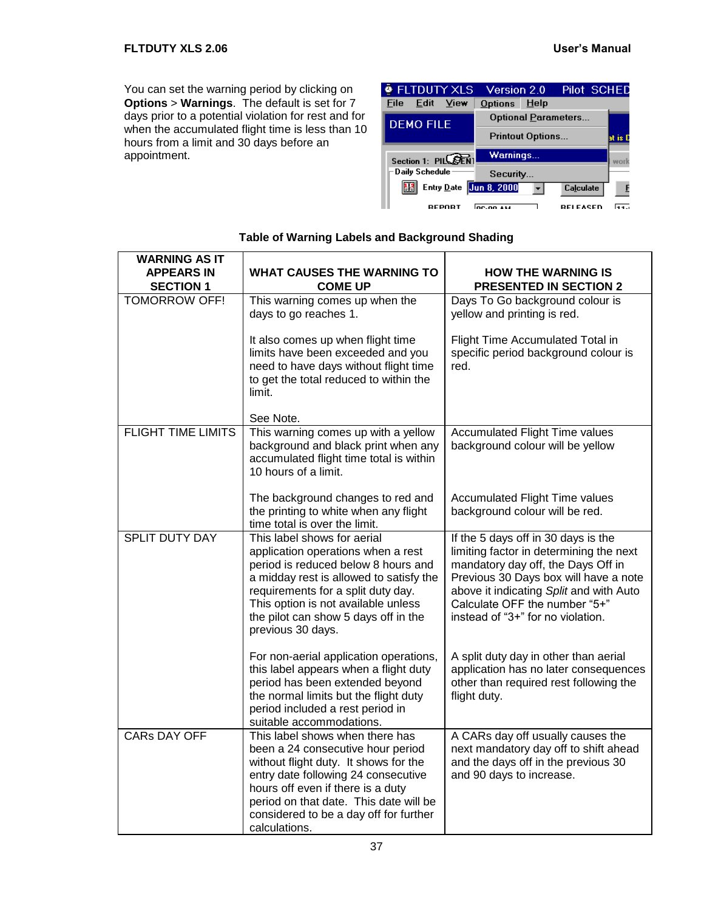You can set the warning period by clicking on **Options** > **Warnings**. The default is set for 7 days prior to a potential violation for rest and for when the accumulated flight time is less than 10 hours from a limit and 30 days before an appointment.

**Table of Warning Labels and Background Shading**

| WARNING AS IT APPEARS IN SECTION 1 | WHAT CAUSES THE WARNING TO COME UP | HOW THE WARNING IS PRESENTED IN SECTION 2 |
|---|---|---|
| TOMORROW OFF! | This warning comes up when the days to go reaches 1.<br><br>It also comes up when flight time limits have been exceeded and you need to have days without flight time to get the total reduced to within the limit.<br><br>See Note. | Days To Go background colour is yellow and printing is red.<br><br>Flight Time Accumulated Total in specific period background colour is red. |
| FLIGHT TIME LIMITS | This warning comes up with a yellow background and black print when any accumulated flight time total is within 10 hours of a limit.<br><br>The background changes to red and the printing to white when any flight time total is over the limit. | Accumulated Flight Time values background colour will be yellow<br><br>Accumulated Flight Time values background colour will be red. |
| SPLIT DUTY DAY | This label shows for aerial application operations when a rest period is reduced below 8 hours and a midday rest is allowed to satisfy the requirements for a split duty day. This option is not available unless the pilot can show 5 days off in the previous 30 days.<br><br>For non-aerial application operations, this label appears when a flight duty period has been extended beyond the normal limits but the flight duty period included a rest period in suitable accommodations. | If the 5 days off in 30 days is the limiting factor in determining the next mandatory day off, the Days Off in Previous 30 Days box will have a note above it indicating *Split* and with Auto Calculate OFF the number "5+" instead of "3+" for no violation.<br><br>A split duty day in other than aerial application has no later consequences other than required rest following the flight duty. |
| CARs DAY OFF | This label shows when there has been a 24 consecutive hour period without flight duty. It shows for the entry date following 24 consecutive hours off even if there is a duty period on that date. This date will be considered to be a day off for further calculations. | A CARs day off usually causes the next mandatory day off to shift ahead and the days off in the previous 30 and 90 days to increase. |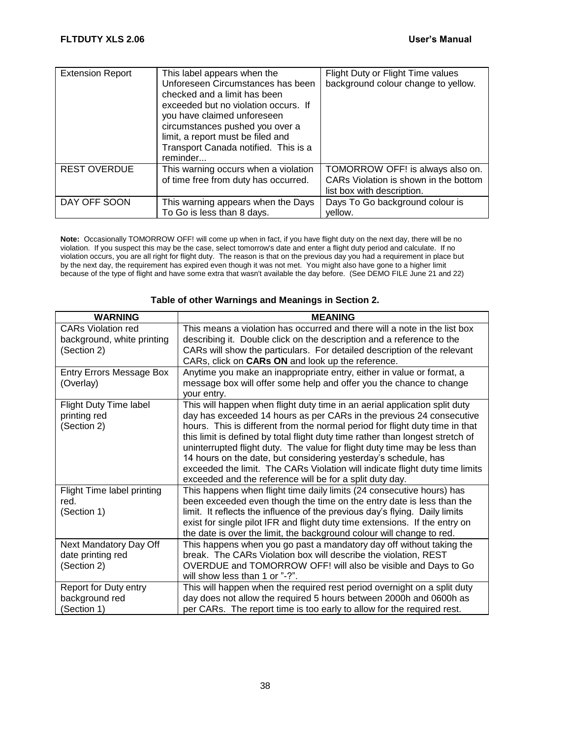| | | |
|---|---|---|
| Extension Report | This label appears when the Unforeseen Circumstances has been checked and a limit has been exceeded but no violation occurs. If you have claimed unforeseen circumstances pushed you over a limit, a report must be filed and Transport Canada notified. This is a reminder... | Flight Duty or Flight Time values background colour change to yellow. |
| REST OVERDUE | This warning occurs when a violation of time free from duty has occurred. | TOMORROW OFF! is always also on. CARs Violation is shown in the bottom list box with description. |
| DAY OFF SOON | This warning appears when the Days To Go is less than 8 days. | Days To Go background colour is yellow. |

**Note:** Occasionally TOMORROW OFF! will come up when in fact, if you have flight duty on the next day, there will be no violation. If you suspect this may be the case, select tomorrow's date and enter a flight duty period and calculate. If no violation occurs, you are all right for flight duty. The reason is that on the previous day you had a requirement in place but by the next day, the requirement has expired even though it was not met. You might also have gone to a higher limit because of the type of flight and have some extra that wasn't available the day before. (See DEMO FILE June 21 and 22)

**Table of other Warnings and Meanings in Section 2.**

| WARNING | MEANING |
|---|---|
| CARs Violation red background, white printing (Section 2) | This means a violation has occurred and there will a note in the list box describing it. Double click on the description and a reference to the CARs will show the particulars. For detailed description of the relevant CARs, click on **CARs ON** and look up the reference. |
| Entry Errors Message Box (Overlay) | Anytime you make an inappropriate entry, either in value or format, a message box will offer some help and offer you the chance to change your entry. |
| Flight Duty Time label printing red (Section 2) | This will happen when flight duty time in an aerial application split duty day has exceeded 14 hours as per CARs in the previous 24 consecutive hours. This is different from the normal period for flight duty time in that this limit is defined by total flight duty time rather than longest stretch of uninterrupted flight duty. The value for flight duty time may be less than 14 hours on the date, but considering yesterday's schedule, has exceeded the limit. The CARs Violation will indicate flight duty time limits exceeded and the reference will be for a split duty day. |
| Flight Time label printing red. (Section 1) | This happens when flight time daily limits (24 consecutive hours) has been exceeded even though the time on the entry date is less than the limit. It reflects the influence of the previous day's flying. Daily limits exist for single pilot IFR and flight duty time extensions. If the entry on the date is over the limit, the background colour will change to red. |
| Next Mandatory Day Off date printing red (Section 2) | This happens when you go past a mandatory day off without taking the break. The CARs Violation box will describe the violation, REST OVERDUE and TOMORROW OFF! will also be visible and Days to Go will show less than 1 or "-?". |
| Report for Duty entry background red (Section 1) | This will happen when the required rest period overnight on a split duty day does not allow the required 5 hours between 2000h and 0600h as per CARs. The report time is too early to allow for the required rest. |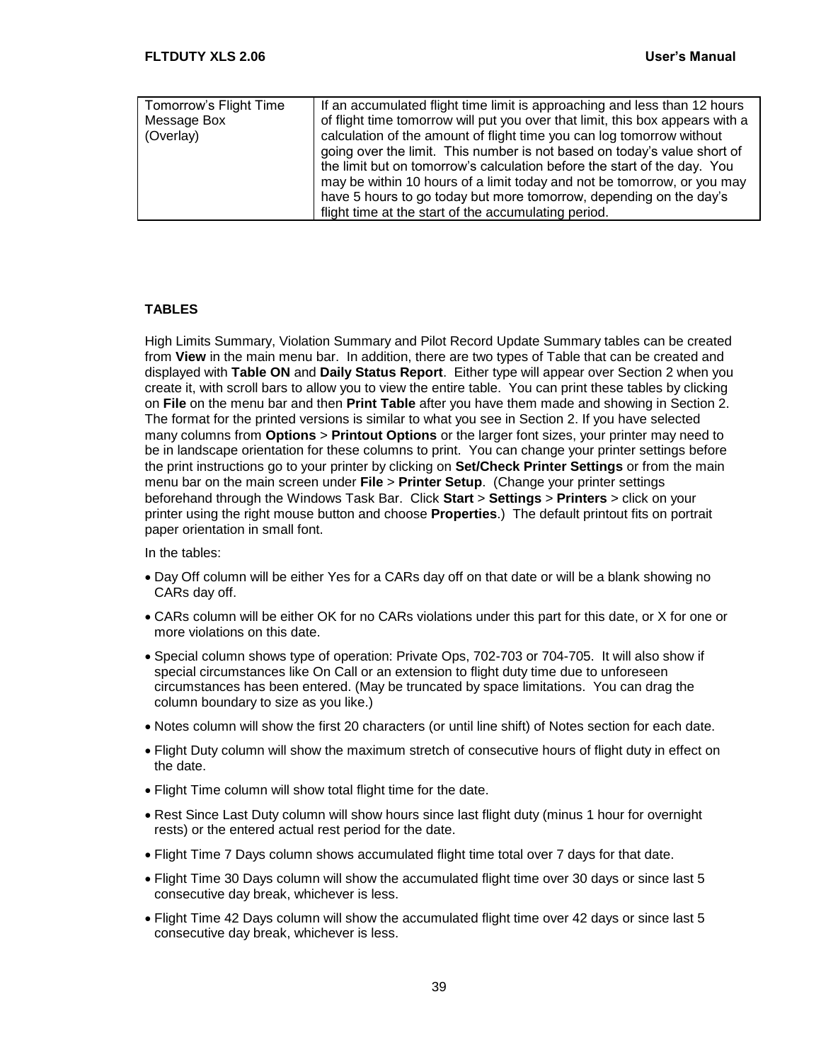| Tomorrow's Flight Time Message Box (Overlay) | If an accumulated flight time limit is approaching and less than 12 hours of flight time tomorrow will put you over that limit, this box appears with a calculation of the amount of flight time you can log tomorrow without going over the limit. This number is not based on today's value short of the limit but on tomorrow's calculation before the start of the day. You may be within 10 hours of a limit today and not be tomorrow, or you may have 5 hours to go today but more tomorrow, depending on the day's flight time at the start of the accumulating period. |
|---|---|

## TABLES

High Limits Summary, Violation Summary and Pilot Record Update Summary tables can be created from **View** in the main menu bar. In addition, there are two types of Table that can be created and displayed with **Table ON** and **Daily Status Report**. Either type will appear over Section 2 when you create it, with scroll bars to allow you to view the entire table. You can print these tables by clicking on **File** on the menu bar and then **Print Table** after you have them made and showing in Section 2. The format for the printed versions is similar to what you see in Section 2. If you have selected many columns from **Options** > **Printout Options** or the larger font sizes, your printer may need to be in landscape orientation for these columns to print. You can change your printer settings before the print instructions go to your printer by clicking on **Set/Check Printer Settings** or from the main menu bar on the main screen under **File** > **Printer Setup**. (Change your printer settings beforehand through the Windows Task Bar. Click **Start** > **Settings** > **Printers** > click on your printer using the right mouse button and choose **Properties**.) The default printout fits on portrait paper orientation in small font.

In the tables:

- Day Off column will be either Yes for a CARs day off on that date or will be a blank showing no CARs day off.
- CARs column will be either OK for no CARs violations under this part for this date, or X for one or more violations on this date.
- Special column shows type of operation: Private Ops, 702-703 or 704-705. It will also show if special circumstances like On Call or an extension to flight duty time due to unforeseen circumstances has been entered. (May be truncated by space limitations. You can drag the column boundary to size as you like.)
- Notes column will show the first 20 characters (or until line shift) of Notes section for each date.
- Flight Duty column will show the maximum stretch of consecutive hours of flight duty in effect on the date.
- Flight Time column will show total flight time for the date.
- Rest Since Last Duty column will show hours since last flight duty (minus 1 hour for overnight rests) or the entered actual rest period for the date.
- Flight Time 7 Days column shows accumulated flight time total over 7 days for that date.
- Flight Time 30 Days column will show the accumulated flight time over 30 days or since last 5 consecutive day break, whichever is less.
- Flight Time 42 Days column will show the accumulated flight time over 42 days or since last 5 consecutive day break, whichever is less.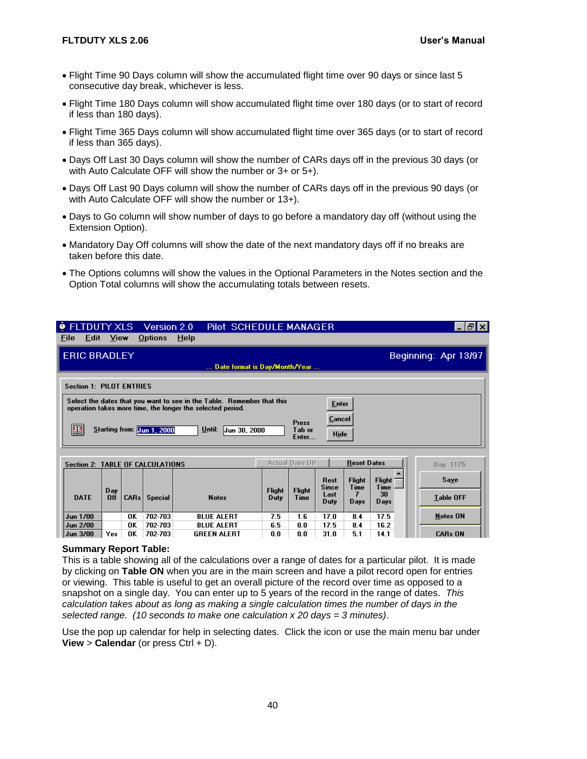- Flight Time 90 Days column will show the accumulated flight time over 90 days or since last 5 consecutive day break, whichever is less.
- Flight Time 180 Days column will show accumulated flight time over 180 days (or to start of record if less than 180 days).
- Flight Time 365 Days column will show accumulated flight time over 365 days (or to start of record if less than 365 days).
- Days Off Last 30 Days column will show the number of CARs days off in the previous 30 days (or with Auto Calculate OFF will show the number or 3+ or 5+).
- Days Off Last 90 Days column will show the number of CARs days off in the previous 90 days (or with Auto Calculate OFF will show the number or 13+).
- Days to Go column will show number of days to go before a mandatory day off (without using the Extension Option).
- Mandatory Day Off columns will show the date of the next mandatory days off if no breaks are taken before this date.
- The Options columns will show the values in the Optional Parameters in the Notes section and the Option Total columns will show the accumulating totals between resets.

FLTDUTY XLS Version 2.0 Pilot SCHEDULE MANAGER

File Edit View Options Help

ERIC BRADLEY — Beginning: Apr 13/97

... Date format is Day/Month/Year ...

Section 1: PILOT ENTRIES

Select the dates that you want to see in the Table. Remember that this operation takes more time, the longer the selected period.

Starting from: Jun 1, 2000 Until: Jun 30, 2000 Press Tab or Enter... [Enter] [Cancel] [Hide]

Section 2: TABLE OF CALCULATIONS — Actual Days Off — Reset Dates — Day 1175

| DATE | Day Off | CARs | Special | Notes | Flight Duty | Flight Time | Rest Since Last Duty | Flight Time 7 Days | Flight Time 30 Days |
|---|---|---|---|---|---|---|---|---|---|
| Jun 1/00 | | OK | 702-703 | BLUE ALERT | 7.5 | 1.6 | 17.0 | 8.4 | 17.5 |
| Jun 2/00 | | OK | 702-703 | BLUE ALERT | 6.5 | 0.0 | 17.5 | 8.4 | 16.2 |
| Jun 3/00 | Yes | OK | 702-703 | GREEN ALERT | 0.0 | 0.0 | 31.0 | 5.1 | 14.1 |

[Save] [Table OFF] [Notes ON] [CARs ON]

**Summary Report Table:**
This is a table showing all of the calculations over a range of dates for a particular pilot. It is made by clicking on **Table ON** when you are in the main screen and have a pilot record open for entries or viewing. This table is useful to get an overall picture of the record over time as opposed to a snapshot on a single day. You can enter up to 5 years of the record in the range of dates. *This calculation takes about as long as making a single calculation times the number of days in the selected range. (10 seconds to make one calculation x 20 days = 3 minutes)*.

Use the pop up calendar for help in selecting dates. Click the icon or use the main menu bar under **View** > **Calendar** (or press Ctrl + D).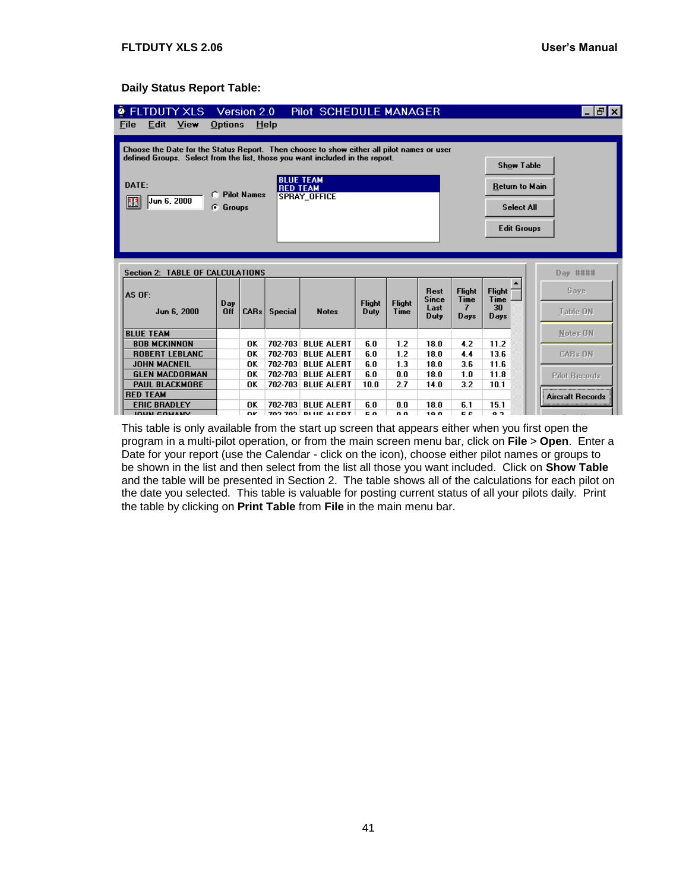**Daily Status Report Table:**

This table is only available from the start up screen that appears either when you first open the program in a multi-pilot operation, or from the main screen menu bar, click on **File** > **Open**. Enter a Date for your report (use the Calendar - click on the icon), choose either pilot names or groups to be shown in the list and then select from the list all those you want included. Click on **Show Table** and the table will be presented in Section 2. The table shows all of the calculations for each pilot on the date you selected. This table is valuable for posting current status of all your pilots daily. Print the table by clicking on **Print Table** from **File** in the main menu bar.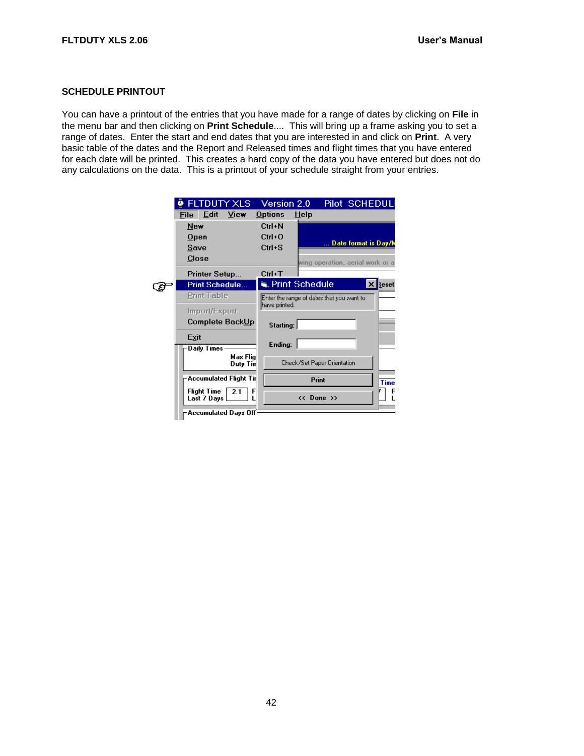## SCHEDULE PRINTOUT

You can have a printout of the entries that you have made for a range of dates by clicking on **File** in the menu bar and then clicking on **Print Schedule**.... This will bring up a frame asking you to set a range of dates. Enter the start and end dates that you are interested in and click on **Print**. A very basic table of the dates and the Report and Released times and flight times that you have entered for each date will be printed. This creates a hard copy of the data you have entered but does not do any calculations on the data. This is a printout of your schedule straight from your entries.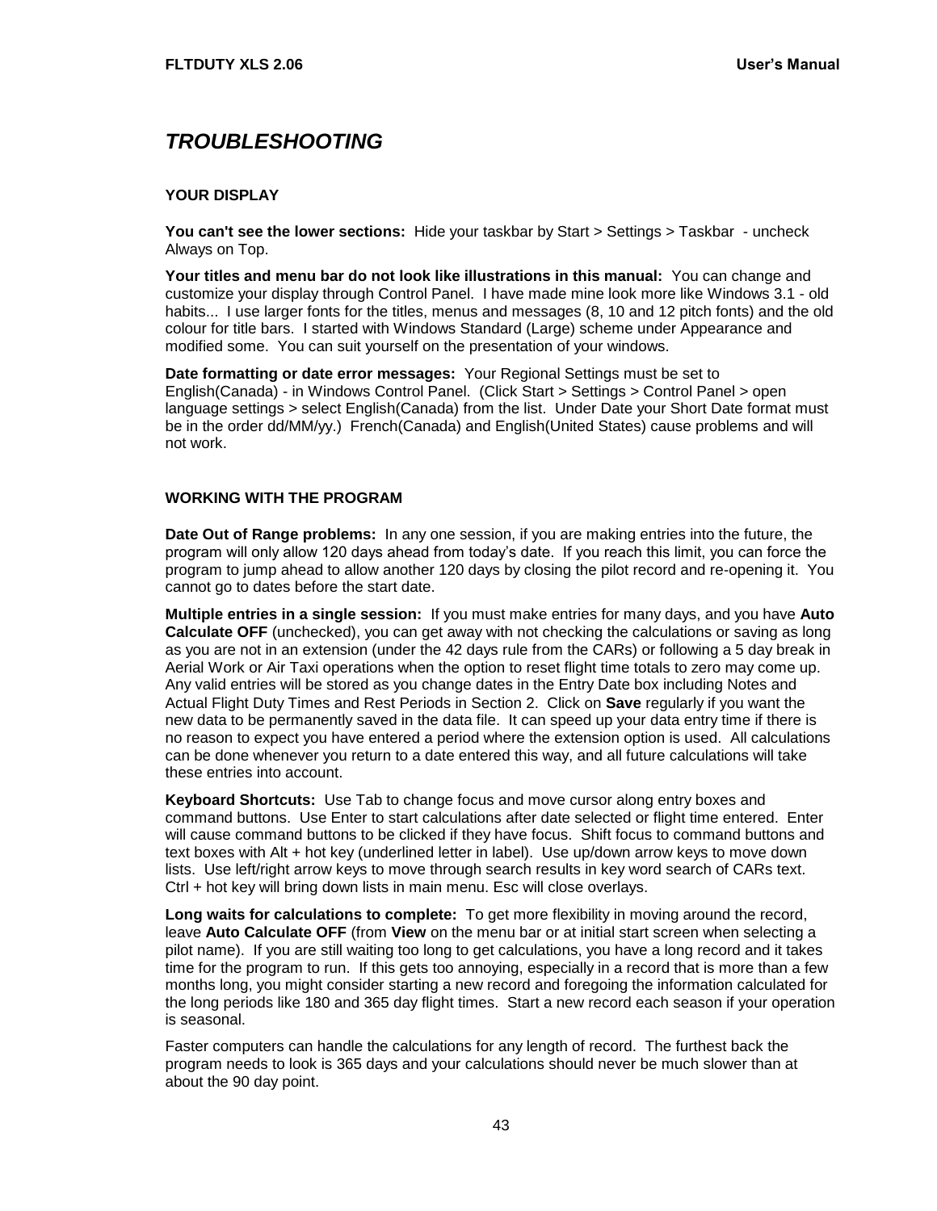# *TROUBLESHOOTING*

## YOUR DISPLAY

**You can't see the lower sections:** Hide your taskbar by Start > Settings > Taskbar - uncheck Always on Top.

**Your titles and menu bar do not look like illustrations in this manual:** You can change and customize your display through Control Panel. I have made mine look more like Windows 3.1 - old habits... I use larger fonts for the titles, menus and messages (8, 10 and 12 pitch fonts) and the old colour for title bars. I started with Windows Standard (Large) scheme under Appearance and modified some. You can suit yourself on the presentation of your windows.

**Date formatting or date error messages:** Your Regional Settings must be set to English(Canada) - in Windows Control Panel. (Click Start > Settings > Control Panel > open language settings > select English(Canada) from the list. Under Date your Short Date format must be in the order dd/MM/yy.) French(Canada) and English(United States) cause problems and will not work.

## WORKING WITH THE PROGRAM

**Date Out of Range problems:** In any one session, if you are making entries into the future, the program will only allow 120 days ahead from today's date. If you reach this limit, you can force the program to jump ahead to allow another 120 days by closing the pilot record and re-opening it. You cannot go to dates before the start date.

**Multiple entries in a single session:** If you must make entries for many days, and you have **Auto Calculate OFF** (unchecked), you can get away with not checking the calculations or saving as long as you are not in an extension (under the 42 days rule from the CARs) or following a 5 day break in Aerial Work or Air Taxi operations when the option to reset flight time totals to zero may come up. Any valid entries will be stored as you change dates in the Entry Date box including Notes and Actual Flight Duty Times and Rest Periods in Section 2. Click on **Save** regularly if you want the new data to be permanently saved in the data file. It can speed up your data entry time if there is no reason to expect you have entered a period where the extension option is used. All calculations can be done whenever you return to a date entered this way, and all future calculations will take these entries into account.

**Keyboard Shortcuts:** Use Tab to change focus and move cursor along entry boxes and command buttons. Use Enter to start calculations after date selected or flight time entered. Enter will cause command buttons to be clicked if they have focus. Shift focus to command buttons and text boxes with Alt + hot key (underlined letter in label). Use up/down arrow keys to move down lists. Use left/right arrow keys to move through search results in key word search of CARs text. Ctrl + hot key will bring down lists in main menu. Esc will close overlays.

**Long waits for calculations to complete:** To get more flexibility in moving around the record, leave **Auto Calculate OFF** (from **View** on the menu bar or at initial start screen when selecting a pilot name). If you are still waiting too long to get calculations, you have a long record and it takes time for the program to run. If this gets too annoying, especially in a record that is more than a few months long, you might consider starting a new record and foregoing the information calculated for the long periods like 180 and 365 day flight times. Start a new record each season if your operation is seasonal.

Faster computers can handle the calculations for any length of record. The furthest back the program needs to look is 365 days and your calculations should never be much slower than at about the 90 day point.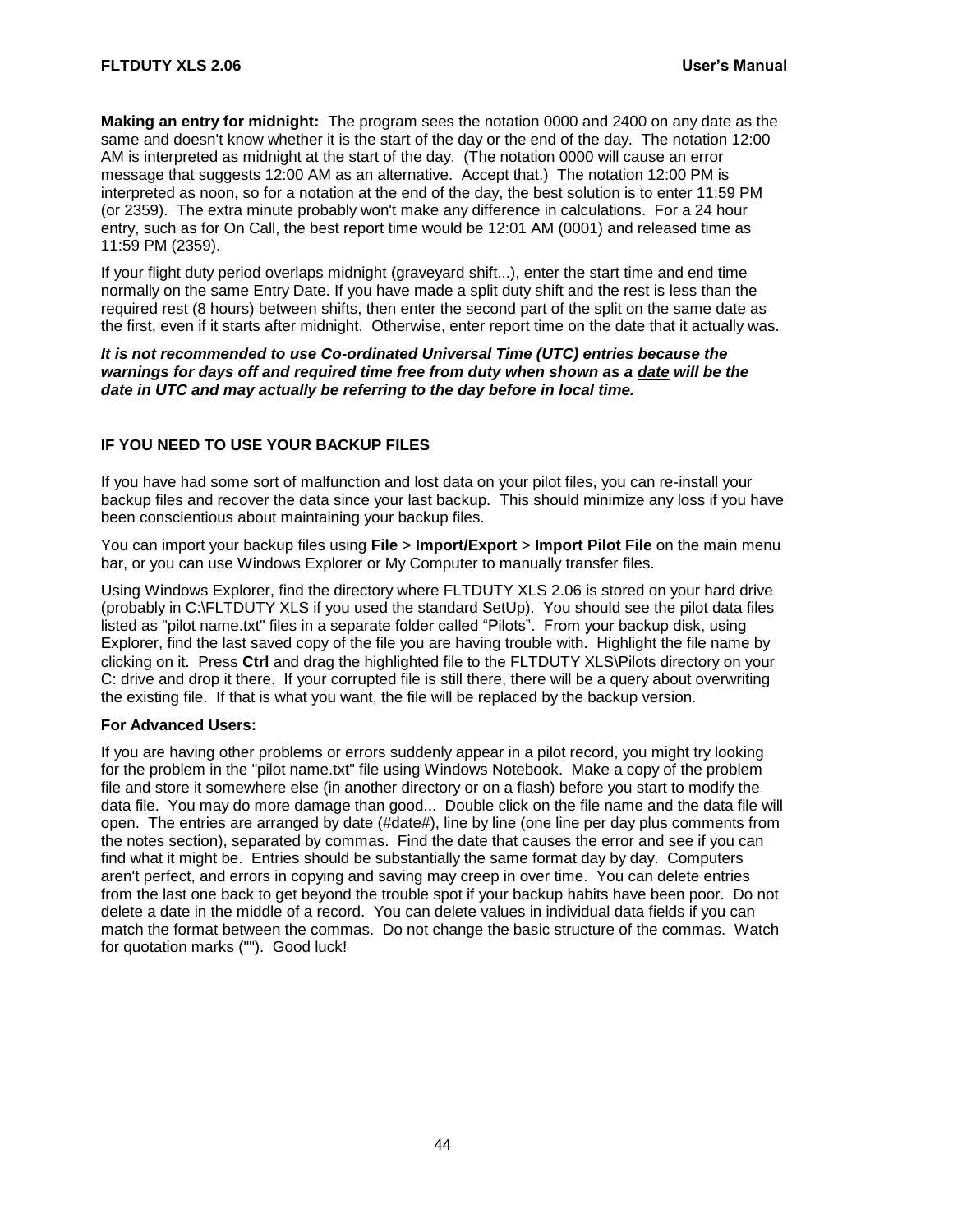**Making an entry for midnight:** The program sees the notation 0000 and 2400 on any date as the same and doesn't know whether it is the start of the day or the end of the day. The notation 12:00 AM is interpreted as midnight at the start of the day. (The notation 0000 will cause an error message that suggests 12:00 AM as an alternative. Accept that.) The notation 12:00 PM is interpreted as noon, so for a notation at the end of the day, the best solution is to enter 11:59 PM (or 2359). The extra minute probably won't make any difference in calculations. For a 24 hour entry, such as for On Call, the best report time would be 12:01 AM (0001) and released time as 11:59 PM (2359).

If your flight duty period overlaps midnight (graveyard shift...), enter the start time and end time normally on the same Entry Date. If you have made a split duty shift and the rest is less than the required rest (8 hours) between shifts, then enter the second part of the split on the same date as the first, even if it starts after midnight. Otherwise, enter report time on the date that it actually was.

***It is not recommended to use Co-ordinated Universal Time (UTC) entries because the warnings for days off and required time free from duty when shown as a date will be the date in UTC and may actually be referring to the day before in local time.***

## IF YOU NEED TO USE YOUR BACKUP FILES

If you have had some sort of malfunction and lost data on your pilot files, you can re-install your backup files and recover the data since your last backup. This should minimize any loss if you have been conscientious about maintaining your backup files.

You can import your backup files using **File** > **Import/Export** > **Import Pilot File** on the main menu bar, or you can use Windows Explorer or My Computer to manually transfer files.

Using Windows Explorer, find the directory where FLTDUTY XLS 2.06 is stored on your hard drive (probably in C:\FLTDUTY XLS if you used the standard SetUp). You should see the pilot data files listed as "pilot name.txt" files in a separate folder called "Pilots". From your backup disk, using Explorer, find the last saved copy of the file you are having trouble with. Highlight the file name by clicking on it. Press **Ctrl** and drag the highlighted file to the FLTDUTY XLS\Pilots directory on your C: drive and drop it there. If your corrupted file is still there, there will be a query about overwriting the existing file. If that is what you want, the file will be replaced by the backup version.

**For Advanced Users:**

If you are having other problems or errors suddenly appear in a pilot record, you might try looking for the problem in the "pilot name.txt" file using Windows Notebook. Make a copy of the problem file and store it somewhere else (in another directory or on a flash) before you start to modify the data file. You may do more damage than good... Double click on the file name and the data file will open. The entries are arranged by date (#date#), line by line (one line per day plus comments from the notes section), separated by commas. Find the date that causes the error and see if you can find what it might be. Entries should be substantially the same format day by day. Computers aren't perfect, and errors in copying and saving may creep in over time. You can delete entries from the last one back to get beyond the trouble spot if your backup habits have been poor. Do not delete a date in the middle of a record. You can delete values in individual data fields if you can match the format between the commas. Do not change the basic structure of the commas. Watch for quotation marks (""). Good luck!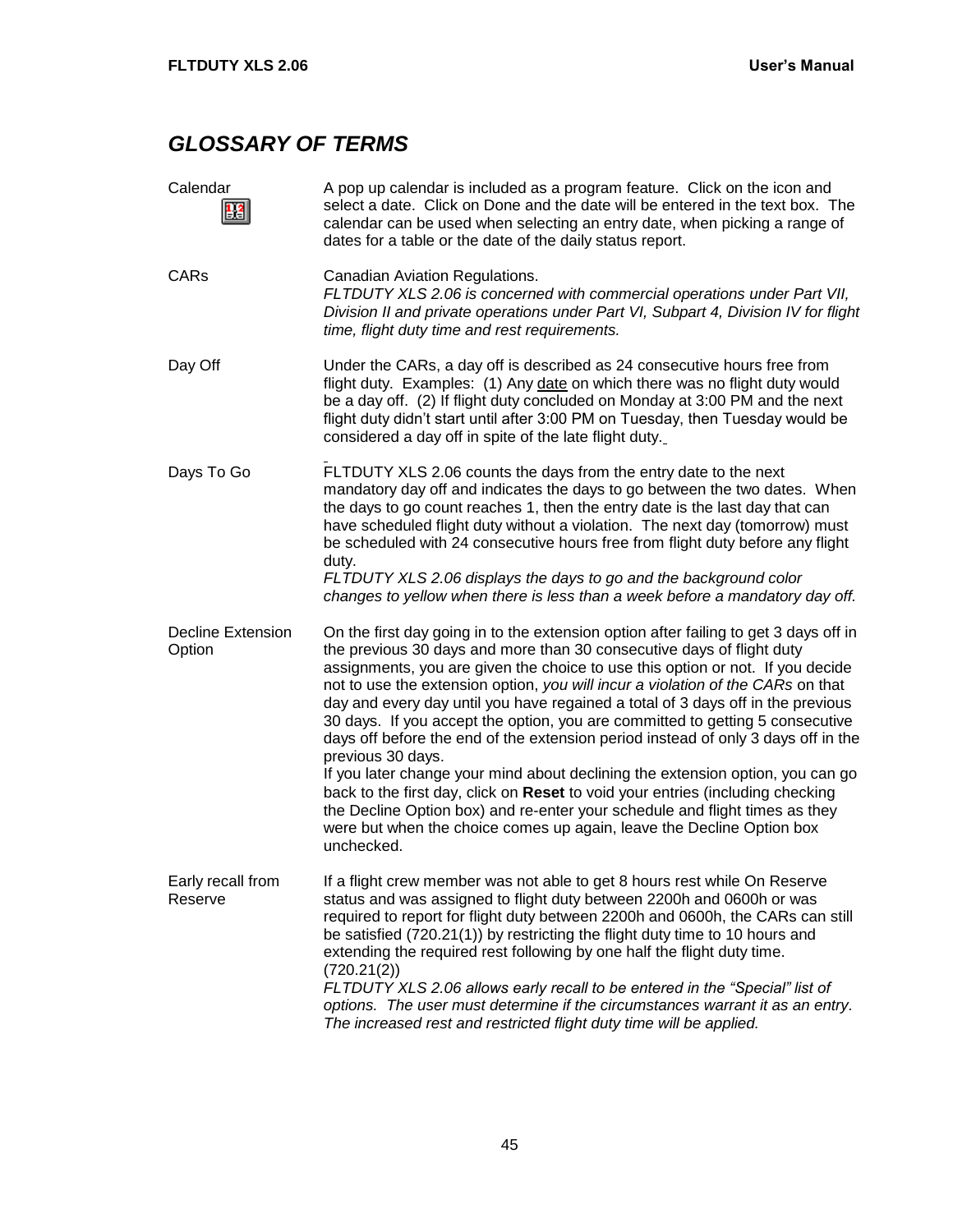## *GLOSSARY OF TERMS*

**Calendar**
A pop up calendar is included as a program feature. Click on the icon and select a date. Click on Done and the date will be entered in the text box. The calendar can be used when selecting an entry date, when picking a range of dates for a table or the date of the daily status report.

**CARs**
Canadian Aviation Regulations.
*FLTDUTY XLS 2.06 is concerned with commercial operations under Part VII, Division II and private operations under Part VI, Subpart 4, Division IV for flight time, flight duty time and rest requirements.*

**Day Off**
Under the CARs, a day off is described as 24 consecutive hours free from flight duty. Examples: (1) Any date on which there was no flight duty would be a day off. (2) If flight duty concluded on Monday at 3:00 PM and the next flight duty didn't start until after 3:00 PM on Tuesday, then Tuesday would be considered a day off in spite of the late flight duty.

**Days To Go**
FLTDUTY XLS 2.06 counts the days from the entry date to the next mandatory day off and indicates the days to go between the two dates. When the days to go count reaches 1, then the entry date is the last day that can have scheduled flight duty without a violation. The next day (tomorrow) must be scheduled with 24 consecutive hours free from flight duty before any flight duty.
*FLTDUTY XLS 2.06 displays the days to go and the background color changes to yellow when there is less than a week before a mandatory day off.*

**Decline Extension Option**
On the first day going in to the extension option after failing to get 3 days off in the previous 30 days and more than 30 consecutive days of flight duty assignments, you are given the choice to use this option or not. If you decide not to use the extension option, *you will incur a violation of the CARs* on that day and every day until you have regained a total of 3 days off in the previous 30 days. If you accept the option, you are committed to getting 5 consecutive days off before the end of the extension period instead of only 3 days off in the previous 30 days.
If you later change your mind about declining the extension option, you can go back to the first day, click on **Reset** to void your entries (including checking the Decline Option box) and re-enter your schedule and flight times as they were but when the choice comes up again, leave the Decline Option box unchecked.

**Early recall from Reserve**
If a flight crew member was not able to get 8 hours rest while On Reserve status and was assigned to flight duty between 2200h and 0600h or was required to report for flight duty between 2200h and 0600h, the CARs can still be satisfied (720.21(1)) by restricting the flight duty time to 10 hours and extending the required rest following by one half the flight duty time. (720.21(2))
*FLTDUTY XLS 2.06 allows early recall to be entered in the "Special" list of options. The user must determine if the circumstances warrant it as an entry. The increased rest and restricted flight duty time will be applied.*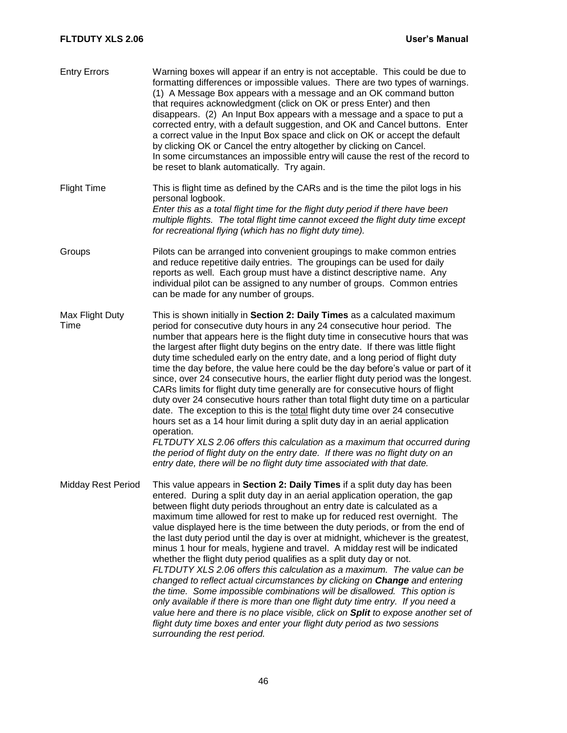**Entry Errors**

Warning boxes will appear if an entry is not acceptable. This could be due to formatting differences or impossible values. There are two types of warnings. (1) A Message Box appears with a message and an OK command button that requires acknowledgment (click on OK or press Enter) and then disappears. (2) An Input Box appears with a message and a space to put a corrected entry, with a default suggestion, and OK and Cancel buttons. Enter a correct value in the Input Box space and click on OK or accept the default by clicking OK or Cancel the entry altogether by clicking on Cancel. In some circumstances an impossible entry will cause the rest of the record to be reset to blank automatically. Try again.

**Flight Time**

This is flight time as defined by the CARs and is the time the pilot logs in his personal logbook.
*Enter this as a total flight time for the flight duty period if there have been multiple flights. The total flight time cannot exceed the flight duty time except for recreational flying (which has no flight duty time).*

**Groups**

Pilots can be arranged into convenient groupings to make common entries and reduce repetitive daily entries. The groupings can be used for daily reports as well. Each group must have a distinct descriptive name. Any individual pilot can be assigned to any number of groups. Common entries can be made for any number of groups.

**Max Flight Duty Time**

This is shown initially in **Section 2: Daily Times** as a calculated maximum period for consecutive duty hours in any 24 consecutive hour period. The number that appears here is the flight duty time in consecutive hours that was the largest after flight duty begins on the entry date. If there was little flight duty time scheduled early on the entry date, and a long period of flight duty time the day before, the value here could be the day before's value or part of it since, over 24 consecutive hours, the earlier flight duty period was the longest. CARs limits for flight duty time generally are for consecutive hours of flight duty over 24 consecutive hours rather than total flight duty time on a particular date. The exception to this is the <u>total</u> flight duty time over 24 consecutive hours set as a 14 hour limit during a split duty day in an aerial application operation.
*FLTDUTY XLS 2.06 offers this calculation as a maximum that occurred during the period of flight duty on the entry date. If there was no flight duty on an entry date, there will be no flight duty time associated with that date.*

**Midday Rest Period**

This value appears in **Section 2: Daily Times** if a split duty day has been entered. During a split duty day in an aerial application operation, the gap between flight duty periods throughout an entry date is calculated as a maximum time allowed for rest to make up for reduced rest overnight. The value displayed here is the time between the duty periods, or from the end of the last duty period until the day is over at midnight, whichever is the greatest, minus 1 hour for meals, hygiene and travel. A midday rest will be indicated whether the flight duty period qualifies as a split duty day or not.
*FLTDUTY XLS 2.06 offers this calculation as a maximum. The value can be changed to reflect actual circumstances by clicking on **Change** and entering the time. Some impossible combinations will be disallowed. This option is only available if there is more than one flight duty time entry. If you need a value here and there is no place visible, click on **Split** to expose another set of flight duty time boxes and enter your flight duty period as two sessions surrounding the rest period.*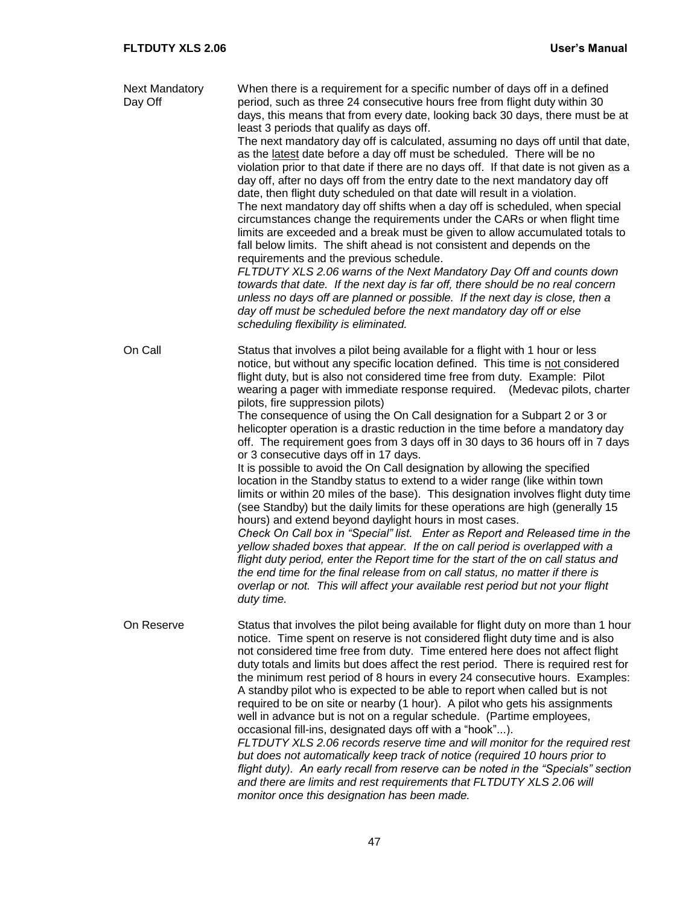**Next Mandatory Day Off**

When there is a requirement for a specific number of days off in a defined period, such as three 24 consecutive hours free from flight duty within 30 days, this means that from every date, looking back 30 days, there must be at least 3 periods that qualify as days off.

The next mandatory day off is calculated, assuming no days off until that date, as the <u>latest</u> date before a day off must be scheduled. There will be no violation prior to that date if there are no days off. If that date is not given as a day off, after no days off from the entry date to the next mandatory day off date, then flight duty scheduled on that date will result in a violation.

The next mandatory day off shifts when a day off is scheduled, when special circumstances change the requirements under the CARs or when flight time limits are exceeded and a break must be given to allow accumulated totals to fall below limits. The shift ahead is not consistent and depends on the requirements and the previous schedule.

*FLTDUTY XLS 2.06 warns of the Next Mandatory Day Off and counts down towards that date. If the next day is far off, there should be no real concern unless no days off are planned or possible. If the next day is close, then a day off must be scheduled before the next mandatory day off or else scheduling flexibility is eliminated.*

**On Call**

Status that involves a pilot being available for a flight with 1 hour or less notice, but without any specific location defined. This time is <u>not</u> considered flight duty, but is also not considered time free from duty. Example: Pilot wearing a pager with immediate response required. (Medevac pilots, charter pilots, fire suppression pilots)

The consequence of using the On Call designation for a Subpart 2 or 3 or helicopter operation is a drastic reduction in the time before a mandatory day off. The requirement goes from 3 days off in 30 days to 36 hours off in 7 days or 3 consecutive days off in 17 days.

It is possible to avoid the On Call designation by allowing the specified location in the Standby status to extend to a wider range (like within town limits or within 20 miles of the base). This designation involves flight duty time (see Standby) but the daily limits for these operations are high (generally 15 hours) and extend beyond daylight hours in most cases.

*Check On Call box in "Special" list. Enter as Report and Released time in the yellow shaded boxes that appear. If the on call period is overlapped with a flight duty period, enter the Report time for the start of the on call status and the end time for the final release from on call status, no matter if there is overlap or not. This will affect your available rest period but not your flight duty time.*

**On Reserve**

Status that involves the pilot being available for flight duty on more than 1 hour notice. Time spent on reserve is not considered flight duty time and is also not considered time free from duty. Time entered here does not affect flight duty totals and limits but does affect the rest period. There is required rest for the minimum rest period of 8 hours in every 24 consecutive hours. Examples: A standby pilot who is expected to be able to report when called but is not required to be on site or nearby (1 hour). A pilot who gets his assignments well in advance but is not on a regular schedule. (Partime employees, occasional fill-ins, designated days off with a "hook"...).

*FLTDUTY XLS 2.06 records reserve time and will monitor for the required rest but does not automatically keep track of notice (required 10 hours prior to flight duty). An early recall from reserve can be noted in the "Specials" section and there are limits and rest requirements that FLTDUTY XLS 2.06 will monitor once this designation has been made.*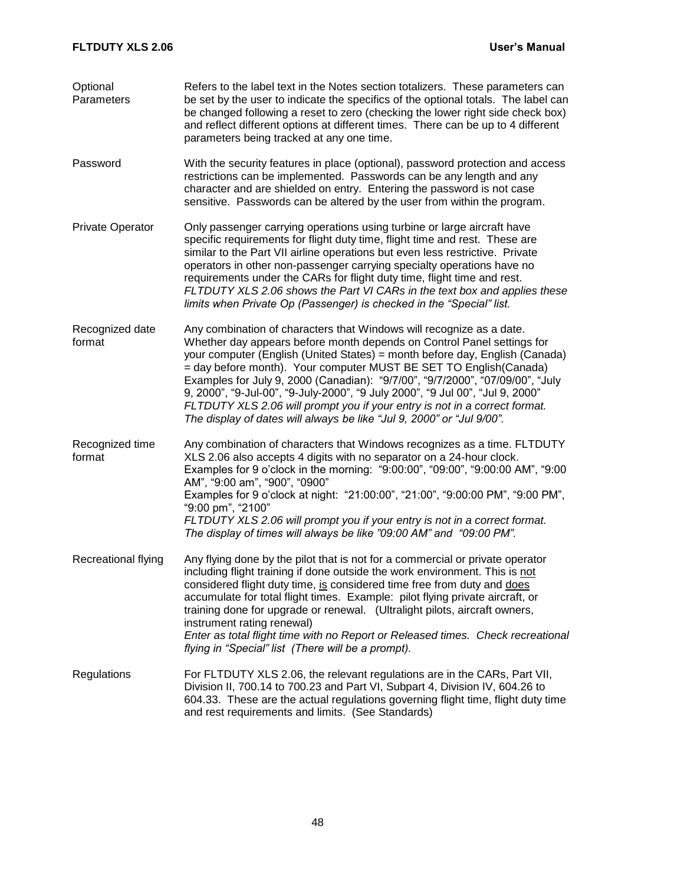**Optional Parameters** Refers to the label text in the Notes section totalizers. These parameters can be set by the user to indicate the specifics of the optional totals. The label can be changed following a reset to zero (checking the lower right side check box) and reflect different options at different times. There can be up to 4 different parameters being tracked at any one time.

**Password** With the security features in place (optional), password protection and access restrictions can be implemented. Passwords can be any length and any character and are shielded on entry. Entering the password is not case sensitive. Passwords can be altered by the user from within the program.

**Private Operator** Only passenger carrying operations using turbine or large aircraft have specific requirements for flight duty time, flight time and rest. These are similar to the Part VII airline operations but even less restrictive. Private operators in other non-passenger carrying specialty operations have no requirements under the CARs for flight duty time, flight time and rest. *FLTDUTY XLS 2.06 shows the Part VI CARs in the text box and applies these limits when Private Op (Passenger) is checked in the "Special" list.*

**Recognized date format** Any combination of characters that Windows will recognize as a date. Whether day appears before month depends on Control Panel settings for your computer (English (United States) = month before day, English (Canada) = day before month). Your computer MUST BE SET TO English(Canada) Examples for July 9, 2000 (Canadian): "9/7/00", "9/7/2000", "07/09/00", "July 9, 2000", "9-Jul-00", "9-July-2000", "9 July 2000", "9 Jul 00", "Jul 9, 2000" *FLTDUTY XLS 2.06 will prompt you if your entry is not in a correct format. The display of dates will always be like "Jul 9, 2000" or "Jul 9/00".*

**Recognized time format** Any combination of characters that Windows recognizes as a time. FLTDUTY XLS 2.06 also accepts 4 digits with no separator on a 24-hour clock. Examples for 9 o'clock in the morning: "9:00:00", "09:00", "9:00:00 AM", "9:00 AM", "9:00 am", "900", "0900"
Examples for 9 o'clock at night: "21:00:00", "21:00", "9:00:00 PM", "9:00 PM", "9:00 pm", "2100"
*FLTDUTY XLS 2.06 will prompt you if your entry is not in a correct format. The display of times will always be like "09:00 AM" and "09:00 PM".*

**Recreational flying** Any flying done by the pilot that is not for a commercial or private operator including flight training if done outside the work environment. This is <u>not</u> considered flight duty time, <u>is</u> considered time free from duty and <u>does</u> accumulate for total flight times. Example: pilot flying private aircraft, or training done for upgrade or renewal. (Ultralight pilots, aircraft owners, instrument rating renewal)
*Enter as total flight time with no Report or Released times. Check recreational flying in "Special" list (There will be a prompt).*

**Regulations** For FLTDUTY XLS 2.06, the relevant regulations are in the CARs, Part VII, Division II, 700.14 to 700.23 and Part VI, Subpart 4, Division IV, 604.26 to 604.33. These are the actual regulations governing flight time, flight duty time and rest requirements and limits. (See Standards)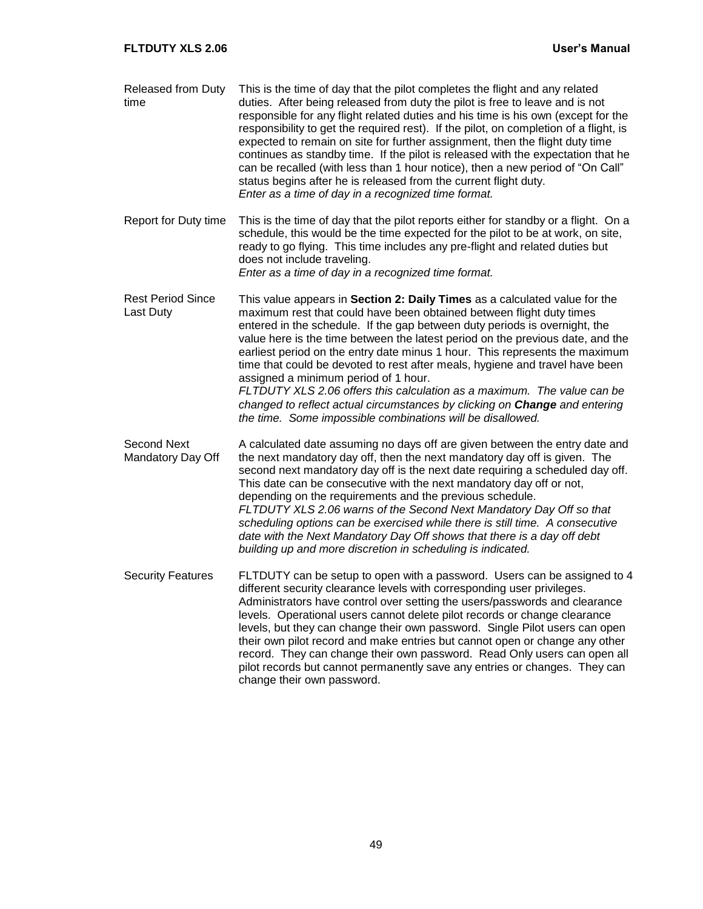| | |
|---|---|
| Released from Duty time | This is the time of day that the pilot completes the flight and any related duties. After being released from duty the pilot is free to leave and is not responsible for any flight related duties and his time is his own (except for the responsibility to get the required rest). If the pilot, on completion of a flight, is expected to remain on site for further assignment, then the flight duty time continues as standby time. If the pilot is released with the expectation that he can be recalled (with less than 1 hour notice), then a new period of "On Call" status begins after he is released from the current flight duty. *Enter as a time of day in a recognized time format.* |
| Report for Duty time | This is the time of day that the pilot reports either for standby or a flight. On a schedule, this would be the time expected for the pilot to be at work, on site, ready to go flying. This time includes any pre-flight and related duties but does not include traveling. *Enter as a time of day in a recognized time format.* |
| Rest Period Since Last Duty | This value appears in **Section 2: Daily Times** as a calculated value for the maximum rest that could have been obtained between flight duty times entered in the schedule. If the gap between duty periods is overnight, the value here is the time between the latest period on the previous date, and the earliest period on the entry date minus 1 hour. This represents the maximum time that could be devoted to rest after meals, hygiene and travel have been assigned a minimum period of 1 hour. *FLTDUTY XLS 2.06 offers this calculation as a maximum. The value can be changed to reflect actual circumstances by clicking on **Change** and entering the time. Some impossible combinations will be disallowed.* |
| Second Next Mandatory Day Off | A calculated date assuming no days off are given between the entry date and the next mandatory day off, then the next mandatory day off is given. The second next mandatory day off is the next date requiring a scheduled day off. This date can be consecutive with the next mandatory day off or not, depending on the requirements and the previous schedule. *FLTDUTY XLS 2.06 warns of the Second Next Mandatory Day Off so that scheduling options can be exercised while there is still time. A consecutive date with the Next Mandatory Day Off shows that there is a day off debt building up and more discretion in scheduling is indicated.* |
| Security Features | FLTDUTY can be setup to open with a password. Users can be assigned to 4 different security clearance levels with corresponding user privileges. Administrators have control over setting the users/passwords and clearance levels. Operational users cannot delete pilot records or change clearance levels, but they can change their own password. Single Pilot users can open their own pilot record and make entries but cannot open or change any other record. They can change their own password. Read Only users can open all pilot records but cannot permanently save any entries or changes. They can change their own password. |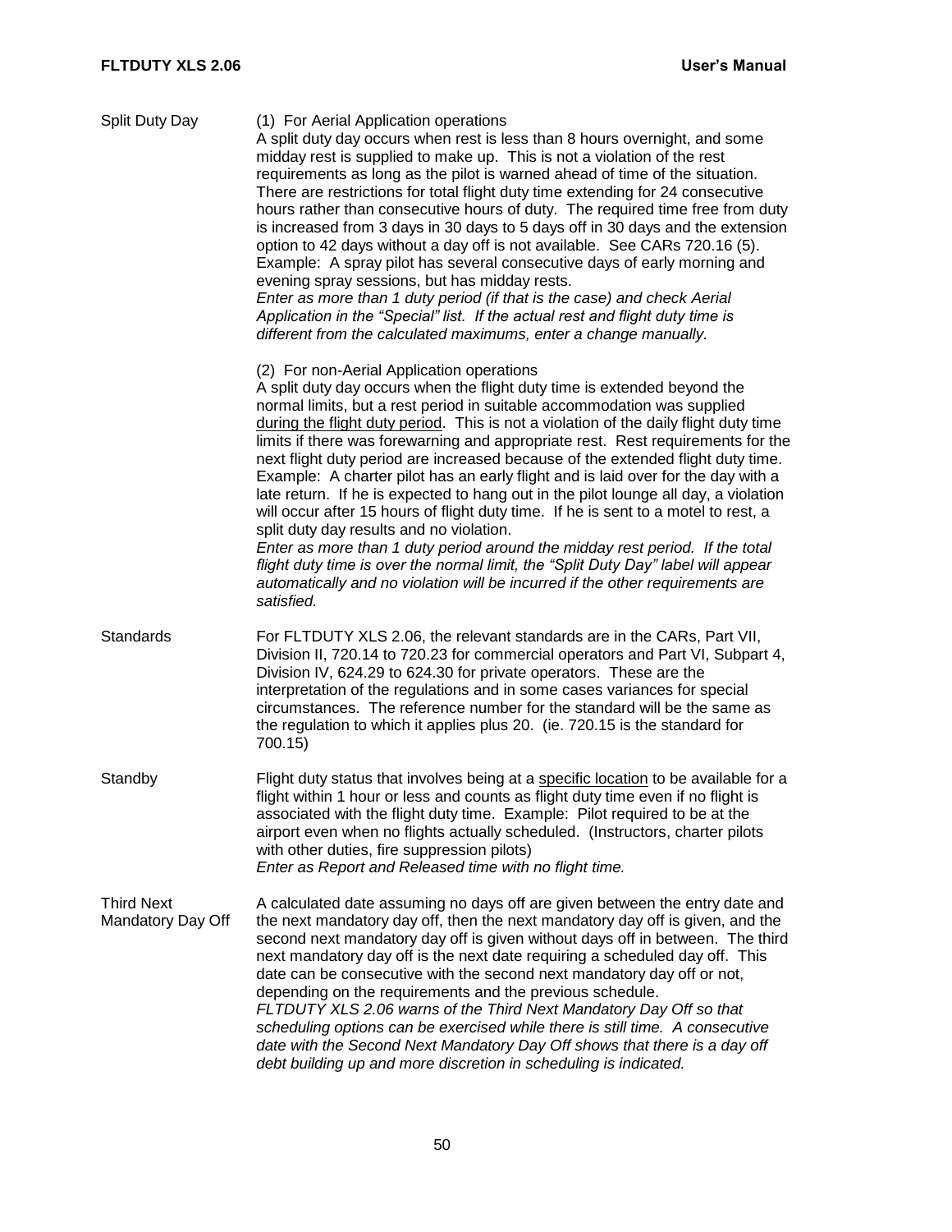**Split Duty Day**

(1) For Aerial Application operations
A split duty day occurs when rest is less than 8 hours overnight, and some midday rest is supplied to make up. This is not a violation of the rest requirements as long as the pilot is warned ahead of time of the situation. There are restrictions for total flight duty time extending for 24 consecutive hours rather than consecutive hours of duty. The required time free from duty is increased from 3 days in 30 days to 5 days off in 30 days and the extension option to 42 days without a day off is not available. See CARs 720.16 (5).
Example: A spray pilot has several consecutive days of early morning and evening spray sessions, but has midday rests.
*Enter as more than 1 duty period (if that is the case) and check Aerial Application in the "Special" list. If the actual rest and flight duty time is different from the calculated maximums, enter a change manually.*

(2) For non-Aerial Application operations
A split duty day occurs when the flight duty time is extended beyond the normal limits, but a rest period in suitable accommodation was supplied <u>during the flight duty period</u>. This is not a violation of the daily flight duty time limits if there was forewarning and appropriate rest. Rest requirements for the next flight duty period are increased because of the extended flight duty time.
Example: A charter pilot has an early flight and is laid over for the day with a late return. If he is expected to hang out in the pilot lounge all day, a violation will occur after 15 hours of flight duty time. If he is sent to a motel to rest, a split duty day results and no violation.
*Enter as more than 1 duty period around the midday rest period. If the total flight duty time is over the normal limit, the "Split Duty Day" label will appear automatically and no violation will be incurred if the other requirements are satisfied.*

**Standards**

For FLTDUTY XLS 2.06, the relevant standards are in the CARs, Part VII, Division II, 720.14 to 720.23 for commercial operators and Part VI, Subpart 4, Division IV, 624.29 to 624.30 for private operators. These are the interpretation of the regulations and in some cases variances for special circumstances. The reference number for the standard will be the same as the regulation to which it applies plus 20. (ie. 720.15 is the standard for 700.15)

**Standby**

Flight duty status that involves being at a <u>specific location</u> to be available for a flight within 1 hour or less and counts as flight duty time even if no flight is associated with the flight duty time. Example: Pilot required to be at the airport even when no flights actually scheduled. (Instructors, charter pilots with other duties, fire suppression pilots)
*Enter as Report and Released time with no flight time.*

**Third Next Mandatory Day Off**

A calculated date assuming no days off are given between the entry date and the next mandatory day off, then the next mandatory day off is given, and the second next mandatory day off is given without days off in between. The third next mandatory day off is the next date requiring a scheduled day off. This date can be consecutive with the second next mandatory day off or not, depending on the requirements and the previous schedule.
*FLTDUTY XLS 2.06 warns of the Third Next Mandatory Day Off so that scheduling options can be exercised while there is still time. A consecutive date with the Second Next Mandatory Day Off shows that there is a day off debt building up and more discretion in scheduling is indicated.*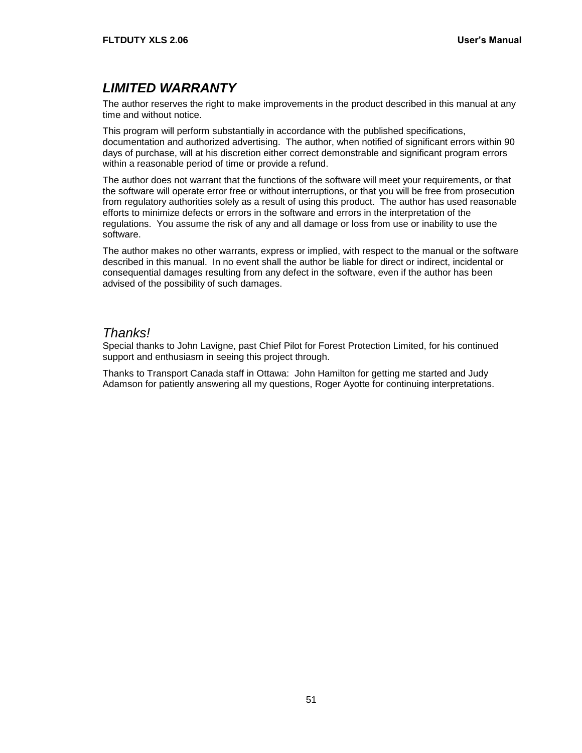## ***LIMITED WARRANTY***

The author reserves the right to make improvements in the product described in this manual at any time and without notice.

This program will perform substantially in accordance with the published specifications, documentation and authorized advertising. The author, when notified of significant errors within 90 days of purchase, will at his discretion either correct demonstrable and significant program errors within a reasonable period of time or provide a refund.

The author does not warrant that the functions of the software will meet your requirements, or that the software will operate error free or without interruptions, or that you will be free from prosecution from regulatory authorities solely as a result of using this product. The author has used reasonable efforts to minimize defects or errors in the software and errors in the interpretation of the regulations. You assume the risk of any and all damage or loss from use or inability to use the software.

The author makes no other warrants, express or implied, with respect to the manual or the software described in this manual. In no event shall the author be liable for direct or indirect, incidental or consequential damages resulting from any defect in the software, even if the author has been advised of the possibility of such damages.

### *Thanks!*

Special thanks to John Lavigne, past Chief Pilot for Forest Protection Limited, for his continued support and enthusiasm in seeing this project through.

Thanks to Transport Canada staff in Ottawa: John Hamilton for getting me started and Judy Adamson for patiently answering all my questions, Roger Ayotte for continuing interpretations.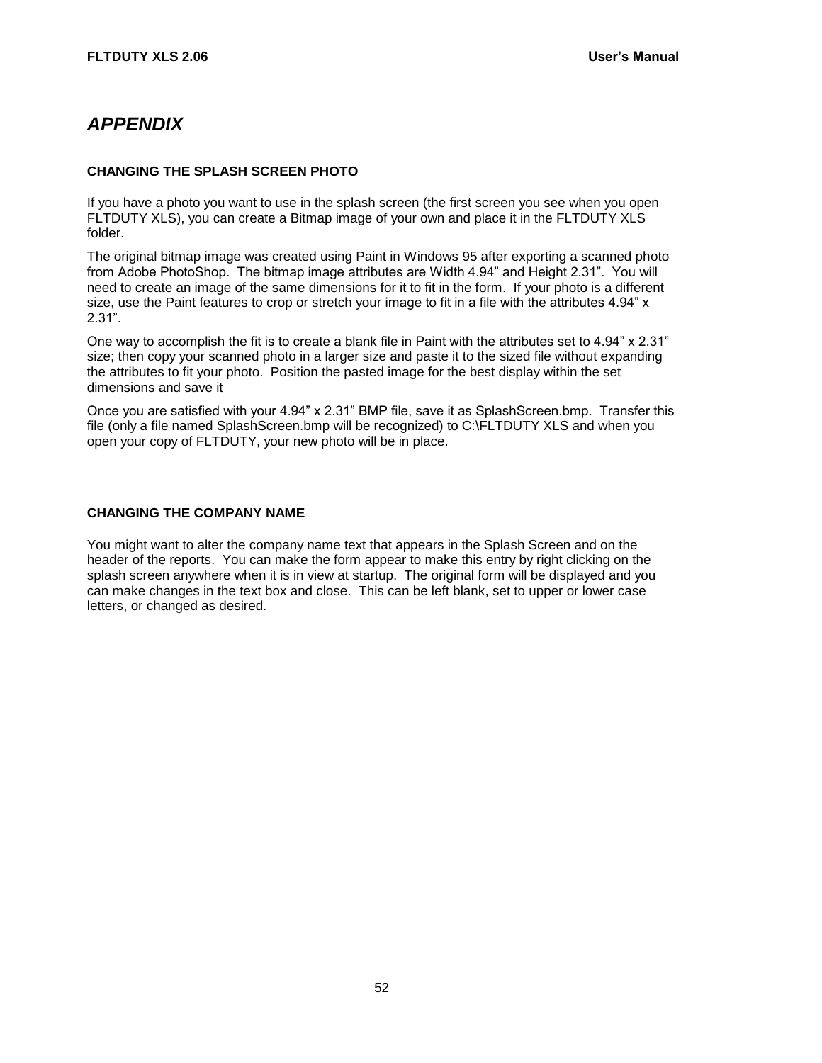# *APPENDIX*

### CHANGING THE SPLASH SCREEN PHOTO

If you have a photo you want to use in the splash screen (the first screen you see when you open FLTDUTY XLS), you can create a Bitmap image of your own and place it in the FLTDUTY XLS folder.

The original bitmap image was created using Paint in Windows 95 after exporting a scanned photo from Adobe PhotoShop. The bitmap image attributes are Width 4.94" and Height 2.31". You will need to create an image of the same dimensions for it to fit in the form. If your photo is a different size, use the Paint features to crop or stretch your image to fit in a file with the attributes 4.94" x 2.31".

One way to accomplish the fit is to create a blank file in Paint with the attributes set to 4.94" x 2.31" size; then copy your scanned photo in a larger size and paste it to the sized file without expanding the attributes to fit your photo. Position the pasted image for the best display within the set dimensions and save it

Once you are satisfied with your 4.94" x 2.31" BMP file, save it as SplashScreen.bmp. Transfer this file (only a file named SplashScreen.bmp will be recognized) to C:\FLTDUTY XLS and when you open your copy of FLTDUTY, your new photo will be in place.

### CHANGING THE COMPANY NAME

You might want to alter the company name text that appears in the Splash Screen and on the header of the reports. You can make the form appear to make this entry by right clicking on the splash screen anywhere when it is in view at startup. The original form will be displayed and you can make changes in the text box and close. This can be left blank, set to upper or lower case letters, or changed as desired.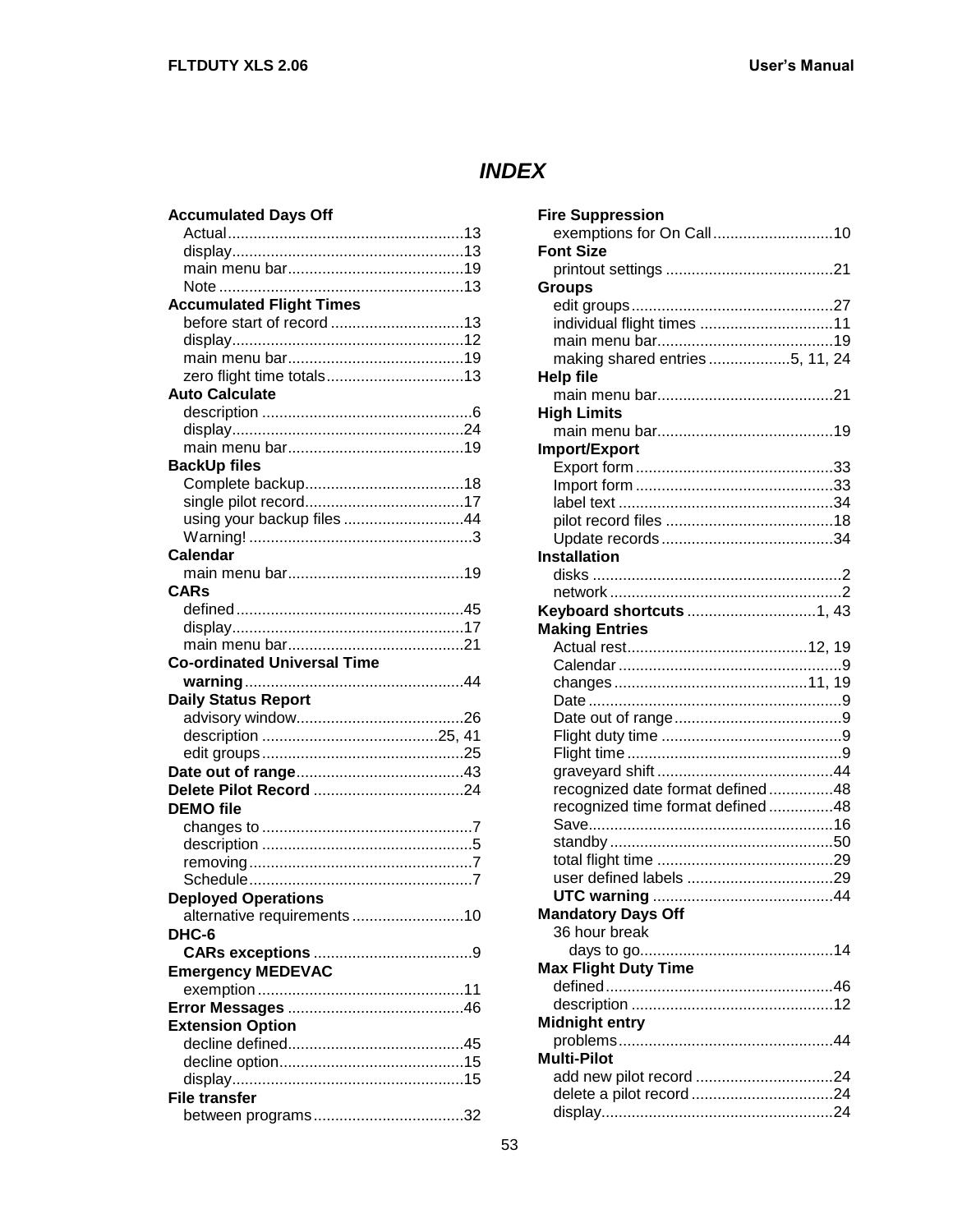# *INDEX*

**Accumulated Days Off**
- Actual....13
- display....13
- main menu bar....19
- Note....13

**Accumulated Flight Times**
- before start of record....13
- display....12
- main menu bar....19
- zero flight time totals....13

**Auto Calculate**
- description....6
- display....24
- main menu bar....19

**BackUp files**
- Complete backup....18
- single pilot record....17
- using your backup files....44
- Warning!....3

**Calendar**
- main menu bar....19

**CARs**
- defined....45
- display....17
- main menu bar....21

**Co-ordinated Universal Time**
- **warning**....44

**Daily Status Report**
- advisory window....26
- description....25, 41
- edit groups....25

**Date out of range**....43

**Delete Pilot Record**....24

**DEMO file**
- changes to....7
- description....5
- removing....7
- Schedule....7

**Deployed Operations**
- alternative requirements....10

**DHC-6**
- **CARs exceptions**....9

**Emergency MEDEVAC**
- exemption....11

**Error Messages**....46

**Extension Option**
- decline defined....45
- decline option....15
- display....15

**File transfer**
- between programs....32

**Fire Suppression**
- exemptions for On Call....10

**Font Size**
- printout settings....21

**Groups**
- edit groups....27
- individual flight times....11
- main menu bar....19
- making shared entries....5, 11, 24

**Help file**
- main menu bar....21

**High Limits**
- main menu bar....19

**Import/Export**
- Export form....33
- Import form....33
- label text....34
- pilot record files....18
- Update records....34

**Installation**
- disks....2
- network....2

**Keyboard shortcuts**....1, 43

**Making Entries**
- Actual rest....12, 19
- Calendar....9
- changes....11, 19
- Date....9
- Date out of range....9
- Flight duty time....9
- Flight time....9
- graveyard shift....44
- recognized date format defined....48
- recognized time format defined....48
- Save....16
- standby....50
- total flight time....29
- user defined labels....29
- **UTC warning**....44

**Mandatory Days Off**
- 36 hour break
  - days to go....14

**Max Flight Duty Time**
- defined....46
- description....12

**Midnight entry**
- problems....44

**Multi-Pilot**
- add new pilot record....24
- delete a pilot record....24
- display....24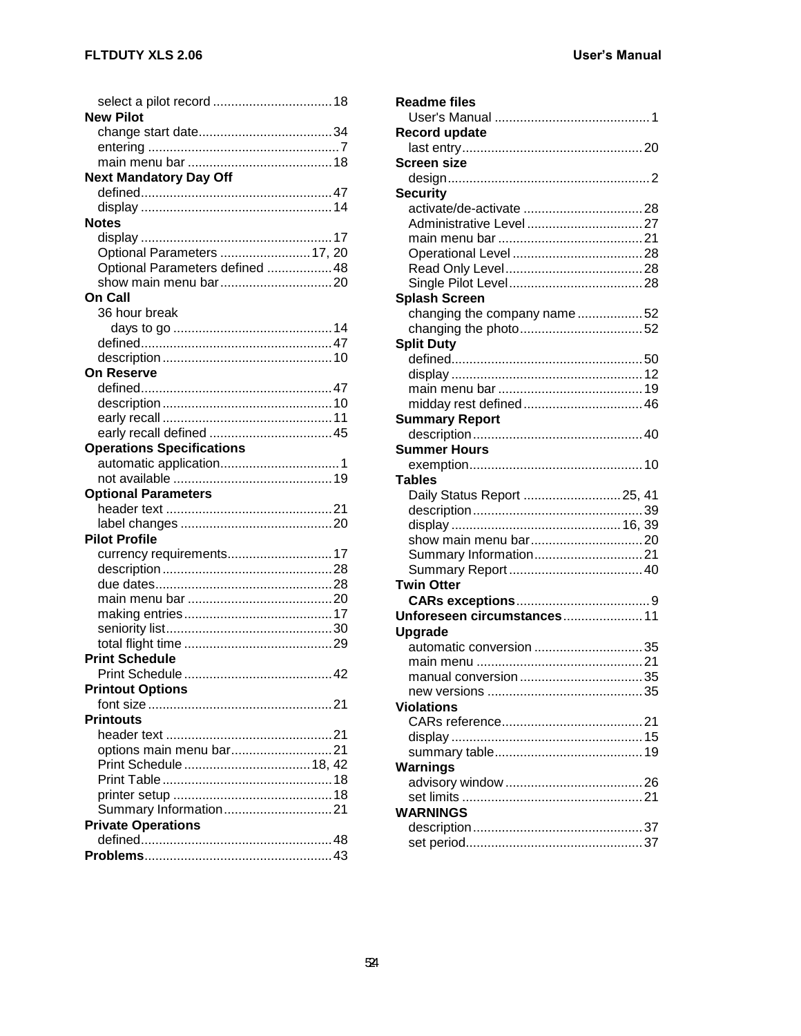select a pilot record ................................ 18

**New Pilot**
- change start date.................................... 34
- entering .................................................... 7
- main menu bar ........................................ 18

**Next Mandatory Day Off**
- defined.................................................... 47
- display .................................................... 14

**Notes**
- display .................................................... 17
- Optional Parameters ......................... 17, 20
- Optional Parameters defined .................. 48
- show main menu bar............................... 20

**On Call**
- 36 hour break
  - days to go ............................................ 14
- defined.................................................... 47
- description.............................................. 10

**On Reserve**
- defined.................................................... 47
- description.............................................. 10
- early recall.............................................. 11
- early recall defined ................................. 45

**Operations Specifications**
- automatic application................................. 1
- not available ........................................... 19

**Optional Parameters**
- header text ............................................. 21
- label changes .......................................... 20

**Pilot Profile**
- currency requirements............................ 17
- description.............................................. 28
- due dates................................................ 28
- main menu bar ........................................ 20
- making entries......................................... 17
- seniority list............................................. 30
- total flight time ........................................ 29

**Print Schedule**
- Print Schedule......................................... 42

**Printout Options**
- font size.................................................. 21

**Printouts**
- header text ............................................. 21
- options main menu bar............................ 21
- Print Schedule.................................. 18, 42
- Print Table.............................................. 18
- printer setup ........................................... 18
- Summary Information............................. 21

**Private Operations**
- defined.................................................... 48

**Problems**.................................................... 43

**Readme files**
- User's Manual ........................................... 1

**Record update**
- last entry................................................. 20

**Screen size**
- design........................................................ 2

**Security**
- activate/de-activate ................................. 28
- Administrative Level ................................ 27
- main menu bar ........................................ 21
- Operational Level .................................... 28
- Read Only Level...................................... 28
- Single Pilot Level..................................... 28

**Splash Screen**
- changing the company name .................. 52
- changing the photo.................................. 52

**Split Duty**
- defined.................................................... 50
- display .................................................... 12
- main menu bar ........................................ 19
- midday rest defined ................................. 46

**Summary Report**
- description.............................................. 40

**Summer Hours**
- exemption............................................... 10

**Tables**
- Daily Status Report ........................... 25, 41
- description.............................................. 39
- display ............................................... 16, 39
- show main menu bar............................... 20
- Summary Information.............................. 21
- Summary Report ..................................... 40

**Twin Otter**
- **CARs exceptions**..................................... 9

**Unforeseen circumstances**...................... 11

**Upgrade**
- automatic conversion .............................. 35
- main menu .............................................. 21
- manual conversion .................................. 35
- new versions ........................................... 35

**Violations**
- CARs reference....................................... 21
- display .................................................... 15
- summary table......................................... 19

**Warnings**
- advisory window ...................................... 26
- set limits .................................................. 21

**WARNINGS**
- description.............................................. 37
- set period................................................ 37